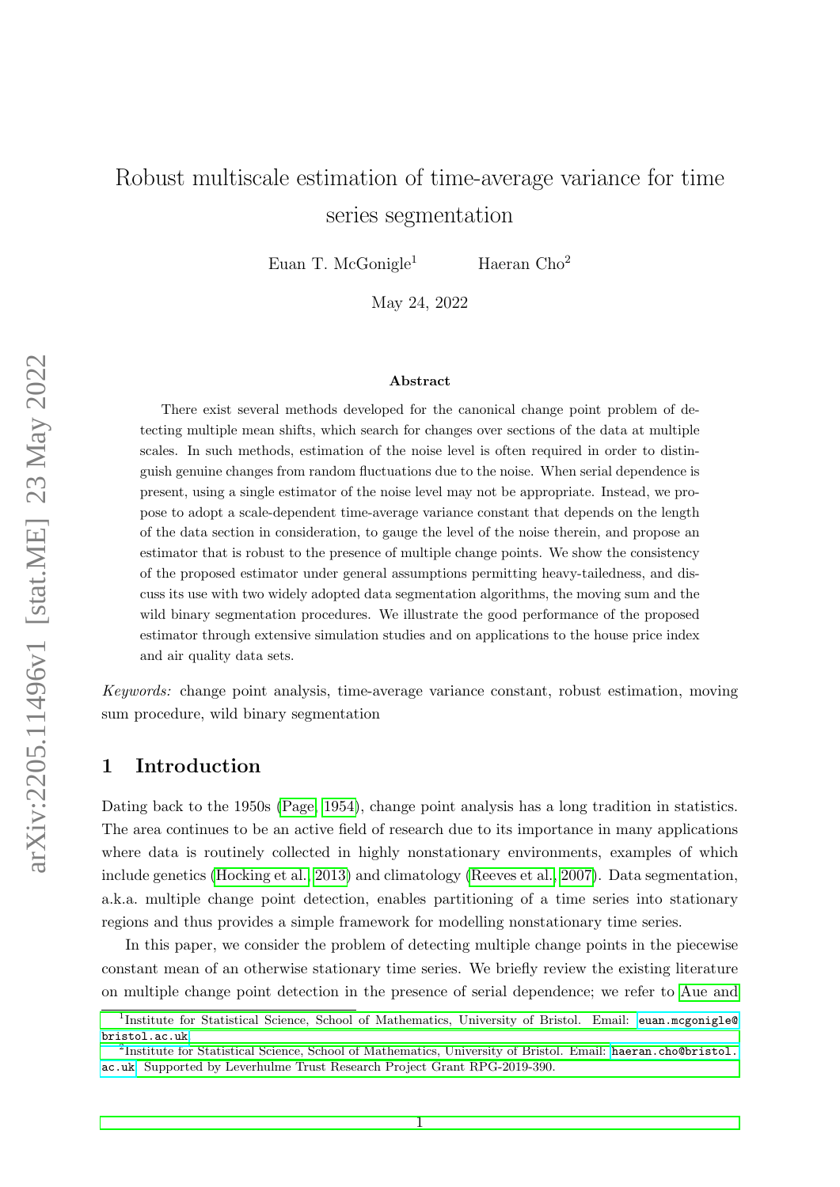# Robust multiscale estimation of time-average variance for time series segmentation

Euan T. McGonigle[1] Haeran Cho[2]

May 24, 2022

### Abstract

There exist several methods developed for the canonical change point problem of detecting multiple mean shifts, which search for changes over sections of the data at multiple scales. In such methods, estimation of the noise level is often required in order to distinguish genuine changes from random fluctuations due to the noise. When serial dependence is present, using a single estimator of the noise level may not be appropriate. Instead, we propose to adopt a scale-dependent time-average variance constant that depends on the length of the data section in consideration, to gauge the level of the noise therein, and propose an estimator that is robust to the presence of multiple change points. We show the consistency of the proposed estimator under general assumptions permitting heavy-tailedness, and discuss its use with two widely adopted data segmentation algorithms, the moving sum and the wild binary segmentation procedures. We illustrate the good performance of the proposed estimator through extensive simulation studies and on applications to the house price index and air quality data sets.

*Keywords:* change point analysis, time-average variance constant, robust estimation, moving sum procedure, wild binary segmentation

## 1 Introduction

Dating back to the 1950s (Page, 1954), change point analysis has a long tradition in statistics. The area continues to be an active field of research due to its importance in many applications where data is routinely collected in highly nonstationary environments, examples of which include genetics (Hocking et al., 2013) and climatology (Reeves et al., 2007). Data segmentation, a.k.a. multiple change point detection, enables partitioning of a time series into stationary regions and thus provides a simple framework for modelling nonstationary time series.

In this paper, we consider the problem of detecting multiple change points in the piecewise constant mean of an otherwise stationary time series. We briefly review the existing literature on multiple change point detection in the presence of serial dependence; we refer to Aue and

---

[1] Institute for Statistical Science, School of Mathematics, University of Bristol. Email: euan.mcgonigle@bristol.ac.uk

[2] Institute for Statistical Science, School of Mathematics, University of Bristol. Email: haeran.cho@bristol.ac.uk. Supported by Leverhulme Trust Research Project Grant RPG-2019-390.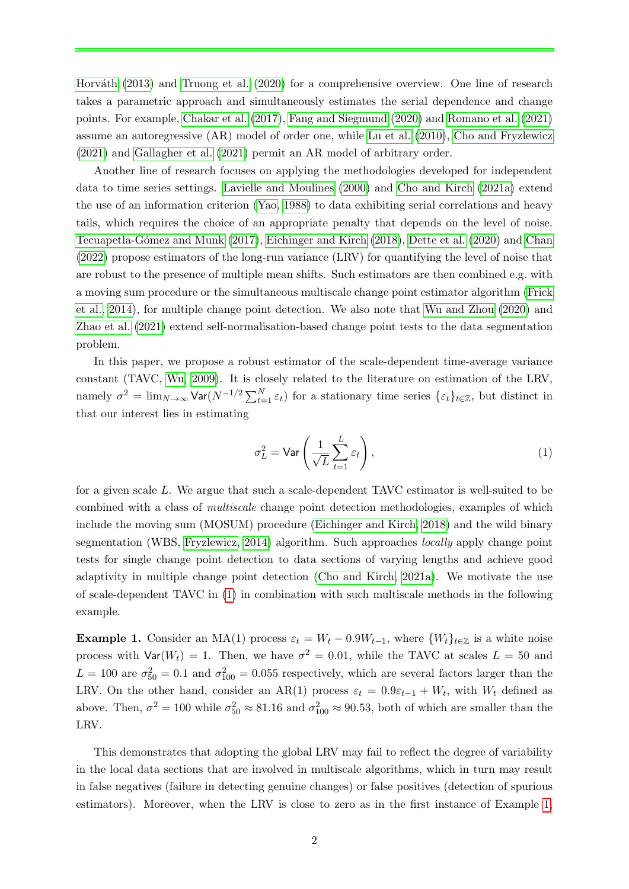Horváth (2013) and Truong et al. (2020) for a comprehensive overview. One line of research takes a parametric approach and simultaneously estimates the serial dependence and change points. For example, Chakar et al. (2017), Fang and Siegmund (2020) and Romano et al. (2021) assume an autoregressive (AR) model of order one, while Lu et al. (2010), Cho and Fryzlewicz (2021) and Gallagher et al. (2021) permit an AR model of arbitrary order.

Another line of research focuses on applying the methodologies developed for independent data to time series settings. Lavielle and Moulines (2000) and Cho and Kirch (2021a) extend the use of an information criterion (Yao, 1988) to data exhibiting serial correlations and heavy tails, which requires the choice of an appropriate penalty that depends on the level of noise. Tecuapetla-Gómez and Munk (2017), Eichinger and Kirch (2018), Dette et al. (2020) and Chan (2022) propose estimators of the long-run variance (LRV) for quantifying the level of noise that are robust to the presence of multiple mean shifts. Such estimators are then combined e.g. with a moving sum procedure or the simultaneous multiscale change point estimator algorithm (Frick et al., 2014), for multiple change point detection. We also note that Wu and Zhou (2020) and Zhao et al. (2021) extend self-normalisation-based change point tests to the data segmentation problem.

In this paper, we propose a robust estimator of the scale-dependent time-average variance constant (TAVC, Wu, 2009). It is closely related to the literature on estimation of the LRV, namely $\sigma^2 = \lim_{N \to \infty} \mathsf{Var}(N^{-1/2} \sum_{t=1}^{N} \varepsilon_t)$ for a stationary time series $\{\varepsilon_t\}_{t \in \mathbb{Z}}$, but distinct in that our interest lies in estimating

$$\sigma_L^2 = \mathsf{Var}\left( \frac{1}{\sqrt{L}} \sum_{t=1}^{L} \varepsilon_t \right), \tag{1}$$

for a given scale $L$. We argue that such a scale-dependent TAVC estimator is well-suited to be combined with a class of *multiscale* change point detection methodologies, examples of which include the moving sum (MOSUM) procedure (Eichinger and Kirch, 2018) and the wild binary segmentation (WBS, Fryzlewicz, 2014) algorithm. Such approaches *locally* apply change point tests for single change point detection to data sections of varying lengths and achieve good adaptivity in multiple change point detection (Cho and Kirch, 2021a). We motivate the use of scale-dependent TAVC in (1) in combination with such multiscale methods in the following example.

**Example 1.** Consider an MA(1) process $\varepsilon_t = W_t - 0.9W_{t-1}$, where $\{W_t\}_{t \in \mathbb{Z}}$ is a white noise process with $\mathsf{Var}(W_t) = 1$. Then, we have $\sigma^2 = 0.01$, while the TAVC at scales $L = 50$ and $L = 100$ are $\sigma_{50}^2 = 0.1$ and $\sigma_{100}^2 = 0.055$ respectively, which are several factors larger than the LRV. On the other hand, consider an AR(1) process $\varepsilon_t = 0.9\varepsilon_{t-1} + W_t$, with $W_t$ defined as above. Then, $\sigma^2 = 100$ while $\sigma_{50}^2 \approx 81.16$ and $\sigma_{100}^2 \approx 90.53$, both of which are smaller than the LRV.

This demonstrates that adopting the global LRV may fail to reflect the degree of variability in the local data sections that are involved in multiscale algorithms, which in turn may result in false negatives (failure in detecting genuine changes) or false positives (detection of spurious estimators). Moreover, when the LRV is close to zero as in the first instance of Example 1,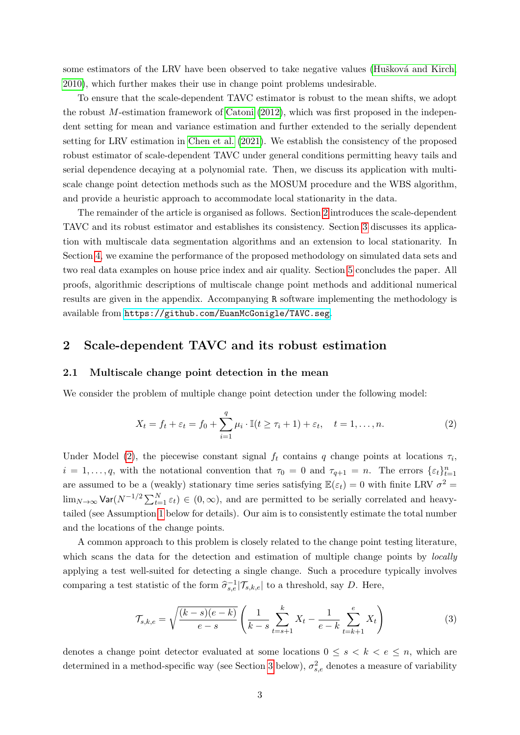some estimators of the LRV have been observed to take negative values (Hušková and Kirch, 2010), which further makes their use in change point problems undesirable.

To ensure that the scale-dependent TAVC estimator is robust to the mean shifts, we adopt the robust $M$-estimation framework of Catoni (2012), which was first proposed in the independent setting for mean and variance estimation and further extended to the serially dependent setting for LRV estimation in Chen et al. (2021). We establish the consistency of the proposed robust estimator of scale-dependent TAVC under general conditions permitting heavy tails and serial dependence decaying at a polynomial rate. Then, we discuss its application with multiscale change point detection methods such as the MOSUM procedure and the WBS algorithm, and provide a heuristic approach to accommodate local stationarity in the data.

The remainder of the article is organised as follows. Section 2 introduces the scale-dependent TAVC and its robust estimator and establishes its consistency. Section 3 discusses its application with multiscale data segmentation algorithms and an extension to local stationarity. In Section 4, we examine the performance of the proposed methodology on simulated data sets and two real data examples on house price index and air quality. Section 5 concludes the paper. All proofs, algorithmic descriptions of multiscale change point methods and additional numerical results are given in the appendix. Accompanying R software implementing the methodology is available from https://github.com/EuanMcGonigle/TAVC.seg.

## 2 Scale-dependent TAVC and its robust estimation

### 2.1 Multiscale change point detection in the mean

We consider the problem of multiple change point detection under the following model:

$$X_t = f_t + \varepsilon_t = f_0 + \sum_{i=1}^{q} \mu_i \cdot \mathbb{I}(t \geq \tau_i + 1) + \varepsilon_t, \quad t = 1, \ldots, n. \tag{2}$$

Under Model (2), the piecewise constant signal $f_t$ contains $q$ change points at locations $\tau_i$, $i = 1, \ldots, q$, with the notational convention that $\tau_0 = 0$ and $\tau_{q+1} = n$. The errors $\{\varepsilon_t\}_{t=1}^n$ are assumed to be a (weakly) stationary time series satisfying $\mathbb{E}(\varepsilon_t) = 0$ with finite LRV $\sigma^2 = \lim_{N \to \infty} \mathsf{Var}(N^{-1/2} \sum_{t=1}^N \varepsilon_t) \in (0, \infty)$, and are permitted to be serially correlated and heavy-tailed (see Assumption 1 below for details). Our aim is to consistently estimate the total number and the locations of the change points.

A common approach to this problem is closely related to the change point testing literature, which scans the data for the detection and estimation of multiple change points by *locally* applying a test well-suited for detecting a single change. Such a procedure typically involves comparing a test statistic of the form $\widehat{\sigma}_{s,e}^{-1} |\mathcal{T}_{s,k,e}|$ to a threshold, say $D$. Here,

$$\mathcal{T}_{s,k,e} = \sqrt{\frac{(k-s)(e-k)}{e-s}} \left( \frac{1}{k-s} \sum_{t=s+1}^{k} X_t - \frac{1}{e-k} \sum_{t=k+1}^{e} X_t \right) \tag{3}$$

denotes a change point detector evaluated at some locations $0 \leq s < k < e \leq n$, which are determined in a method-specific way (see Section 3 below), $\sigma_{s,e}^2$ denotes a measure of variability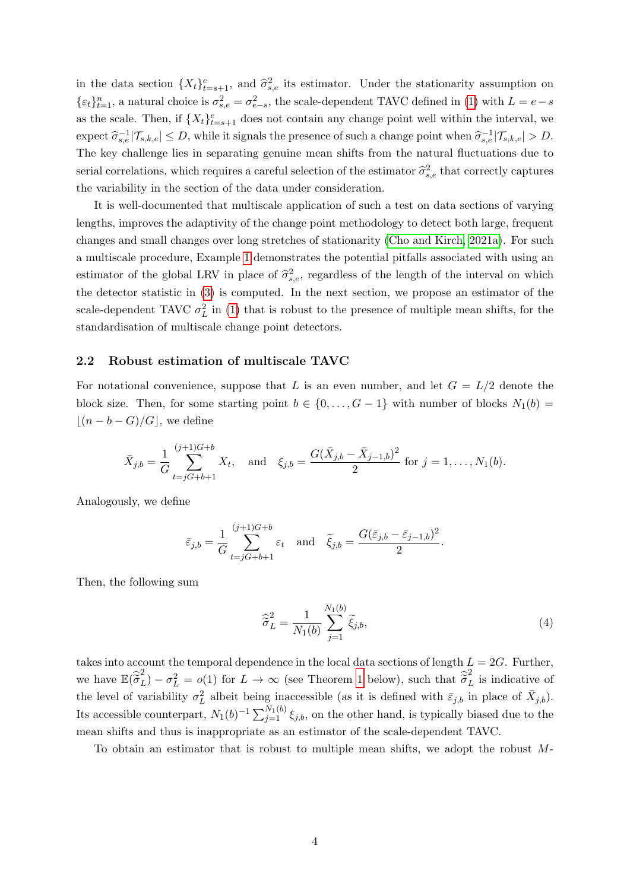in the data section $\{X_t\}_{t=s+1}^e$, and $\widehat{\sigma}_{s,e}^2$ its estimator. Under the stationarity assumption on $\{\varepsilon_t\}_{t=1}^n$, a natural choice is $\sigma_{s,e}^2 = \sigma_{e-s}^2$, the scale-dependent TAVC defined in (1) with $L = e - s$ as the scale. Then, if $\{X_t\}_{t=s+1}^e$ does not contain any change point well within the interval, we expect $\widehat{\sigma}_{s,e}^{-1}|\mathcal{T}_{s,k,e}| \le D$, while it signals the presence of such a change point when $\widehat{\sigma}_{s,e}^{-1}|\mathcal{T}_{s,k,e}| > D$. The key challenge lies in separating genuine mean shifts from the natural fluctuations due to serial correlations, which requires a careful selection of the estimator $\widehat{\sigma}_{s,e}^2$ that correctly captures the variability in the section of the data under consideration.

It is well-documented that multiscale application of such a test on data sections of varying lengths, improves the adaptivity of the change point methodology to detect both large, frequent changes and small changes over long stretches of stationarity (Cho and Kirch, 2021a). For such a multiscale procedure, Example 1 demonstrates the potential pitfalls associated with using an estimator of the global LRV in place of $\widehat{\sigma}_{s,e}^2$, regardless of the length of the interval on which the detector statistic in (3) is computed. In the next section, we propose an estimator of the scale-dependent TAVC $\sigma_L^2$ in (1) that is robust to the presence of multiple mean shifts, for the standardisation of multiscale change point detectors.

### 2.2 Robust estimation of multiscale TAVC

For notational convenience, suppose that $L$ is an even number, and let $G = L/2$ denote the block size. Then, for some starting point $b \in \{0, \ldots, G-1\}$ with number of blocks $N_1(b) = \lfloor (n - b - G)/G \rfloor$, we define

$$
\bar{X}_{j,b} = \frac{1}{G} \sum_{t=jG+b+1}^{(j+1)G+b} X_t, \quad \text{and} \quad \xi_{j,b} = \frac{G(\bar{X}_{j,b} - \bar{X}_{j-1,b})^2}{2} \text{ for } j = 1, \ldots, N_1(b).
$$

Analogously, we define

$$
\bar{\varepsilon}_{j,b} = \frac{1}{G} \sum_{t=jG+b+1}^{(j+1)G+b} \varepsilon_t \quad \text{and} \quad \widetilde{\xi}_{j,b} = \frac{G(\bar{\varepsilon}_{j,b} - \bar{\varepsilon}_{j-1,b})^2}{2}.
$$

Then, the following sum

$$
\widehat{\widetilde{\sigma}}_L^2 = \frac{1}{N_1(b)} \sum_{j=1}^{N_1(b)} \widetilde{\xi}_{j,b}, \tag{4}
$$

takes into account the temporal dependence in the local data sections of length $L = 2G$. Further, we have $\mathbb{E}(\widehat{\widetilde{\sigma}}_L^2) - \sigma_L^2 = o(1)$ for $L \to \infty$ (see Theorem 1 below), such that $\widehat{\widetilde{\sigma}}_L^2$ is indicative of the level of variability $\sigma_L^2$ albeit being inaccessible (as it is defined with $\bar{\varepsilon}_{j,b}$ in place of $\bar{X}_{j,b}$). Its accessible counterpart, $N_1(b)^{-1} \sum_{j=1}^{N_1(b)} \xi_{j,b}$, on the other hand, is typically biased due to the mean shifts and thus is inappropriate as an estimator of the scale-dependent TAVC.

To obtain an estimator that is robust to multiple mean shifts, we adopt the robust $M$-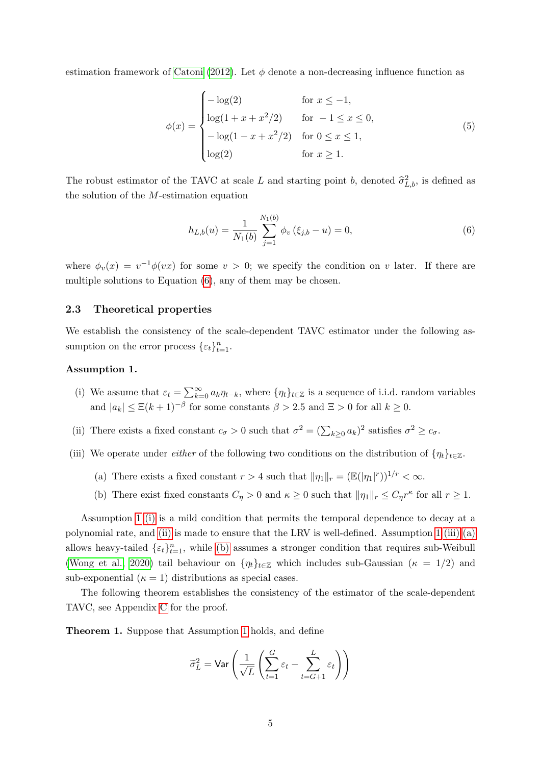estimation framework of Catoni (2012). Let $\phi$ denote a non-decreasing influence function as

$$
\phi(x) = \begin{cases} -\log(2) & \text{for } x \leq -1, \\ \log(1 + x + x^2/2) & \text{for } -1 \leq x \leq 0, \\ -\log(1 - x + x^2/2) & \text{for } 0 \leq x \leq 1, \\ \log(2) & \text{for } x \geq 1. \end{cases} \tag{5}
$$

The robust estimator of the TAVC at scale $L$ and starting point $b$, denoted $\widehat{\sigma}^2_{L,b}$, is defined as the solution of the $M$-estimation equation

$$
h_{L,b}(u) = \frac{1}{N_1(b)} \sum_{j=1}^{N_1(b)} \phi_v\left(\xi_{j,b} - u\right) = 0, \tag{6}
$$

where $\phi_v(x) = v^{-1}\phi(vx)$ for some $v > 0$; we specify the condition on $v$ later. If there are multiple solutions to Equation (6), any of them may be chosen.

### 2.3 Theoretical properties

We establish the consistency of the scale-dependent TAVC estimator under the following assumption on the error process $\{\varepsilon_t\}_{t=1}^n$.

**Assumption 1.**

(i) We assume that $\varepsilon_t = \sum_{k=0}^{\infty} a_k \eta_{t-k}$, where $\{\eta_t\}_{t\in\mathbb{Z}}$ is a sequence of i.i.d. random variables and $|a_k| \leq \Xi(k+1)^{-\beta}$ for some constants $\beta > 2.5$ and $\Xi > 0$ for all $k \geq 0$.

(ii) There exists a fixed constant $c_\sigma > 0$ such that $\sigma^2 = (\sum_{k\geq 0} a_k)^2$ satisfies $\sigma^2 \geq c_\sigma$.

(iii) We operate under *either* of the following two conditions on the distribution of $\{\eta_t\}_{t\in\mathbb{Z}}$.

   (a) There exists a fixed constant $r > 4$ such that $\|\eta_1\|_r = (\mathbb{E}(|\eta_1|^r))^{1/r} < \infty$.

   (b) There exist fixed constants $C_\eta > 0$ and $\kappa \geq 0$ such that $\|\eta_1\|_r \leq C_\eta r^\kappa$ for all $r \geq 1$.

Assumption 1 (i) is a mild condition that permits the temporal dependence to decay at a polynomial rate, and (ii) is made to ensure that the LRV is well-defined. Assumption 1 (iii) (a) allows heavy-tailed $\{\varepsilon_t\}_{t=1}^n$, while (b) assumes a stronger condition that requires sub-Weibull (Wong et al., 2020) tail behaviour on $\{\eta_t\}_{t\in\mathbb{Z}}$ which includes sub-Gaussian ($\kappa = 1/2$) and sub-exponential ($\kappa = 1$) distributions as special cases.

The following theorem establishes the consistency of the estimator of the scale-dependent TAVC, see Appendix C for the proof.

**Theorem 1.** Suppose that Assumption 1 holds, and define

$$
\widetilde{\sigma}^2_L = \mathsf{Var}\left(\frac{1}{\sqrt{L}}\left(\sum_{t=1}^{G} \varepsilon_t - \sum_{t=G+1}^{L} \varepsilon_t\right)\right)
$$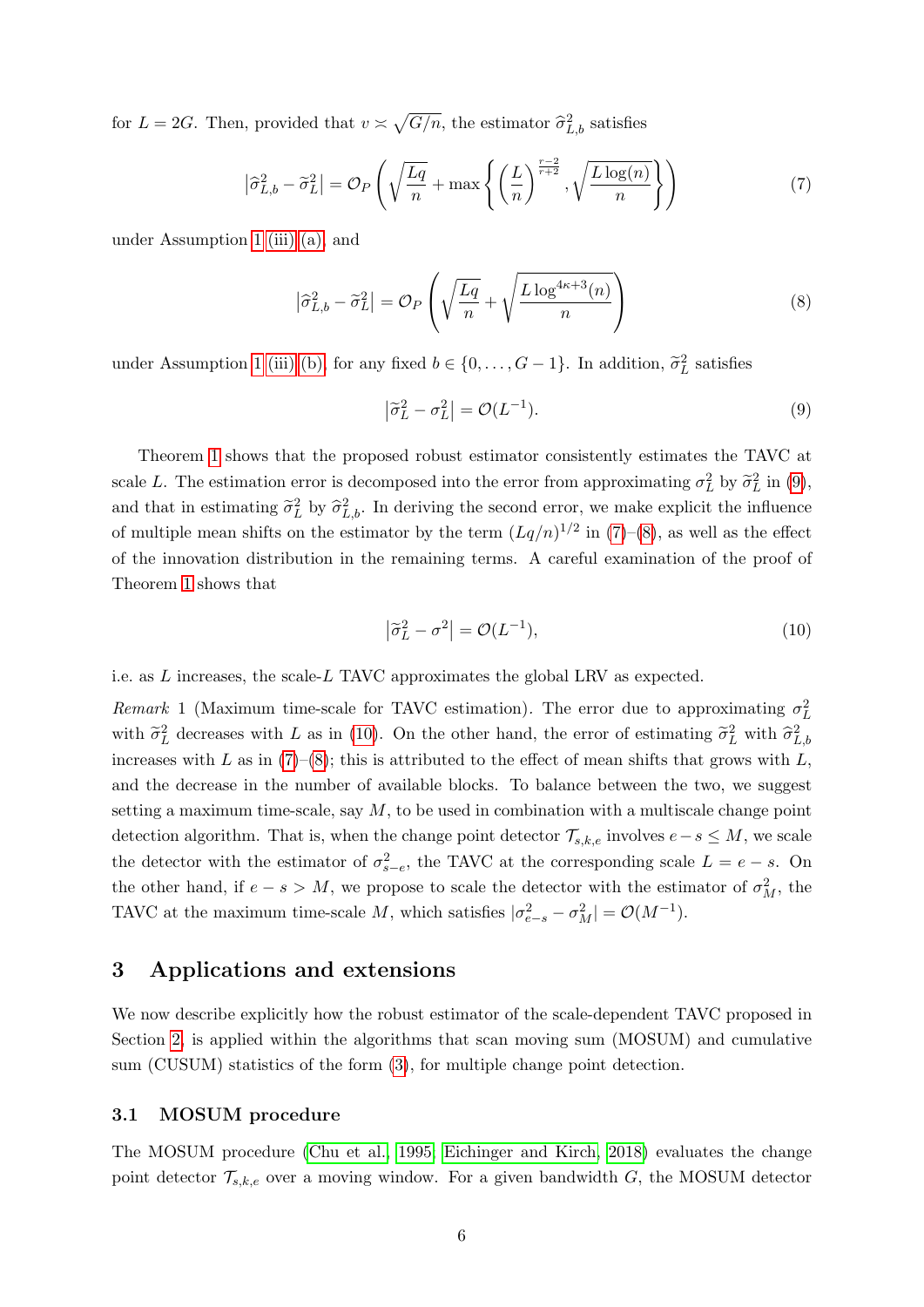for $L = 2G$. Then, provided that $v \asymp \sqrt{G/n}$, the estimator $\widehat{\sigma}^2_{L,b}$ satisfies

$$\left|\widehat{\sigma}^2_{L,b} - \widetilde{\sigma}^2_L\right| = \mathcal{O}_P\left(\sqrt{\frac{Lq}{n}} + \max\left\{\left(\frac{L}{n}\right)^{\frac{r-2}{r+2}}, \sqrt{\frac{L\log(n)}{n}}\right\}\right) \tag{7}$$

under Assumption 1 (iii) (a), and

$$\left|\widehat{\sigma}^2_{L,b} - \widetilde{\sigma}^2_L\right| = \mathcal{O}_P\left(\sqrt{\frac{Lq}{n}} + \sqrt{\frac{L\log^{4\kappa+3}(n)}{n}}\right) \tag{8}$$

under Assumption 1 (iii) (b), for any fixed $b \in \{0, \ldots, G-1\}$. In addition, $\widetilde{\sigma}^2_L$ satisfies

$$\left|\widetilde{\sigma}^2_L - \sigma^2_L\right| = \mathcal{O}(L^{-1}). \tag{9}$$

Theorem 1 shows that the proposed robust estimator consistently estimates the TAVC at scale $L$. The estimation error is decomposed into the error from approximating $\sigma^2_L$ by $\widetilde{\sigma}^2_L$ in (9), and that in estimating $\widetilde{\sigma}^2_L$ by $\widehat{\sigma}^2_{L,b}$. In deriving the second error, we make explicit the influence of multiple mean shifts on the estimator by the term $(Lq/n)^{1/2}$ in (7)–(8), as well as the effect of the innovation distribution in the remaining terms. A careful examination of the proof of Theorem 1 shows that

$$\left|\widetilde{\sigma}^2_L - \sigma^2\right| = \mathcal{O}(L^{-1}), \tag{10}$$

i.e. as $L$ increases, the scale-$L$ TAVC approximates the global LRV as expected.

*Remark* 1 (Maximum time-scale for TAVC estimation). The error due to approximating $\sigma^2_L$ with $\widetilde{\sigma}^2_L$ decreases with $L$ as in (10). On the other hand, the error of estimating $\widetilde{\sigma}^2_L$ with $\widehat{\sigma}^2_{L,b}$ increases with $L$ as in (7)–(8); this is attributed to the effect of mean shifts that grows with $L$, and the decrease in the number of available blocks. To balance between the two, we suggest setting a maximum time-scale, say $M$, to be used in combination with a multiscale change point detection algorithm. That is, when the change point detector $\mathcal{T}_{s,k,e}$ involves $e - s \le M$, we scale the detector with the estimator of $\sigma^2_{s-e}$, the TAVC at the corresponding scale $L = e - s$. On the other hand, if $e - s > M$, we propose to scale the detector with the estimator of $\sigma^2_M$, the TAVC at the maximum time-scale $M$, which satisfies $|\sigma^2_{e-s} - \sigma^2_M| = \mathcal{O}(M^{-1})$.

## 3 Applications and extensions

We now describe explicitly how the robust estimator of the scale-dependent TAVC proposed in Section 2, is applied within the algorithms that scan moving sum (MOSUM) and cumulative sum (CUSUM) statistics of the form (3), for multiple change point detection.

### 3.1 MOSUM procedure

The MOSUM procedure (Chu et al., 1995; Eichinger and Kirch, 2018) evaluates the change point detector $\mathcal{T}_{s,k,e}$ over a moving window. For a given bandwidth $G$, the MOSUM detector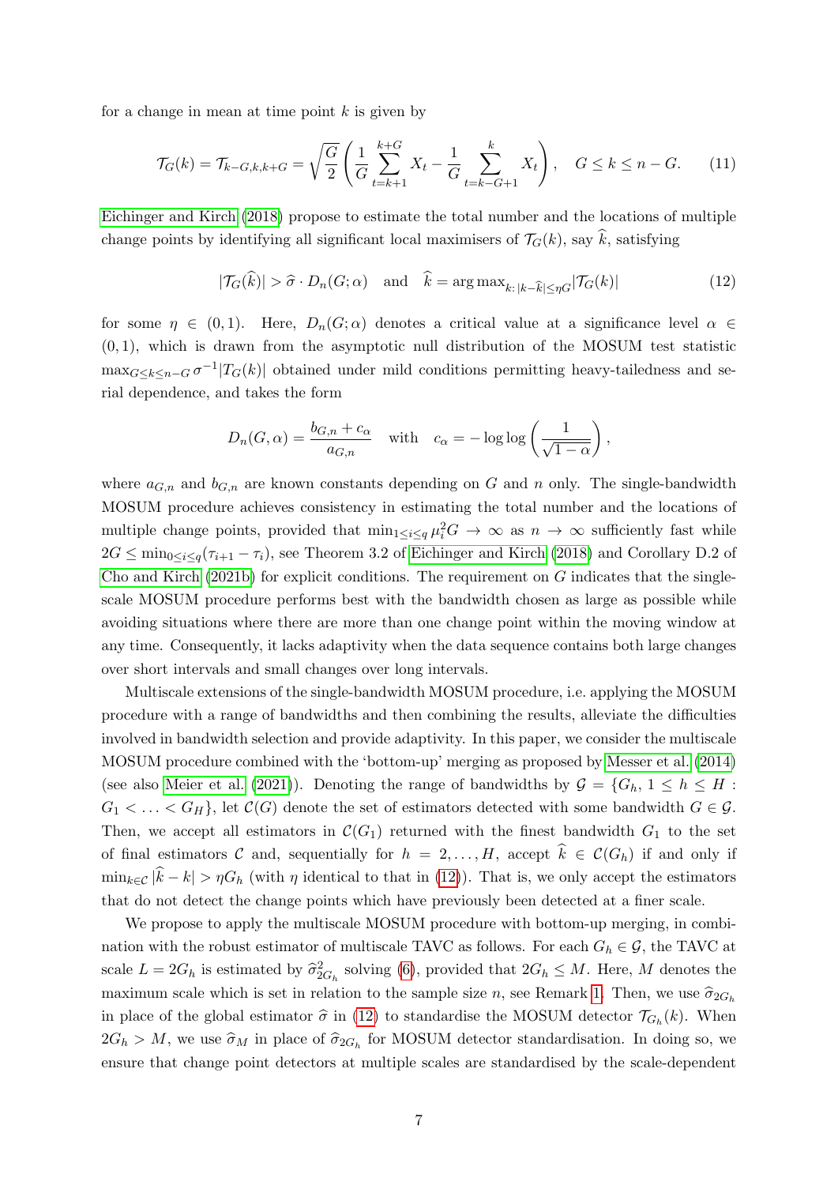for a change in mean at time point $k$ is given by

$$\mathcal{T}_G(k) = \mathcal{T}_{k-G,k,k+G} = \sqrt{\frac{G}{2}} \left( \frac{1}{G} \sum_{t=k+1}^{k+G} X_t - \frac{1}{G} \sum_{t=k-G+1}^{k} X_t \right), \quad G \le k \le n - G. \tag{11}$$

Eichinger and Kirch (2018) propose to estimate the total number and the locations of multiple change points by identifying all significant local maximisers of $\mathcal{T}_G(k)$, say $\widehat{k}$, satisfying

$$|\mathcal{T}_G(\widehat{k})| > \widehat{\sigma} \cdot D_n(G; \alpha) \quad \text{and} \quad \widehat{k} = \arg\max_{k:\, |k-\widehat{k}| \le \eta G} |\mathcal{T}_G(k)| \tag{12}$$

for some $\eta \in (0, 1)$. Here, $D_n(G; \alpha)$ denotes a critical value at a significance level $\alpha \in (0, 1)$, which is drawn from the asymptotic null distribution of the MOSUM test statistic $\max_{G \le k \le n-G} \sigma^{-1} |T_G(k)|$ obtained under mild conditions permitting heavy-tailedness and serial dependence, and takes the form

$$D_n(G, \alpha) = \frac{b_{G,n} + c_\alpha}{a_{G,n}} \quad \text{with} \quad c_\alpha = -\log\log\left(\frac{1}{\sqrt{1-\alpha}}\right),$$

where $a_{G,n}$ and $b_{G,n}$ are known constants depending on $G$ and $n$ only. The single-bandwidth MOSUM procedure achieves consistency in estimating the total number and the locations of multiple change points, provided that $\min_{1 \le i \le q} \mu_i^2 G \to \infty$ as $n \to \infty$ sufficiently fast while $2G \le \min_{0 \le i \le q} (\tau_{i+1} - \tau_i)$, see Theorem 3.2 of Eichinger and Kirch (2018) and Corollary D.2 of Cho and Kirch (2021b) for explicit conditions. The requirement on $G$ indicates that the single-scale MOSUM procedure performs best with the bandwidth chosen as large as possible while avoiding situations where there are more than one change point within the moving window at any time. Consequently, it lacks adaptivity when the data sequence contains both large changes over short intervals and small changes over long intervals.

Multiscale extensions of the single-bandwidth MOSUM procedure, i.e. applying the MOSUM procedure with a range of bandwidths and then combining the results, alleviate the difficulties involved in bandwidth selection and provide adaptivity. In this paper, we consider the multiscale MOSUM procedure combined with the 'bottom-up' merging as proposed by Messer et al. (2014) (see also Meier et al. (2021)). Denoting the range of bandwidths by $\mathcal{G} = \{G_h,\, 1 \le h \le H : G_1 < \ldots < G_H\}$, let $\mathcal{C}(G)$ denote the set of estimators detected with some bandwidth $G \in \mathcal{G}$. Then, we accept all estimators in $\mathcal{C}(G_1)$ returned with the finest bandwidth $G_1$ to the set of final estimators $\mathcal{C}$ and, sequentially for $h = 2, \ldots, H$, accept $\widehat{k} \in \mathcal{C}(G_h)$ if and only if $\min_{k \in \mathcal{C}} |\widehat{k} - k| > \eta G_h$ (with $\eta$ identical to that in (12)). That is, we only accept the estimators that do not detect the change points which have previously been detected at a finer scale.

We propose to apply the multiscale MOSUM procedure with bottom-up merging, in combination with the robust estimator of multiscale TAVC as follows. For each $G_h \in \mathcal{G}$, the TAVC at scale $L = 2G_h$ is estimated by $\widehat{\sigma}^2_{2G_h}$ solving (6), provided that $2G_h \le M$. Here, $M$ denotes the maximum scale which is set in relation to the sample size $n$, see Remark 1. Then, we use $\widehat{\sigma}_{2G_h}$ in place of the global estimator $\widehat{\sigma}$ in (12) to standardise the MOSUM detector $\mathcal{T}_{G_h}(k)$. When $2G_h > M$, we use $\widehat{\sigma}_M$ in place of $\widehat{\sigma}_{2G_h}$ for MOSUM detector standardisation. In doing so, we ensure that change point detectors at multiple scales are standardised by the scale-dependent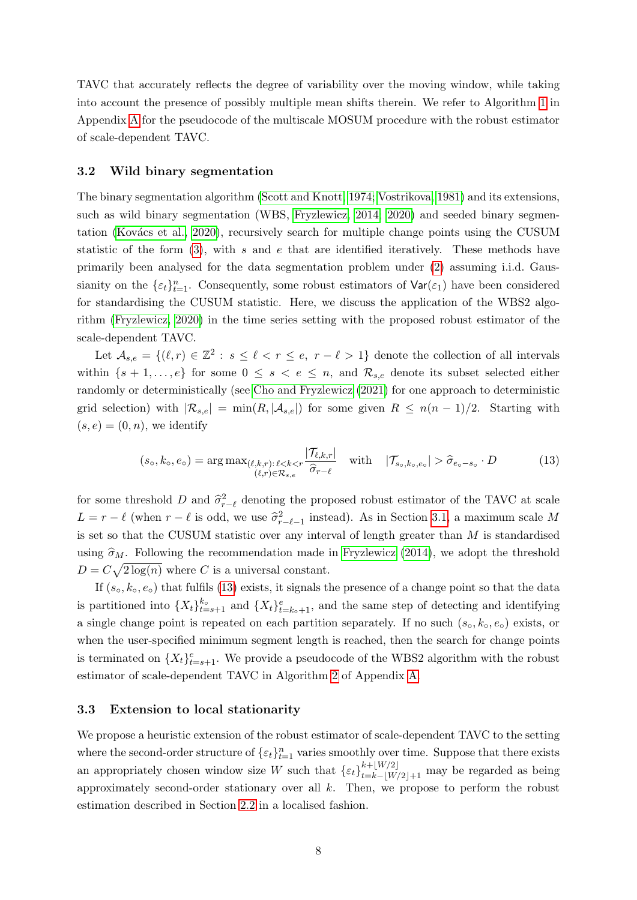TAVC that accurately reflects the degree of variability over the moving window, while taking into account the presence of possibly multiple mean shifts therein. We refer to Algorithm 1 in Appendix A for the pseudocode of the multiscale MOSUM procedure with the robust estimator of scale-dependent TAVC.

### 3.2 Wild binary segmentation

The binary segmentation algorithm (Scott and Knott, 1974; Vostrikova, 1981) and its extensions, such as wild binary segmentation (WBS, Fryzlewicz, 2014, 2020) and seeded binary segmentation (Kovács et al., 2020), recursively search for multiple change points using the CUSUM statistic of the form (3), with $s$ and $e$ that are identified iteratively. These methods have primarily been analysed for the data segmentation problem under (2) assuming i.i.d. Gaussianity on the $\{\varepsilon_t\}_{t=1}^n$. Consequently, some robust estimators of $\mathsf{Var}(\varepsilon_1)$ have been considered for standardising the CUSUM statistic. Here, we discuss the application of the WBS2 algorithm (Fryzlewicz, 2020) in the time series setting with the proposed robust estimator of the scale-dependent TAVC.

Let $\mathcal{A}_{s,e} = \{(\ell, r) \in \mathbb{Z}^2 : s \le \ell < r \le e, \ r - \ell > 1\}$ denote the collection of all intervals within $\{s+1, \ldots, e\}$ for some $0 \le s < e \le n$, and $\mathcal{R}_{s,e}$ denote its subset selected either randomly or deterministically (see Cho and Fryzlewicz (2021) for one approach to deterministic grid selection) with $|\mathcal{R}_{s,e}| = \min(R, |\mathcal{A}_{s,e}|)$ for some given $R \le n(n-1)/2$. Starting with $(s, e) = (0, n)$, we identify

$$
(s_\circ, k_\circ, e_\circ) = \arg\max_{\substack{(\ell,k,r):\, \ell<k<r \\ (\ell,r)\in\mathcal{R}_{s,e}}} \frac{|\mathcal{T}_{\ell,k,r}|}{\widehat{\sigma}_{r-\ell}} \quad \text{with} \quad |\mathcal{T}_{s_\circ,k_\circ,e_\circ}| > \widehat{\sigma}_{e_\circ - s_\circ} \cdot D \tag{13}
$$

for some threshold $D$ and $\widehat{\sigma}^2_{r-\ell}$ denoting the proposed robust estimator of the TAVC at scale $L = r - \ell$ (when $r - \ell$ is odd, we use $\widehat{\sigma}^2_{r-\ell-1}$ instead). As in Section 3.1, a maximum scale $M$ is set so that the CUSUM statistic over any interval of length greater than $M$ is standardised using $\widehat{\sigma}_M$. Following the recommendation made in Fryzlewicz (2014), we adopt the threshold $D = C\sqrt{2\log(n)}$ where $C$ is a universal constant.

If $(s_\circ, k_\circ, e_\circ)$ that fulfils (13) exists, it signals the presence of a change point so that the data is partitioned into $\{X_t\}_{t=s+1}^{k_\circ}$ and $\{X_t\}_{t=k_\circ+1}^{e}$, and the same step of detecting and identifying a single change point is repeated on each partition separately. If no such $(s_\circ, k_\circ, e_\circ)$ exists, or when the user-specified minimum segment length is reached, then the search for change points is terminated on $\{X_t\}_{t=s+1}^{e}$. We provide a pseudocode of the WBS2 algorithm with the robust estimator of scale-dependent TAVC in Algorithm 2 of Appendix A.

### 3.3 Extension to local stationarity

We propose a heuristic extension of the robust estimator of scale-dependent TAVC to the setting where the second-order structure of $\{\varepsilon_t\}_{t=1}^n$ varies smoothly over time. Suppose that there exists an appropriately chosen window size $W$ such that $\{\varepsilon_t\}_{t=k-\lfloor W/2\rfloor+1}^{k+\lfloor W/2\rfloor}$ may be regarded as being approximately second-order stationary over all $k$. Then, we propose to perform the robust estimation described in Section 2.2 in a localised fashion.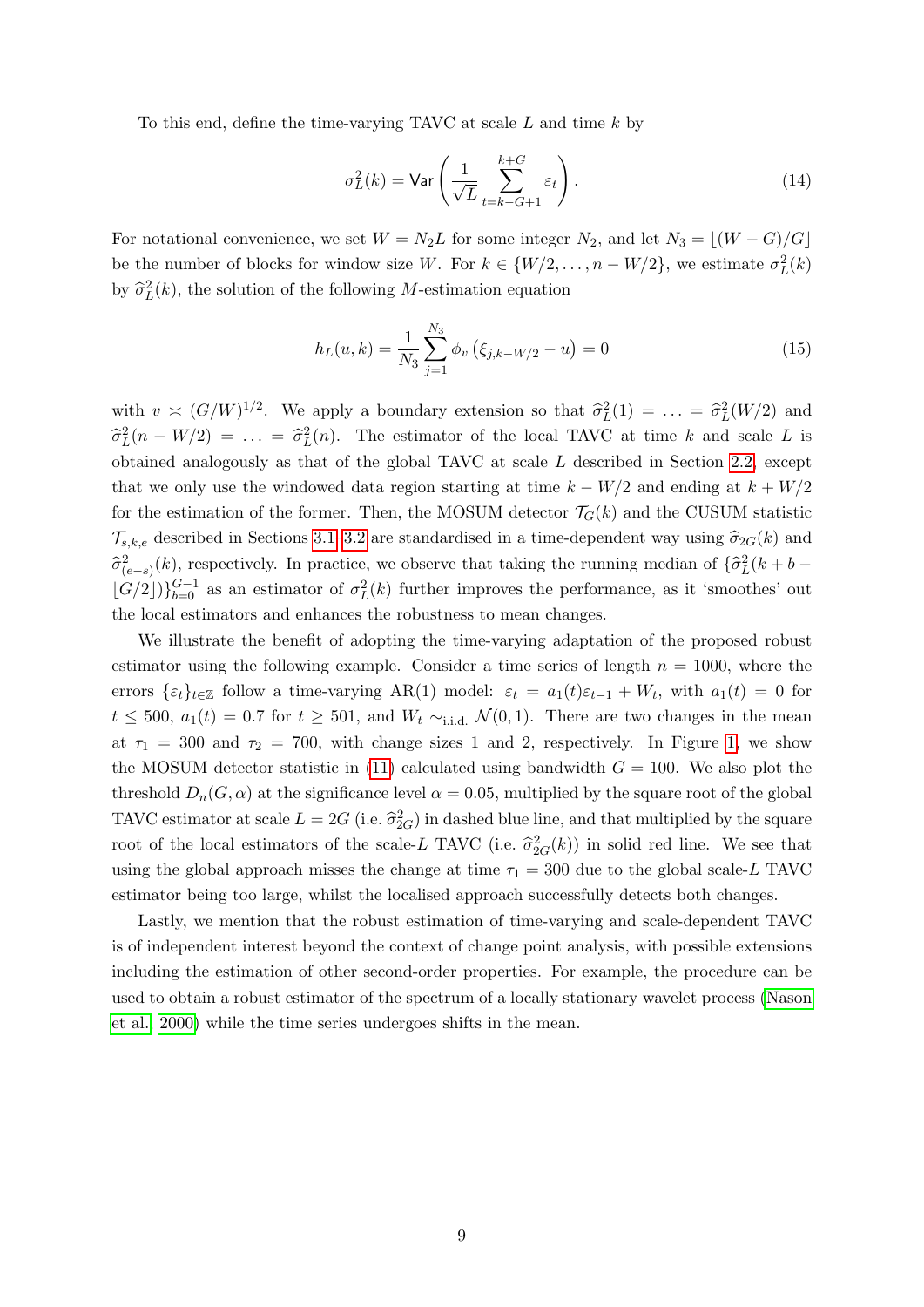To this end, define the time-varying TAVC at scale $L$ and time $k$ by

$$\sigma_L^2(k) = \mathsf{Var}\left(\frac{1}{\sqrt{L}}\sum_{t=k-G+1}^{k+G}\varepsilon_t\right). \tag{14}$$

For notational convenience, we set $W = N_2 L$ for some integer $N_2$, and let $N_3 = \lfloor (W-G)/G \rfloor$ be the number of blocks for window size $W$. For $k \in \{W/2, \ldots, n - W/2\}$, we estimate $\sigma_L^2(k)$ by $\widehat{\sigma}_L^2(k)$, the solution of the following $M$-estimation equation

$$h_L(u,k) = \frac{1}{N_3}\sum_{j=1}^{N_3}\phi_v\left(\xi_{j,k-W/2} - u\right) = 0 \tag{15}$$

with $v \asymp (G/W)^{1/2}$. We apply a boundary extension so that $\widehat{\sigma}_L^2(1) = \ldots = \widehat{\sigma}_L^2(W/2)$ and $\widehat{\sigma}_L^2(n-W/2) = \ldots = \widehat{\sigma}_L^2(n)$. The estimator of the local TAVC at time $k$ and scale $L$ is obtained analogously as that of the global TAVC at scale $L$ described in Section 2.2, except that we only use the windowed data region starting at time $k - W/2$ and ending at $k + W/2$ for the estimation of the former. Then, the MOSUM detector $\mathcal{T}_G(k)$ and the CUSUM statistic $\mathcal{T}_{s,k,e}$ described in Sections 3.1–3.2 are standardised in a time-dependent way using $\widehat{\sigma}_{2G}(k)$ and $\widehat{\sigma}^2_{(e-s)}(k)$, respectively. In practice, we observe that taking the running median of $\{\widehat{\sigma}_L^2(k + b - \lfloor G/2 \rfloor)\}_{b=0}^{G-1}$ as an estimator of $\sigma_L^2(k)$ further improves the performance, as it 'smoothes' out the local estimators and enhances the robustness to mean changes.

We illustrate the benefit of adopting the time-varying adaptation of the proposed robust estimator using the following example. Consider a time series of length $n = 1000$, where the errors $\{\varepsilon_t\}_{t\in\mathbb{Z}}$ follow a time-varying AR(1) model: $\varepsilon_t = a_1(t)\varepsilon_{t-1} + W_t$, with $a_1(t) = 0$ for $t \le 500$, $a_1(t) = 0.7$ for $t \ge 501$, and $W_t \sim_{\text{i.i.d.}} \mathcal{N}(0,1)$. There are two changes in the mean at $\tau_1 = 300$ and $\tau_2 = 700$, with change sizes 1 and 2, respectively. In Figure 1, we show the MOSUM detector statistic in (11) calculated using bandwidth $G = 100$. We also plot the threshold $D_n(G, \alpha)$ at the significance level $\alpha = 0.05$, multiplied by the square root of the global TAVC estimator at scale $L = 2G$ (i.e. $\widehat{\sigma}^2_{2G}$) in dashed blue line, and that multiplied by the square root of the local estimators of the scale-$L$ TAVC (i.e. $\widehat{\sigma}^2_{2G}(k)$) in solid red line. We see that using the global approach misses the change at time $\tau_1 = 300$ due to the global scale-$L$ TAVC estimator being too large, whilst the localised approach successfully detects both changes.

Lastly, we mention that the robust estimation of time-varying and scale-dependent TAVC is of independent interest beyond the context of change point analysis, with possible extensions including the estimation of other second-order properties. For example, the procedure can be used to obtain a robust estimator of the spectrum of a locally stationary wavelet process (Nason et al., 2000) while the time series undergoes shifts in the mean.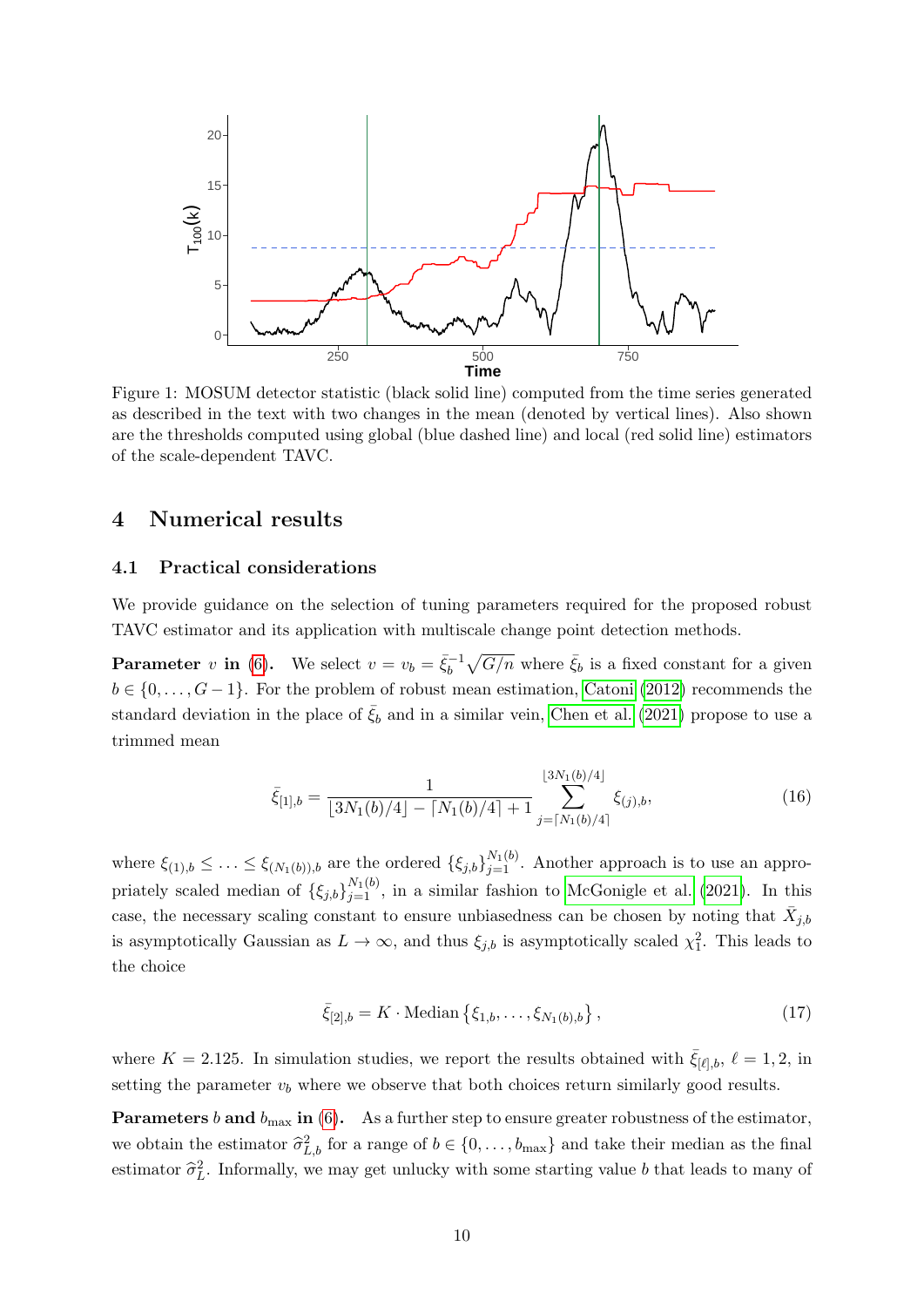Figure 1: MOSUM detector statistic (black solid line) computed from the time series generated as described in the text with two changes in the mean (denoted by vertical lines). Also shown are the thresholds computed using global (blue dashed line) and local (red solid line) estimators of the scale-dependent TAVC.

# 4 Numerical results

## 4.1 Practical considerations

We provide guidance on the selection of tuning parameters required for the proposed robust TAVC estimator and its application with multiscale change point detection methods.

**Parameter $v$ in (6).** We select $v = v_b = \bar{\xi}_b^{-1}\sqrt{G/n}$ where $\bar{\xi}_b$ is a fixed constant for a given $b \in \{0, \ldots, G-1\}$. For the problem of robust mean estimation, Catoni (2012) recommends the standard deviation in the place of $\bar{\xi}_b$ and in a similar vein, Chen et al. (2021) propose to use a trimmed mean

$$\bar{\xi}_{[1],b} = \frac{1}{\lfloor 3N_1(b)/4 \rfloor - \lceil N_1(b)/4 \rceil + 1} \sum_{j=\lceil N_1(b)/4 \rceil}^{\lfloor 3N_1(b)/4 \rfloor} \xi_{(j),b}, \tag{16}$$

where $\xi_{(1),b} \le \ldots \le \xi_{(N_1(b)),b}$ are the ordered $\{\xi_{j,b}\}_{j=1}^{N_1(b)}$. Another approach is to use an appropriately scaled median of $\{\xi_{j,b}\}_{j=1}^{N_1(b)}$, in a similar fashion to McGonigle et al. (2021). In this case, the necessary scaling constant to ensure unbiasedness can be chosen by noting that $\bar{X}_{j,b}$ is asymptotically Gaussian as $L \to \infty$, and thus $\xi_{j,b}$ is asymptotically scaled $\chi_1^2$. This leads to the choice

$$\bar{\xi}_{[2],b} = K \cdot \text{Median}\left\{\xi_{1,b}, \ldots, \xi_{N_1(b),b}\right\}, \tag{17}$$

where $K = 2.125$. In simulation studies, we report the results obtained with $\bar{\xi}_{[\ell],b}$, $\ell = 1, 2$, in setting the parameter $v_b$ where we observe that both choices return similarly good results.

**Parameters $b$ and $b_{\max}$ in (6).** As a further step to ensure greater robustness of the estimator, we obtain the estimator $\widehat{\sigma}^2_{L,b}$ for a range of $b \in \{0, \ldots, b_{\max}\}$ and take their median as the final estimator $\widehat{\sigma}^2_L$. Informally, we may get unlucky with some starting value $b$ that leads to many of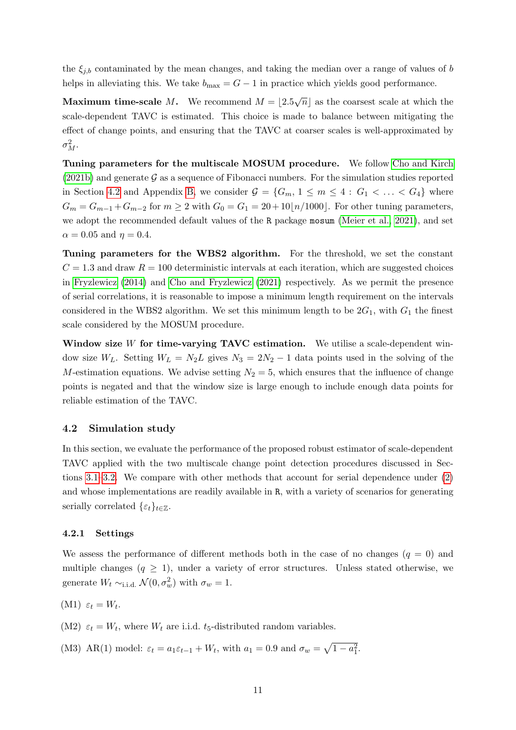the $\xi_{j,b}$ contaminated by the mean changes, and taking the median over a range of values of $b$ helps in alleviating this. We take $b_{\max} = G - 1$ in practice which yields good performance.

**Maximum time-scale $M$.** We recommend $M = \lfloor 2.5\sqrt{n} \rfloor$ as the coarsest scale at which the scale-dependent TAVC is estimated. This choice is made to balance between mitigating the effect of change points, and ensuring that the TAVC at coarser scales is well-approximated by $\sigma^2_M$.

**Tuning parameters for the multiscale MOSUM procedure.** We follow Cho and Kirch (2021b) and generate $\mathcal{G}$ as a sequence of Fibonacci numbers. For the simulation studies reported in Section 4.2 and Appendix B, we consider $\mathcal{G} = \{G_m, 1 \le m \le 4 : G_1 < \ldots < G_4\}$ where $G_m = G_{m-1} + G_{m-2}$ for $m \ge 2$ with $G_0 = G_1 = 20 + 10\lfloor n/1000 \rfloor$. For other tuning parameters, we adopt the recommended default values of the R package mosum (Meier et al., 2021), and set $\alpha = 0.05$ and $\eta = 0.4$.

**Tuning parameters for the WBS2 algorithm.** For the threshold, we set the constant $C = 1.3$ and draw $R = 100$ deterministic intervals at each iteration, which are suggested choices in Fryzlewicz (2014) and Cho and Fryzlewicz (2021) respectively. As we permit the presence of serial correlations, it is reasonable to impose a minimum length requirement on the intervals considered in the WBS2 algorithm. We set this minimum length to be $2G_1$, with $G_1$ the finest scale considered by the MOSUM procedure.

**Window size $W$ for time-varying TAVC estimation.** We utilise a scale-dependent window size $W_L$. Setting $W_L = N_2 L$ gives $N_3 = 2N_2 - 1$ data points used in the solving of the $M$-estimation equations. We advise setting $N_2 = 5$, which ensures that the influence of change points is negated and that the window size is large enough to include enough data points for reliable estimation of the TAVC.

### 4.2 Simulation study

In this section, we evaluate the performance of the proposed robust estimator of scale-dependent TAVC applied with the two multiscale change point detection procedures discussed in Sections 3.1–3.2. We compare with other methods that account for serial dependence under (2) and whose implementations are readily available in R, with a variety of scenarios for generating serially correlated $\{\varepsilon_t\}_{t\in\mathbb{Z}}$.

#### 4.2.1 Settings

We assess the performance of different methods both in the case of no changes ($q = 0$) and multiple changes ($q \ge 1$), under a variety of error structures. Unless stated otherwise, we generate $W_t \sim_{\text{i.i.d.}} \mathcal{N}(0, \sigma^2_w)$ with $\sigma_w = 1$.

(M1) $\varepsilon_t = W_t$.

(M2) $\varepsilon_t = W_t$, where $W_t$ are i.i.d. $t_5$-distributed random variables.

(M3) AR(1) model: $\varepsilon_t = a_1 \varepsilon_{t-1} + W_t$, with $a_1 = 0.9$ and $\sigma_w = \sqrt{1 - a_1^2}$.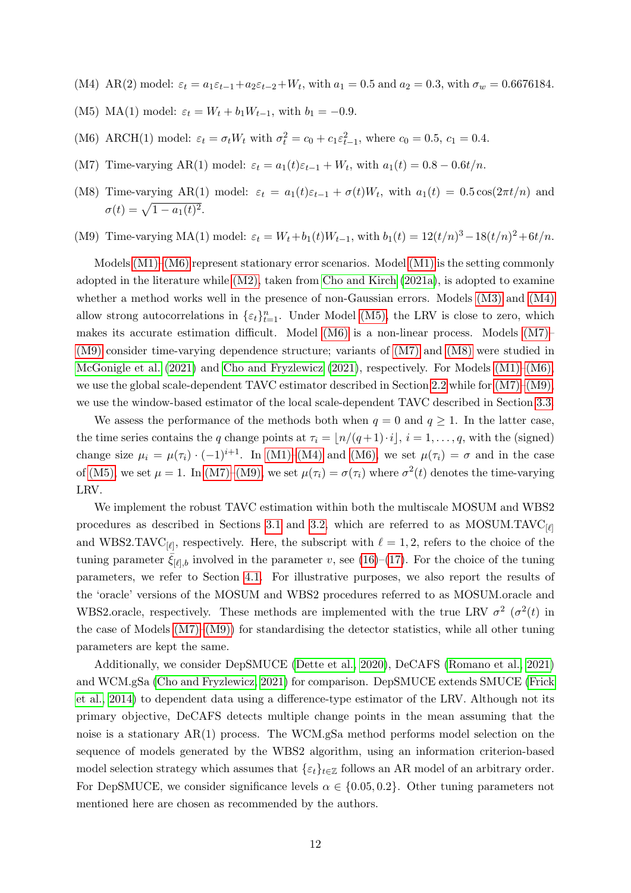(M4) AR(2) model: $\varepsilon_t = a_1\varepsilon_{t-1} + a_2\varepsilon_{t-2} + W_t$, with $a_1 = 0.5$ and $a_2 = 0.3$, with $\sigma_w = 0.6676184$.

(M5) MA(1) model: $\varepsilon_t = W_t + b_1 W_{t-1}$, with $b_1 = -0.9$.

(M6) ARCH(1) model: $\varepsilon_t = \sigma_t W_t$ with $\sigma_t^2 = c_0 + c_1\varepsilon_{t-1}^2$, where $c_0 = 0.5$, $c_1 = 0.4$.

(M7) Time-varying AR(1) model: $\varepsilon_t = a_1(t)\varepsilon_{t-1} + W_t$, with $a_1(t) = 0.8 - 0.6t/n$.

(M8) Time-varying AR(1) model: $\varepsilon_t = a_1(t)\varepsilon_{t-1} + \sigma(t)W_t$, with $a_1(t) = 0.5\cos(2\pi t/n)$ and $\sigma(t) = \sqrt{1 - a_1(t)^2}$.

(M9) Time-varying MA(1) model: $\varepsilon_t = W_t + b_1(t)W_{t-1}$, with $b_1(t) = 12(t/n)^3 - 18(t/n)^2 + 6t/n$.

Models (M1)–(M6) represent stationary error scenarios. Model (M1) is the setting commonly adopted in the literature while (M2), taken from Cho and Kirch (2021a), is adopted to examine whether a method works well in the presence of non-Gaussian errors. Models (M3) and (M4) allow strong autocorrelations in $\{\varepsilon_t\}_{t=1}^n$. Under Model (M5), the LRV is close to zero, which makes its accurate estimation difficult. Model (M6) is a non-linear process. Models (M7)–(M9) consider time-varying dependence structure; variants of (M7) and (M8) were studied in McGonigle et al. (2021) and Cho and Fryzlewicz (2021), respectively. For Models (M1)–(M6), we use the global scale-dependent TAVC estimator described in Section 2.2 while for (M7)–(M9), we use the window-based estimator of the local scale-dependent TAVC described in Section 3.3.

We assess the performance of the methods both when $q = 0$ and $q \geq 1$. In the latter case, the time series contains the $q$ change points at $\tau_i = \lfloor n/(q+1) \cdot i \rfloor$, $i = 1, \ldots, q$, with the (signed) change size $\mu_i = \mu(\tau_i) \cdot (-1)^{i+1}$. In (M1)–(M4) and (M6), we set $\mu(\tau_i) = \sigma$ and in the case of (M5), we set $\mu = 1$. In (M7)–(M9), we set $\mu(\tau_i) = \sigma(\tau_i)$ where $\sigma^2(t)$ denotes the time-varying LRV.

We implement the robust TAVC estimation within both the multiscale MOSUM and WBS2 procedures as described in Sections 3.1 and 3.2, which are referred to as MOSUM.TAVC$_{[\ell]}$ and WBS2.TAVC$_{[\ell]}$, respectively. Here, the subscript with $\ell = 1, 2$, refers to the choice of the tuning parameter $\bar{\xi}_{[\ell],b}$ involved in the parameter $v$, see (16)–(17). For the choice of the tuning parameters, we refer to Section 4.1. For illustrative purposes, we also report the results of the 'oracle' versions of the MOSUM and WBS2 procedures referred to as MOSUM.oracle and WBS2.oracle, respectively. These methods are implemented with the true LRV $\sigma^2$ ($\sigma^2(t)$ in the case of Models (M7)–(M9)) for standardising the detector statistics, while all other tuning parameters are kept the same.

Additionally, we consider DepSMUCE (Dette et al., 2020), DeCAFS (Romano et al., 2021) and WCM.gSa (Cho and Fryzlewicz, 2021) for comparison. DepSMUCE extends SMUCE (Frick et al., 2014) to dependent data using a difference-type estimator of the LRV. Although not its primary objective, DeCAFS detects multiple change points in the mean assuming that the noise is a stationary AR(1) process. The WCM.gSa method performs model selection on the sequence of models generated by the WBS2 algorithm, using an information criterion-based model selection strategy which assumes that $\{\varepsilon_t\}_{t\in\mathbb{Z}}$ follows an AR model of an arbitrary order. For DepSMUCE, we consider significance levels $\alpha \in \{0.05, 0.2\}$. Other tuning parameters not mentioned here are chosen as recommended by the authors.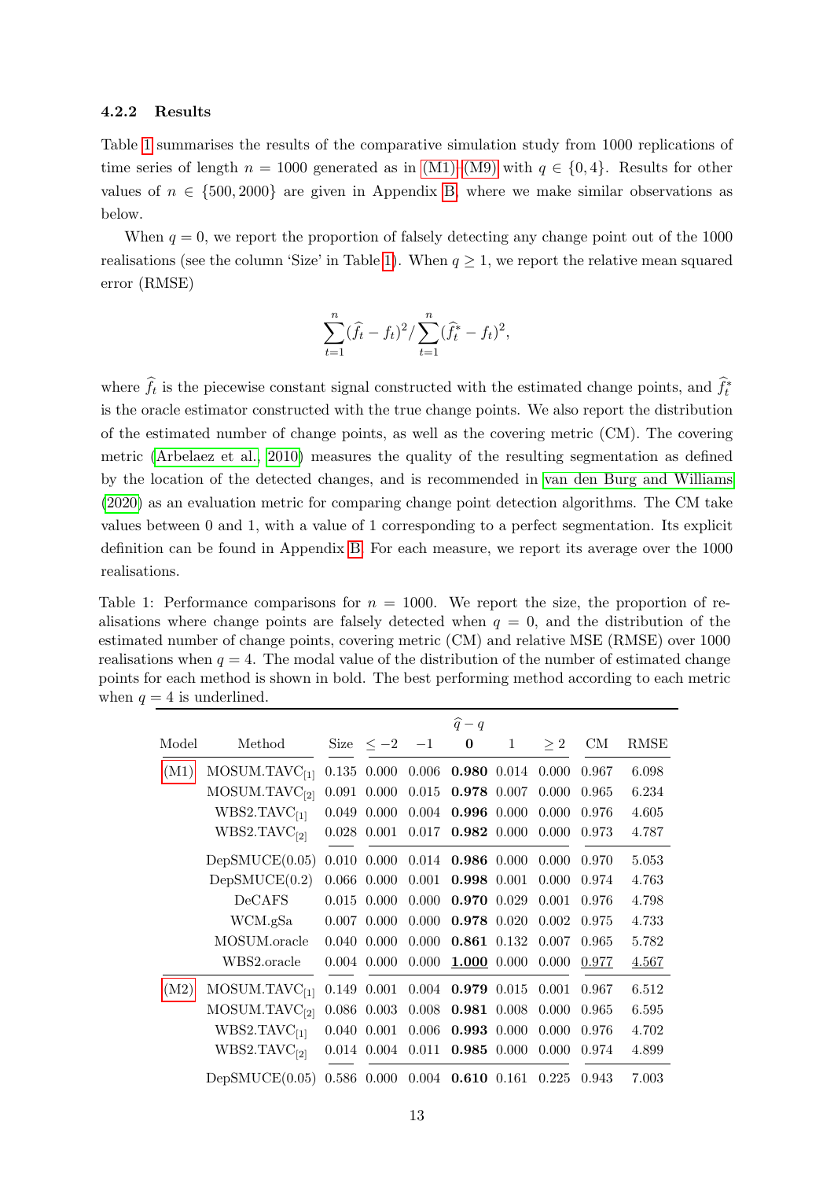#### 4.2.2 Results

Table 1 summarises the results of the comparative simulation study from 1000 replications of time series of length $n = 1000$ generated as in (M1)–(M9) with $q \in \{0, 4\}$. Results for other values of $n \in \{500, 2000\}$ are given in Appendix B, where we make similar observations as below.

When $q = 0$, we report the proportion of falsely detecting any change point out of the 1000 realisations (see the column 'Size' in Table 1). When $q \geq 1$, we report the relative mean squared error (RMSE)

$$\sum_{t=1}^{n} (\widehat{f}_t - f_t)^2 / \sum_{t=1}^{n} (\widehat{f}^*_t - f_t)^2,$$

where $\widehat{f}_t$ is the piecewise constant signal constructed with the estimated change points, and $\widehat{f}^*_t$ is the oracle estimator constructed with the true change points. We also report the distribution of the estimated number of change points, as well as the covering metric (CM). The covering metric (Arbelaez et al., 2010) measures the quality of the resulting segmentation as defined by the location of the detected changes, and is recommended in van den Burg and Williams (2020) as an evaluation metric for comparing change point detection algorithms. The CM take values between 0 and 1, with a value of 1 corresponding to a perfect segmentation. Its explicit definition can be found in Appendix B. For each measure, we report its average over the 1000 realisations.

Table 1: Performance comparisons for $n = 1000$. We report the size, the proportion of realisations where change points are falsely detected when $q = 0$, and the distribution of the estimated number of change points, covering metric (CM) and relative MSE (RMSE) over 1000 realisations when $q = 4$. The modal value of the distribution of the number of estimated change points for each method is shown in bold. The best performing method according to each metric when $q = 4$ is underlined.

| Model | Method | Size | $\widehat{q} - q$ $\leq -2$ | $-1$ | **0** | 1 | $\geq 2$ | CM | RMSE |
|---|---|---|---|---|---|---|---|---|---|
| (M1) | MOSUM.TAVC$_{[1]}$ | 0.135 | 0.000 | 0.006 | **0.980** | 0.014 | 0.000 | 0.967 | 6.098 |
| | MOSUM.TAVC$_{[2]}$ | 0.091 | 0.000 | 0.015 | **0.978** | 0.007 | 0.000 | 0.965 | 6.234 |
| | WBS2.TAVC$_{[1]}$ | 0.049 | 0.000 | 0.004 | **0.996** | 0.000 | 0.000 | 0.976 | 4.605 |
| | WBS2.TAVC$_{[2]}$ | 0.028 | 0.001 | 0.017 | **0.982** | 0.000 | 0.000 | 0.973 | 4.787 |
| | DepSMUCE(0.05) | 0.010 | 0.000 | 0.014 | **0.986** | 0.000 | 0.000 | 0.970 | 5.053 |
| | DepSMUCE(0.2) | 0.066 | 0.000 | 0.001 | **0.998** | 0.001 | 0.000 | 0.974 | 4.763 |
| | DeCAFS | 0.015 | 0.000 | 0.000 | **0.970** | 0.029 | 0.001 | 0.976 | 4.798 |
| | WCM.gSa | 0.007 | 0.000 | 0.000 | **0.978** | 0.020 | 0.002 | 0.975 | 4.733 |
| | MOSUM.oracle | 0.040 | 0.000 | 0.000 | **0.861** | 0.132 | 0.007 | 0.965 | 5.782 |
| | WBS2.oracle | 0.004 | 0.000 | 0.000 | <u>**1.000**</u> | 0.000 | 0.000 | <u>0.977</u> | <u>4.567</u> |
| (M2) | MOSUM.TAVC$_{[1]}$ | 0.149 | 0.001 | 0.004 | **0.979** | 0.015 | 0.001 | 0.967 | 6.512 |
| | MOSUM.TAVC$_{[2]}$ | 0.086 | 0.003 | 0.008 | **0.981** | 0.008 | 0.000 | 0.965 | 6.595 |
| | WBS2.TAVC$_{[1]}$ | 0.040 | 0.001 | 0.006 | **0.993** | 0.000 | 0.000 | 0.976 | 4.702 |
| | WBS2.TAVC$_{[2]}$ | 0.014 | 0.004 | 0.011 | **0.985** | 0.000 | 0.000 | 0.974 | 4.899 |
| | DepSMUCE(0.05) | 0.586 | 0.000 | 0.004 | **0.610** | 0.161 | 0.225 | 0.943 | 7.003 |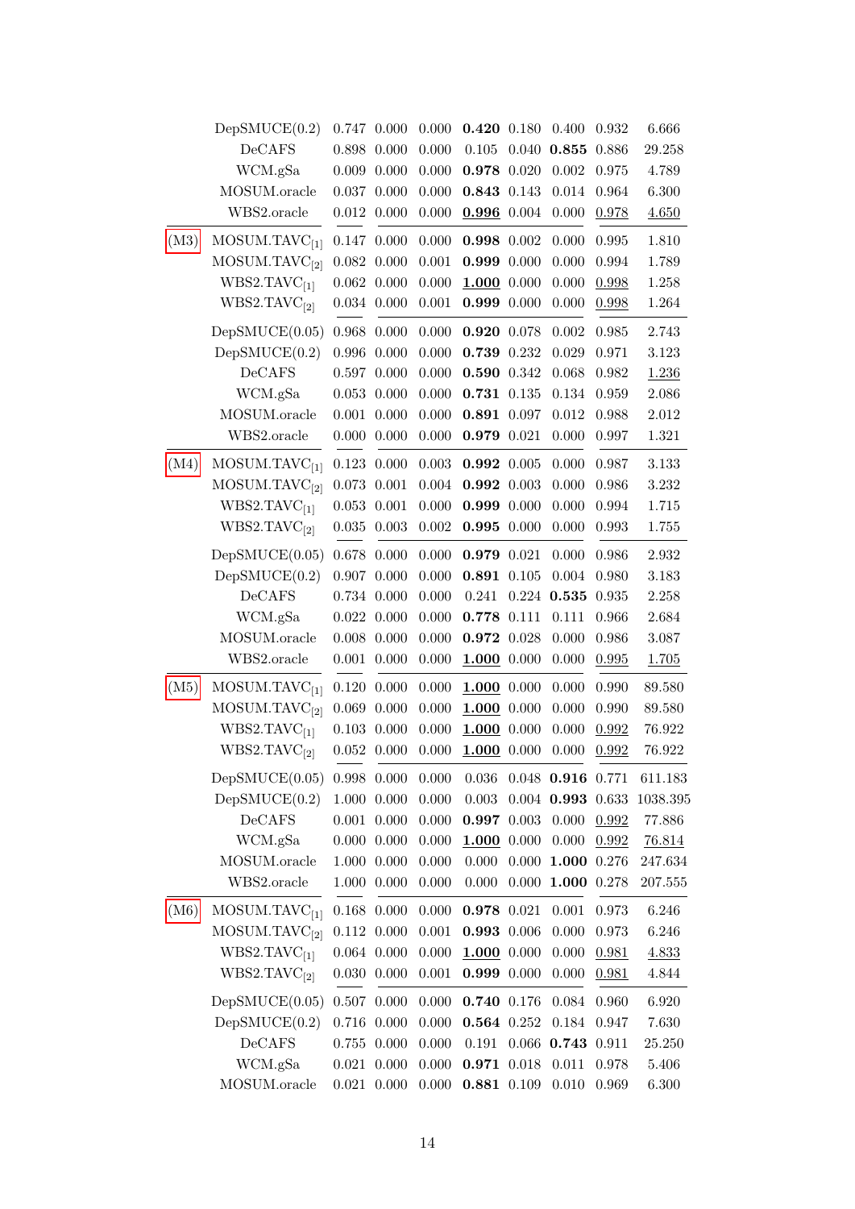| | | | | | | | | | |
|---|---|---|---|---|---|---|---|---|---|
| | DepSMUCE(0.2) | 0.747 | 0.000 | 0.000 | **0.420** | 0.180 | 0.400 | 0.932 | 6.666 |
| | DeCAFS | 0.898 | 0.000 | 0.000 | 0.105 | 0.040 | **0.855** | 0.886 | 29.258 |
| | WCM.gSa | 0.009 | 0.000 | 0.000 | **0.978** | 0.020 | 0.002 | 0.975 | 4.789 |
| | MOSUM.oracle | 0.037 | 0.000 | 0.000 | **0.843** | 0.143 | 0.014 | 0.964 | 6.300 |
| | WBS2.oracle | 0.012 | 0.000 | 0.000 | <u>**0.996**</u> | 0.004 | 0.000 | <u>0.978</u> | <u>4.650</u> |
| (M3) | MOSUM.TAVC$_{[1]}$ | 0.147 | 0.000 | 0.000 | **0.998** | 0.002 | 0.000 | 0.995 | 1.810 |
| | MOSUM.TAVC$_{[2]}$ | 0.082 | 0.000 | 0.001 | **0.999** | 0.000 | 0.000 | 0.994 | 1.789 |
| | WBS2.TAVC$_{[1]}$ | 0.062 | 0.000 | 0.000 | <u>**1.000**</u> | 0.000 | 0.000 | <u>0.998</u> | 1.258 |
| | WBS2.TAVC$_{[2]}$ | 0.034 | 0.000 | 0.001 | **0.999** | 0.000 | 0.000 | <u>0.998</u> | 1.264 |
| | DepSMUCE(0.05) | 0.968 | 0.000 | 0.000 | **0.920** | 0.078 | 0.002 | 0.985 | 2.743 |
| | DepSMUCE(0.2) | 0.996 | 0.000 | 0.000 | **0.739** | 0.232 | 0.029 | 0.971 | 3.123 |
| | DeCAFS | 0.597 | 0.000 | 0.000 | **0.590** | 0.342 | 0.068 | 0.982 | <u>1.236</u> |
| | WCM.gSa | 0.053 | 0.000 | 0.000 | **0.731** | 0.135 | 0.134 | 0.959 | 2.086 |
| | MOSUM.oracle | 0.001 | 0.000 | 0.000 | **0.891** | 0.097 | 0.012 | 0.988 | 2.012 |
| | WBS2.oracle | 0.000 | 0.000 | 0.000 | **0.979** | 0.021 | 0.000 | 0.997 | 1.321 |
| (M4) | MOSUM.TAVC$_{[1]}$ | 0.123 | 0.000 | 0.003 | **0.992** | 0.005 | 0.000 | 0.987 | 3.133 |
| | MOSUM.TAVC$_{[2]}$ | 0.073 | 0.001 | 0.004 | **0.992** | 0.003 | 0.000 | 0.986 | 3.232 |
| | WBS2.TAVC$_{[1]}$ | 0.053 | 0.001 | 0.000 | **0.999** | 0.000 | 0.000 | 0.994 | 1.715 |
| | WBS2.TAVC$_{[2]}$ | 0.035 | 0.003 | 0.002 | **0.995** | 0.000 | 0.000 | 0.993 | 1.755 |
| | DepSMUCE(0.05) | 0.678 | 0.000 | 0.000 | **0.979** | 0.021 | 0.000 | 0.986 | 2.932 |
| | DepSMUCE(0.2) | 0.907 | 0.000 | 0.000 | **0.891** | 0.105 | 0.004 | 0.980 | 3.183 |
| | DeCAFS | 0.734 | 0.000 | 0.000 | 0.241 | 0.224 | **0.535** | 0.935 | 2.258 |
| | WCM.gSa | 0.022 | 0.000 | 0.000 | **0.778** | 0.111 | 0.111 | 0.966 | 2.684 |
| | MOSUM.oracle | 0.008 | 0.000 | 0.000 | **0.972** | 0.028 | 0.000 | 0.986 | 3.087 |
| | WBS2.oracle | 0.001 | 0.000 | 0.000 | <u>**1.000**</u> | 0.000 | 0.000 | <u>0.995</u> | <u>1.705</u> |
| (M5) | MOSUM.TAVC$_{[1]}$ | 0.120 | 0.000 | 0.000 | <u>**1.000**</u> | 0.000 | 0.000 | 0.990 | 89.580 |
| | MOSUM.TAVC$_{[2]}$ | 0.069 | 0.000 | 0.000 | <u>**1.000**</u> | 0.000 | 0.000 | 0.990 | 89.580 |
| | WBS2.TAVC$_{[1]}$ | 0.103 | 0.000 | 0.000 | <u>**1.000**</u> | 0.000 | 0.000 | <u>0.992</u> | 76.922 |
| | WBS2.TAVC$_{[2]}$ | 0.052 | 0.000 | 0.000 | <u>**1.000**</u> | 0.000 | 0.000 | <u>0.992</u> | 76.922 |
| | DepSMUCE(0.05) | 0.998 | 0.000 | 0.000 | 0.036 | 0.048 | **0.916** | 0.771 | 611.183 |
| | DepSMUCE(0.2) | 1.000 | 0.000 | 0.000 | 0.003 | 0.004 | **0.993** | 0.633 | 1038.395 |
| | DeCAFS | 0.001 | 0.000 | 0.000 | **0.997** | 0.003 | 0.000 | <u>0.992</u> | 77.886 |
| | WCM.gSa | 0.000 | 0.000 | 0.000 | <u>**1.000**</u> | 0.000 | 0.000 | <u>0.992</u> | <u>76.814</u> |
| | MOSUM.oracle | 1.000 | 0.000 | 0.000 | 0.000 | 0.000 | **1.000** | 0.276 | 247.634 |
| | WBS2.oracle | 1.000 | 0.000 | 0.000 | 0.000 | 0.000 | **1.000** | 0.278 | 207.555 |
| (M6) | MOSUM.TAVC$_{[1]}$ | 0.168 | 0.000 | 0.000 | **0.978** | 0.021 | 0.001 | 0.973 | 6.246 |
| | MOSUM.TAVC$_{[2]}$ | 0.112 | 0.000 | 0.001 | **0.993** | 0.006 | 0.000 | 0.973 | 6.246 |
| | WBS2.TAVC$_{[1]}$ | 0.064 | 0.000 | 0.000 | <u>**1.000**</u> | 0.000 | 0.000 | <u>0.981</u> | <u>4.833</u> |
| | WBS2.TAVC$_{[2]}$ | 0.030 | 0.000 | 0.001 | **0.999** | 0.000 | 0.000 | <u>0.981</u> | 4.844 |
| | DepSMUCE(0.05) | 0.507 | 0.000 | 0.000 | **0.740** | 0.176 | 0.084 | 0.960 | 6.920 |
| | DepSMUCE(0.2) | 0.716 | 0.000 | 0.000 | **0.564** | 0.252 | 0.184 | 0.947 | 7.630 |
| | DeCAFS | 0.755 | 0.000 | 0.000 | 0.191 | 0.066 | **0.743** | 0.911 | 25.250 |
| | WCM.gSa | 0.021 | 0.000 | 0.000 | **0.971** | 0.018 | 0.011 | 0.978 | 5.406 |
| | MOSUM.oracle | 0.021 | 0.000 | 0.000 | **0.881** | 0.109 | 0.010 | 0.969 | 6.300 |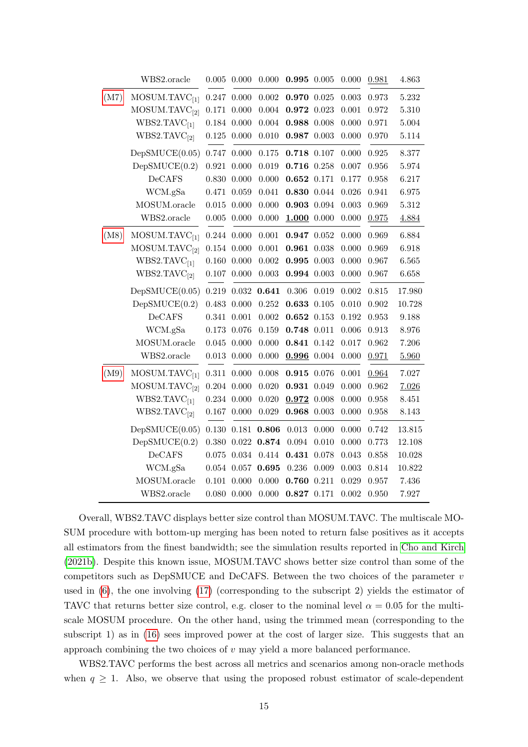| | Method | | | | | | | | |
|---|---|---|---|---|---|---|---|---|---|
| | WBS2.oracle | 0.005 | 0.000 | 0.000 | **0.995** | 0.005 | 0.000 | <u>0.981</u> | 4.863 |
| (M7) | MOSUM.TAVC$_{[1]}$ | 0.247 | 0.000 | 0.002 | **0.970** | 0.025 | 0.003 | 0.973 | 5.232 |
| | MOSUM.TAVC$_{[2]}$ | 0.171 | 0.000 | 0.004 | **0.972** | 0.023 | 0.001 | 0.972 | 5.310 |
| | WBS2.TAVC$_{[1]}$ | 0.184 | 0.000 | 0.004 | **0.988** | 0.008 | 0.000 | 0.971 | 5.004 |
| | WBS2.TAVC$_{[2]}$ | 0.125 | 0.000 | 0.010 | **0.987** | 0.003 | 0.000 | 0.970 | 5.114 |
| | DepSMUCE(0.05) | 0.747 | 0.000 | 0.175 | **0.718** | 0.107 | 0.000 | 0.925 | 8.377 |
| | DepSMUCE(0.2) | 0.921 | 0.000 | 0.019 | **0.716** | 0.258 | 0.007 | 0.956 | 5.974 |
| | DeCAFS | 0.830 | 0.000 | 0.000 | **0.652** | 0.171 | 0.177 | 0.958 | 6.217 |
| | WCM.gSa | 0.471 | 0.059 | 0.041 | **0.830** | 0.044 | 0.026 | 0.941 | 6.975 |
| | MOSUM.oracle | 0.015 | 0.000 | 0.000 | **0.903** | 0.094 | 0.003 | 0.969 | 5.312 |
| | WBS2.oracle | 0.005 | 0.000 | 0.000 | <u>**1.000**</u> | 0.000 | 0.000 | <u>0.975</u> | <u>4.884</u> |
| (M8) | MOSUM.TAVC$_{[1]}$ | 0.244 | 0.000 | 0.001 | **0.947** | 0.052 | 0.000 | 0.969 | 6.884 |
| | MOSUM.TAVC$_{[2]}$ | 0.154 | 0.000 | 0.001 | **0.961** | 0.038 | 0.000 | 0.969 | 6.918 |
| | WBS2.TAVC$_{[1]}$ | 0.160 | 0.000 | 0.002 | **0.995** | 0.003 | 0.000 | 0.967 | 6.565 |
| | WBS2.TAVC$_{[2]}$ | 0.107 | 0.000 | 0.003 | **0.994** | 0.003 | 0.000 | 0.967 | 6.658 |
| | DepSMUCE(0.05) | 0.219 | 0.032 | **0.641** | 0.306 | 0.019 | 0.002 | 0.815 | 17.980 |
| | DepSMUCE(0.2) | 0.483 | 0.000 | 0.252 | **0.633** | 0.105 | 0.010 | 0.902 | 10.728 |
| | DeCAFS | 0.341 | 0.001 | 0.002 | **0.652** | 0.153 | 0.192 | 0.953 | 9.188 |
| | WCM.gSa | 0.173 | 0.076 | 0.159 | **0.748** | 0.011 | 0.006 | 0.913 | 8.976 |
| | MOSUM.oracle | 0.045 | 0.000 | 0.000 | **0.841** | 0.142 | 0.017 | 0.962 | 7.206 |
| | WBS2.oracle | 0.013 | 0.000 | 0.000 | <u>**0.996**</u> | 0.004 | 0.000 | <u>0.971</u> | <u>5.960</u> |
| (M9) | MOSUM.TAVC$_{[1]}$ | 0.311 | 0.000 | 0.008 | **0.915** | 0.076 | 0.001 | <u>0.964</u> | 7.027 |
| | MOSUM.TAVC$_{[2]}$ | 0.204 | 0.000 | 0.020 | **0.931** | 0.049 | 0.000 | 0.962 | <u>7.026</u> |
| | WBS2.TAVC$_{[1]}$ | 0.234 | 0.000 | 0.020 | <u>**0.972**</u> | 0.008 | 0.000 | 0.958 | 8.451 |
| | WBS2.TAVC$_{[2]}$ | 0.167 | 0.000 | 0.029 | **0.968** | 0.003 | 0.000 | 0.958 | 8.143 |
| | DepSMUCE(0.05) | 0.130 | 0.181 | **0.806** | 0.013 | 0.000 | 0.000 | 0.742 | 13.815 |
| | DepSMUCE(0.2) | 0.380 | 0.022 | **0.874** | 0.094 | 0.010 | 0.000 | 0.773 | 12.108 |
| | DeCAFS | 0.075 | 0.034 | 0.414 | **0.431** | 0.078 | 0.043 | 0.858 | 10.028 |
| | WCM.gSa | 0.054 | 0.057 | **0.695** | 0.236 | 0.009 | 0.003 | 0.814 | 10.822 |
| | MOSUM.oracle | 0.101 | 0.000 | 0.000 | **0.760** | 0.211 | 0.029 | 0.957 | 7.436 |
| | WBS2.oracle | 0.080 | 0.000 | 0.000 | **0.827** | 0.171 | 0.002 | 0.950 | 7.927 |

Overall, WBS2.TAVC displays better size control than MOSUM.TAVC. The multiscale MOSUM procedure with bottom-up merging has been noted to return false positives as it accepts all estimators from the finest bandwidth; see the simulation results reported in Cho and Kirch (2021b). Despite this known issue, MOSUM.TAVC shows better size control than some of the competitors such as DepSMUCE and DeCAFS. Between the two choices of the parameter $v$ used in (6), the one involving (17) (corresponding to the subscript 2) yields the estimator of TAVC that returns better size control, e.g. closer to the nominal level $\alpha = 0.05$ for the multiscale MOSUM procedure. On the other hand, using the trimmed mean (corresponding to the subscript 1) as in (16) sees improved power at the cost of larger size. This suggests that an approach combining the two choices of $v$ may yield a more balanced performance.

WBS2.TAVC performs the best across all metrics and scenarios among non-oracle methods when $q \geq 1$. Also, we observe that using the proposed robust estimator of scale-dependent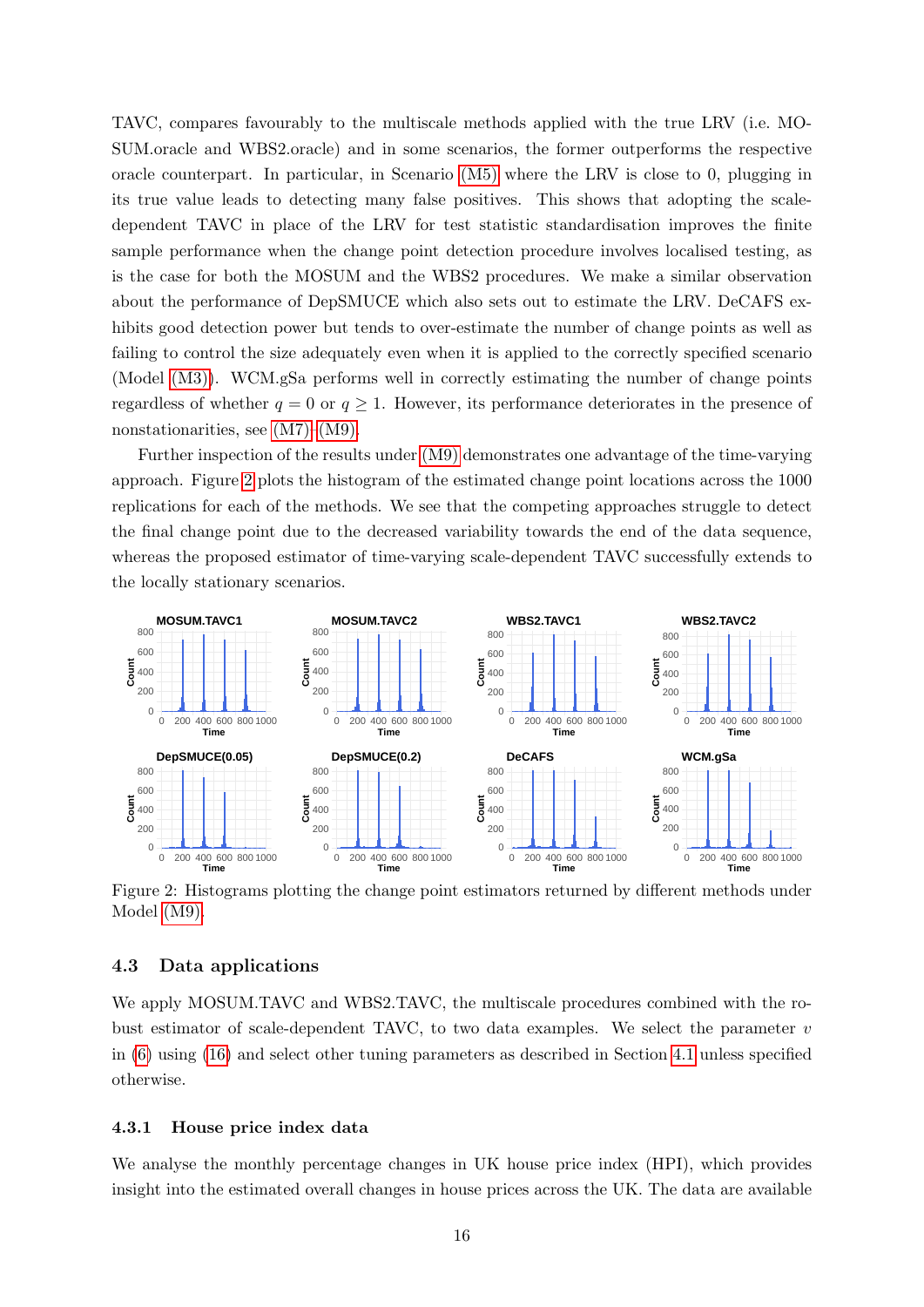TAVC, compares favourably to the multiscale methods applied with the true LRV (i.e. MOSUM.oracle and WBS2.oracle) and in some scenarios, the former outperforms the respective oracle counterpart. In particular, in Scenario (M5) where the LRV is close to 0, plugging in its true value leads to detecting many false positives. This shows that adopting the scale-dependent TAVC in place of the LRV for test statistic standardisation improves the finite sample performance when the change point detection procedure involves localised testing, as is the case for both the MOSUM and the WBS2 procedures. We make a similar observation about the performance of DepSMUCE which also sets out to estimate the LRV. DeCAFS exhibits good detection power but tends to over-estimate the number of change points as well as failing to control the size adequately even when it is applied to the correctly specified scenario (Model (M3)). WCM.gSa performs well in correctly estimating the number of change points regardless of whether $q = 0$ or $q \geq 1$. However, its performance deteriorates in the presence of nonstationarities, see (M7)–(M9).

Further inspection of the results under (M9) demonstrates one advantage of the time-varying approach. Figure 2 plots the histogram of the estimated change point locations across the 1000 replications for each of the methods. We see that the competing approaches struggle to detect the final change point due to the decreased variability towards the end of the data sequence, whereas the proposed estimator of time-varying scale-dependent TAVC successfully extends to the locally stationary scenarios.

Figure 2: Histograms plotting the change point estimators returned by different methods under Model (M9).

### 4.3 Data applications

We apply MOSUM.TAVC and WBS2.TAVC, the multiscale procedures combined with the robust estimator of scale-dependent TAVC, to two data examples. We select the parameter $v$ in (6) using (16) and select other tuning parameters as described in Section 4.1 unless specified otherwise.

#### 4.3.1 House price index data

We analyse the monthly percentage changes in UK house price index (HPI), which provides insight into the estimated overall changes in house prices across the UK. The data are available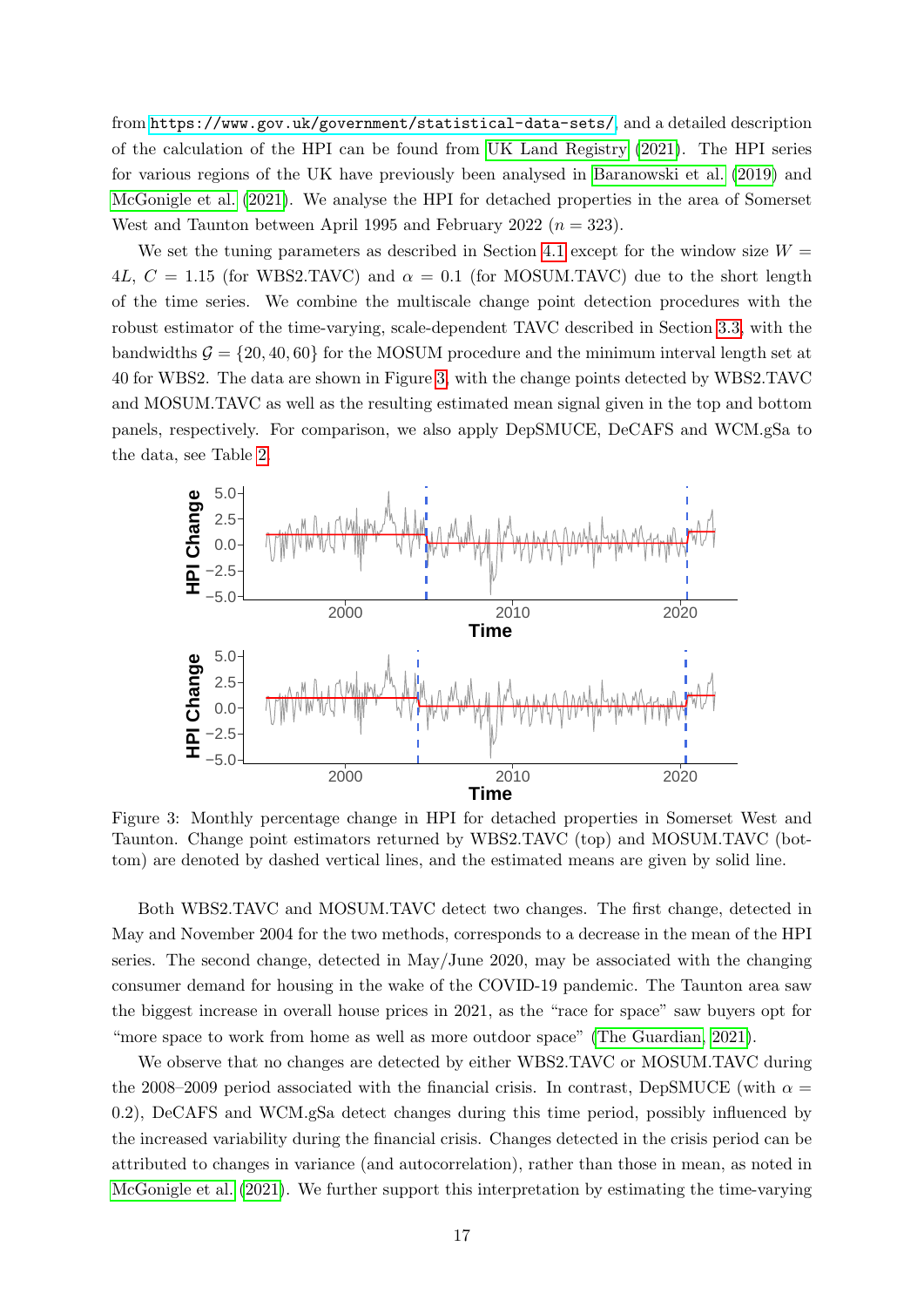from https://www.gov.uk/government/statistical-data-sets/, and a detailed description of the calculation of the HPI can be found from UK Land Registry (2021). The HPI series for various regions of the UK have previously been analysed in Baranowski et al. (2019) and McGonigle et al. (2021). We analyse the HPI for detached properties in the area of Somerset West and Taunton between April 1995 and February 2022 ($n = 323$).

We set the tuning parameters as described in Section 4.1 except for the window size $W = 4L$, $C = 1.15$ (for WBS2.TAVC) and $\alpha = 0.1$ (for MOSUM.TAVC) due to the short length of the time series. We combine the multiscale change point detection procedures with the robust estimator of the time-varying, scale-dependent TAVC described in Section 3.3, with the bandwidths $\mathcal{G} = \{20, 40, 60\}$ for the MOSUM procedure and the minimum interval length set at 40 for WBS2. The data are shown in Figure 3, with the change points detected by WBS2.TAVC and MOSUM.TAVC as well as the resulting estimated mean signal given in the top and bottom panels, respectively. For comparison, we also apply DepSMUCE, DeCAFS and WCM.gSa to the data, see Table 2.

Figure 3: Monthly percentage change in HPI for detached properties in Somerset West and Taunton. Change point estimators returned by WBS2.TAVC (top) and MOSUM.TAVC (bottom) are denoted by dashed vertical lines, and the estimated means are given by solid line.

Both WBS2.TAVC and MOSUM.TAVC detect two changes. The first change, detected in May and November 2004 for the two methods, corresponds to a decrease in the mean of the HPI series. The second change, detected in May/June 2020, may be associated with the changing consumer demand for housing in the wake of the COVID-19 pandemic. The Taunton area saw the biggest increase in overall house prices in 2021, as the "race for space" saw buyers opt for "more space to work from home as well as more outdoor space" (The Guardian, 2021).

We observe that no changes are detected by either WBS2.TAVC or MOSUM.TAVC during the 2008–2009 period associated with the financial crisis. In contrast, DepSMUCE (with $\alpha = 0.2$), DeCAFS and WCM.gSa detect changes during this time period, possibly influenced by the increased variability during the financial crisis. Changes detected in the crisis period can be attributed to changes in variance (and autocorrelation), rather than those in mean, as noted in McGonigle et al. (2021). We further support this interpretation by estimating the time-varying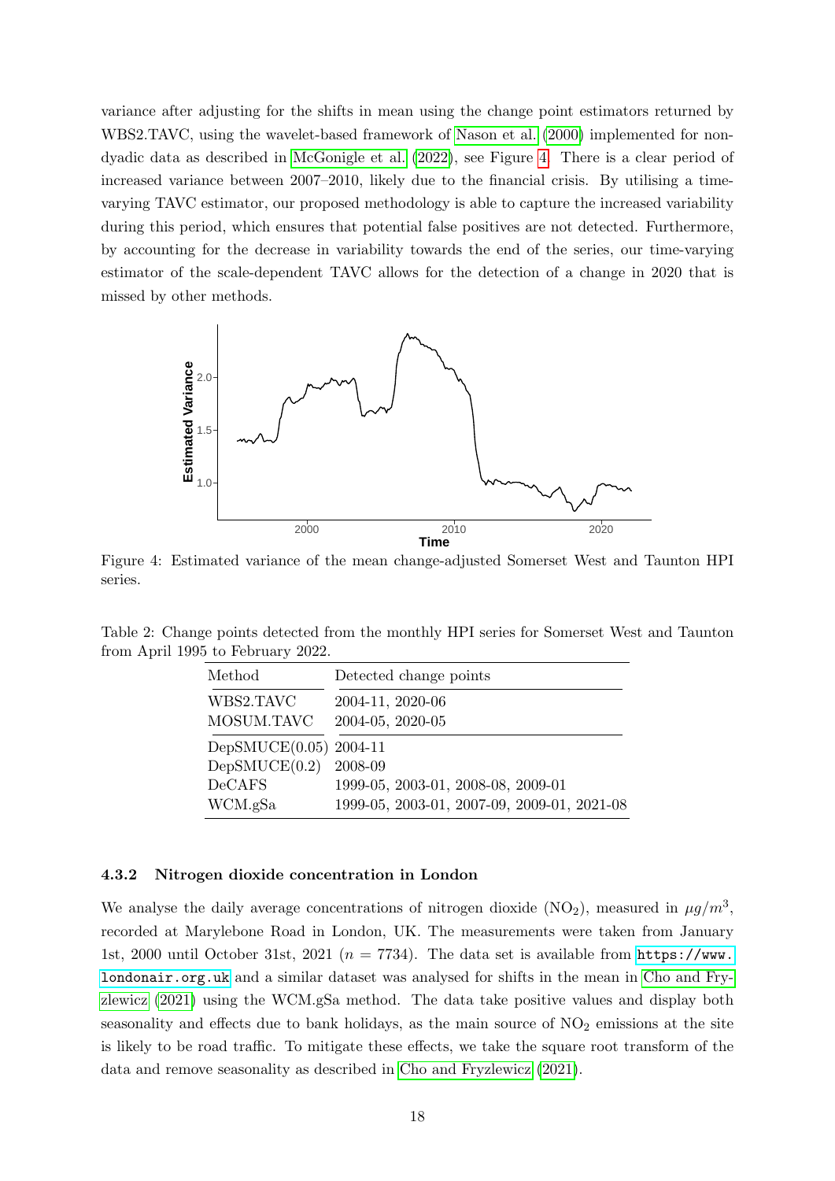variance after adjusting for the shifts in mean using the change point estimators returned by WBS2.TAVC, using the wavelet-based framework of Nason et al. (2000) implemented for non-dyadic data as described in McGonigle et al. (2022), see Figure 4. There is a clear period of increased variance between 2007–2010, likely due to the financial crisis. By utilising a time-varying TAVC estimator, our proposed methodology is able to capture the increased variability during this period, which ensures that potential false positives are not detected. Furthermore, by accounting for the decrease in variability towards the end of the series, our time-varying estimator of the scale-dependent TAVC allows for the detection of a change in 2020 that is missed by other methods.

Figure 4: Estimated variance of the mean change-adjusted Somerset West and Taunton HPI series.

Table 2: Change points detected from the monthly HPI series for Somerset West and Taunton from April 1995 to February 2022.

| Method | Detected change points |
|---|---|
| WBS2.TAVC | 2004-11, 2020-06 |
| MOSUM.TAVC | 2004-05, 2020-05 |
| DepSMUCE(0.05) | 2004-11 |
| DepSMUCE(0.2) | 2008-09 |
| DeCAFS | 1999-05, 2003-01, 2008-08, 2009-01 |
| WCM.gSa | 1999-05, 2003-01, 2007-09, 2009-01, 2021-08 |

### 4.3.2 Nitrogen dioxide concentration in London

We analyse the daily average concentrations of nitrogen dioxide ($NO_2$), measured in $\mu g/m^3$, recorded at Marylebone Road in London, UK. The measurements were taken from January 1st, 2000 until October 31st, 2021 ($n = 7734$). The data set is available from `https://www.londonair.org.uk` and a similar dataset was analysed for shifts in the mean in Cho and Fryzlewicz (2021) using the WCM.gSa method. The data take positive values and display both seasonality and effects due to bank holidays, as the main source of $NO_2$ emissions at the site is likely to be road traffic. To mitigate these effects, we take the square root transform of the data and remove seasonality as described in Cho and Fryzlewicz (2021).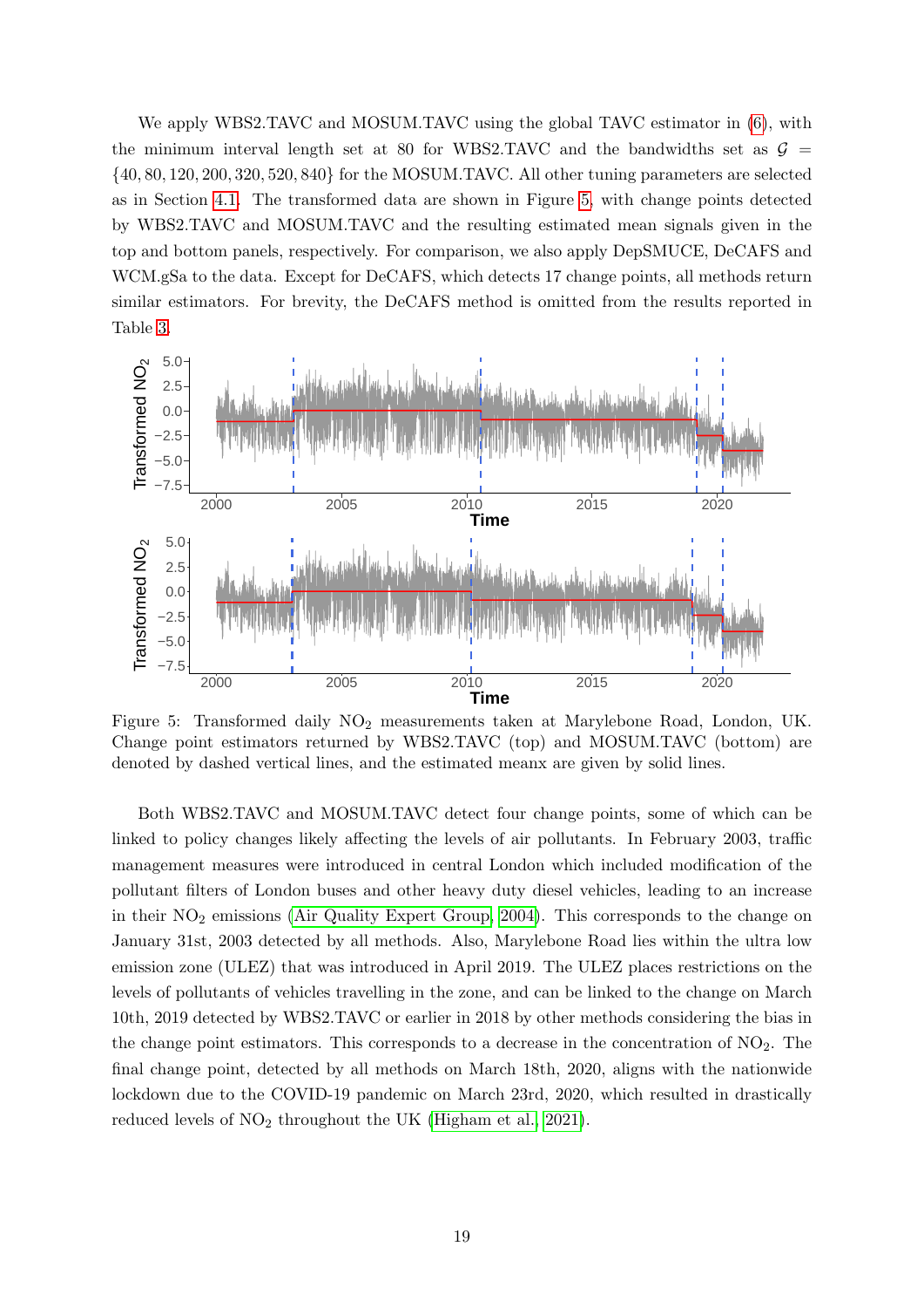We apply WBS2.TAVC and MOSUM.TAVC using the global TAVC estimator in (6), with the minimum interval length set at 80 for WBS2.TAVC and the bandwidths set as $\mathcal{G} = \{40, 80, 120, 200, 320, 520, 840\}$ for the MOSUM.TAVC. All other tuning parameters are selected as in Section 4.1. The transformed data are shown in Figure 5, with change points detected by WBS2.TAVC and MOSUM.TAVC and the resulting estimated mean signals given in the top and bottom panels, respectively. For comparison, we also apply DepSMUCE, DeCAFS and WCM.gSa to the data. Except for DeCAFS, which detects 17 change points, all methods return similar estimators. For brevity, the DeCAFS method is omitted from the results reported in Table 3.

Figure 5: Transformed daily $NO_2$ measurements taken at Marylebone Road, London, UK. Change point estimators returned by WBS2.TAVC (top) and MOSUM.TAVC (bottom) are denoted by dashed vertical lines, and the estimated meanx are given by solid lines.

Both WBS2.TAVC and MOSUM.TAVC detect four change points, some of which can be linked to policy changes likely affecting the levels of air pollutants. In February 2003, traffic management measures were introduced in central London which included modification of the pollutant filters of London buses and other heavy duty diesel vehicles, leading to an increase in their $NO_2$ emissions (Air Quality Expert Group, 2004). This corresponds to the change on January 31st, 2003 detected by all methods. Also, Marylebone Road lies within the ultra low emission zone (ULEZ) that was introduced in April 2019. The ULEZ places restrictions on the levels of pollutants of vehicles travelling in the zone, and can be linked to the change on March 10th, 2019 detected by WBS2.TAVC or earlier in 2018 by other methods considering the bias in the change point estimators. This corresponds to a decrease in the concentration of $NO_2$. The final change point, detected by all methods on March 18th, 2020, aligns with the nationwide lockdown due to the COVID-19 pandemic on March 23rd, 2020, which resulted in drastically reduced levels of $NO_2$ throughout the UK (Higham et al., 2021).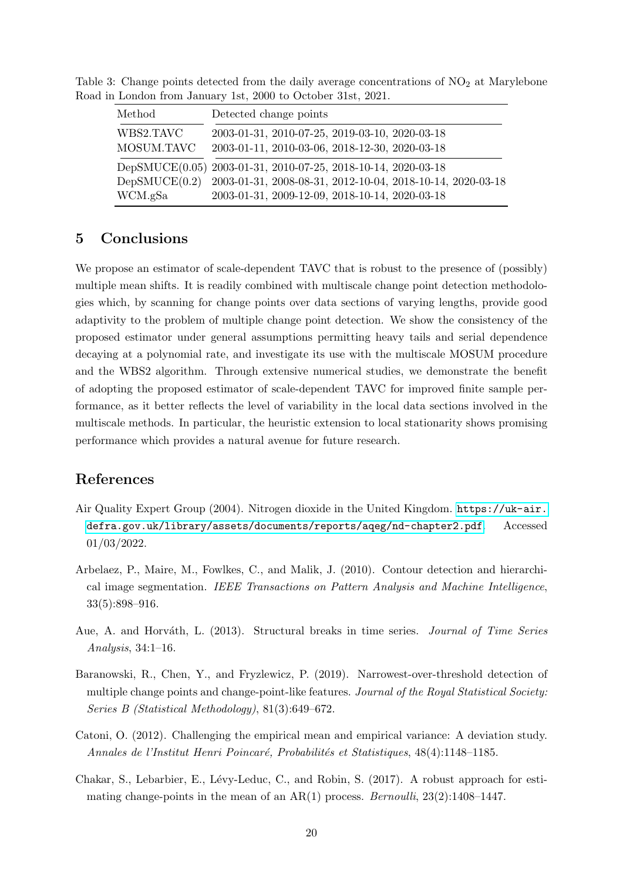Table 3: Change points detected from the daily average concentrations of $NO_2$ at Marylebone Road in London from January 1st, 2000 to October 31st, 2021.

| Method | Detected change points |
|---|---|
| WBS2.TAVC | 2003-01-31, 2010-07-25, 2019-03-10, 2020-03-18 |
| MOSUM.TAVC | 2003-01-11, 2010-03-06, 2018-12-30, 2020-03-18 |
| DepSMUCE(0.05) | 2003-01-31, 2010-07-25, 2018-10-14, 2020-03-18 |
| DepSMUCE(0.2) | 2003-01-31, 2008-08-31, 2012-10-04, 2018-10-14, 2020-03-18 |
| WCM.gSa | 2003-01-31, 2009-12-09, 2018-10-14, 2020-03-18 |

## 5 Conclusions

We propose an estimator of scale-dependent TAVC that is robust to the presence of (possibly) multiple mean shifts. It is readily combined with multiscale change point detection methodologies which, by scanning for change points over data sections of varying lengths, provide good adaptivity to the problem of multiple change point detection. We show the consistency of the proposed estimator under general assumptions permitting heavy tails and serial dependence decaying at a polynomial rate, and investigate its use with the multiscale MOSUM procedure and the WBS2 algorithm. Through extensive numerical studies, we demonstrate the benefit of adopting the proposed estimator of scale-dependent TAVC for improved finite sample performance, as it better reflects the level of variability in the local data sections involved in the multiscale methods. In particular, the heuristic extension to local stationarity shows promising performance which provides a natural avenue for future research.

## References

Air Quality Expert Group (2004). Nitrogen dioxide in the United Kingdom. https://uk-air.defra.gov.uk/library/assets/documents/reports/aqeg/nd-chapter2.pdf. Accessed 01/03/2022.

Arbelaez, P., Maire, M., Fowlkes, C., and Malik, J. (2010). Contour detection and hierarchical image segmentation. *IEEE Transactions on Pattern Analysis and Machine Intelligence*, 33(5):898–916.

Aue, A. and Horváth, L. (2013). Structural breaks in time series. *Journal of Time Series Analysis*, 34:1–16.

Baranowski, R., Chen, Y., and Fryzlewicz, P. (2019). Narrowest-over-threshold detection of multiple change points and change-point-like features. *Journal of the Royal Statistical Society: Series B (Statistical Methodology)*, 81(3):649–672.

Catoni, O. (2012). Challenging the empirical mean and empirical variance: A deviation study. *Annales de l'Institut Henri Poincaré, Probabilités et Statistiques*, 48(4):1148–1185.

Chakar, S., Lebarbier, E., Lévy-Leduc, C., and Robin, S. (2017). A robust approach for estimating change-points in the mean of an AR(1) process. *Bernoulli*, 23(2):1408–1447.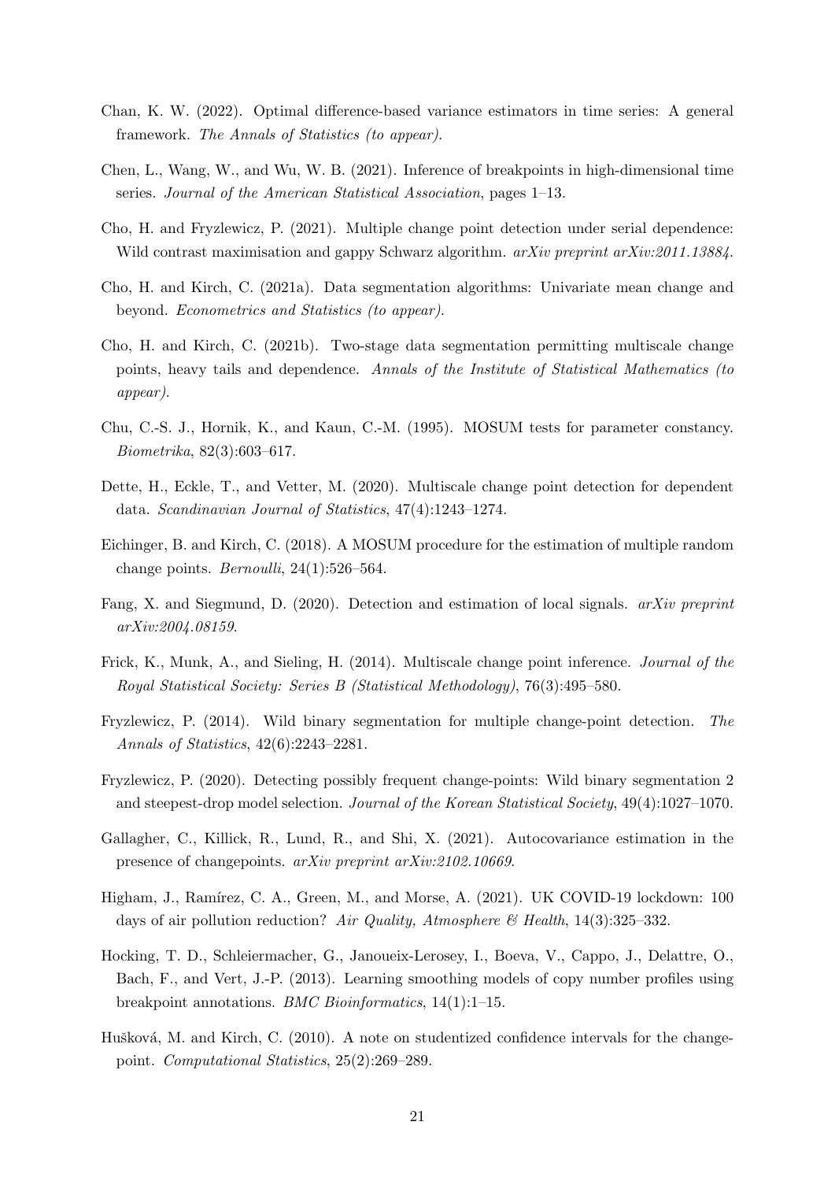Chan, K. W. (2022). Optimal difference-based variance estimators in time series: A general framework. *The Annals of Statistics (to appear)*.

Chen, L., Wang, W., and Wu, W. B. (2021). Inference of breakpoints in high-dimensional time series. *Journal of the American Statistical Association*, pages 1–13.

Cho, H. and Fryzlewicz, P. (2021). Multiple change point detection under serial dependence: Wild contrast maximisation and gappy Schwarz algorithm. *arXiv preprint arXiv:2011.13884*.

Cho, H. and Kirch, C. (2021a). Data segmentation algorithms: Univariate mean change and beyond. *Econometrics and Statistics (to appear)*.

Cho, H. and Kirch, C. (2021b). Two-stage data segmentation permitting multiscale change points, heavy tails and dependence. *Annals of the Institute of Statistical Mathematics (to appear)*.

Chu, C.-S. J., Hornik, K., and Kaun, C.-M. (1995). MOSUM tests for parameter constancy. *Biometrika*, 82(3):603–617.

Dette, H., Eckle, T., and Vetter, M. (2020). Multiscale change point detection for dependent data. *Scandinavian Journal of Statistics*, 47(4):1243–1274.

Eichinger, B. and Kirch, C. (2018). A MOSUM procedure for the estimation of multiple random change points. *Bernoulli*, 24(1):526–564.

Fang, X. and Siegmund, D. (2020). Detection and estimation of local signals. *arXiv preprint arXiv:2004.08159*.

Frick, K., Munk, A., and Sieling, H. (2014). Multiscale change point inference. *Journal of the Royal Statistical Society: Series B (Statistical Methodology)*, 76(3):495–580.

Fryzlewicz, P. (2014). Wild binary segmentation for multiple change-point detection. *The Annals of Statistics*, 42(6):2243–2281.

Fryzlewicz, P. (2020). Detecting possibly frequent change-points: Wild binary segmentation 2 and steepest-drop model selection. *Journal of the Korean Statistical Society*, 49(4):1027–1070.

Gallagher, C., Killick, R., Lund, R., and Shi, X. (2021). Autocovariance estimation in the presence of changepoints. *arXiv preprint arXiv:2102.10669*.

Higham, J., Ramírez, C. A., Green, M., and Morse, A. (2021). UK COVID-19 lockdown: 100 days of air pollution reduction? *Air Quality, Atmosphere & Health*, 14(3):325–332.

Hocking, T. D., Schleiermacher, G., Janoueix-Lerosey, I., Boeva, V., Cappo, J., Delattre, O., Bach, F., and Vert, J.-P. (2013). Learning smoothing models of copy number profiles using breakpoint annotations. *BMC Bioinformatics*, 14(1):1–15.

Hušková, M. and Kirch, C. (2010). A note on studentized confidence intervals for the change-point. *Computational Statistics*, 25(2):269–289.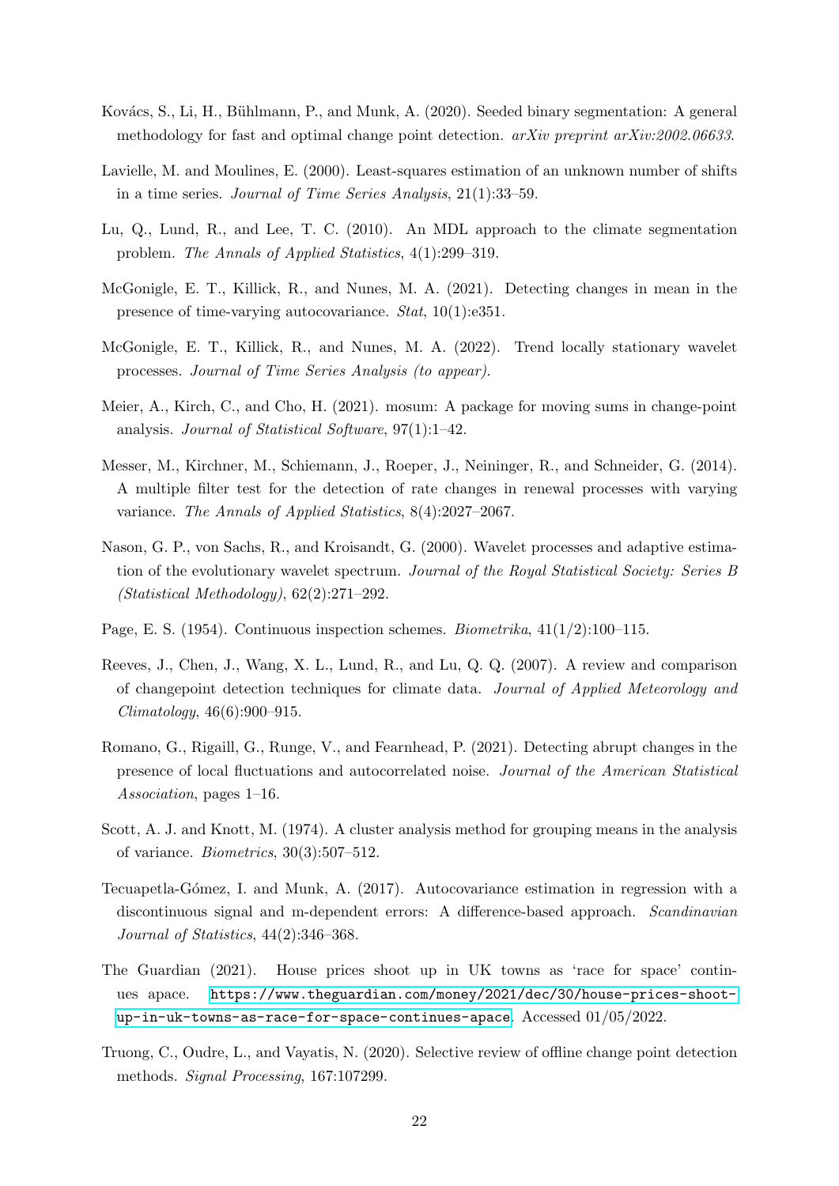Kovács, S., Li, H., Bühlmann, P., and Munk, A. (2020). Seeded binary segmentation: A general methodology for fast and optimal change point detection. *arXiv preprint arXiv:2002.06633*.

Lavielle, M. and Moulines, E. (2000). Least-squares estimation of an unknown number of shifts in a time series. *Journal of Time Series Analysis*, 21(1):33–59.

Lu, Q., Lund, R., and Lee, T. C. (2010). An MDL approach to the climate segmentation problem. *The Annals of Applied Statistics*, 4(1):299–319.

McGonigle, E. T., Killick, R., and Nunes, M. A. (2021). Detecting changes in mean in the presence of time-varying autocovariance. *Stat*, 10(1):e351.

McGonigle, E. T., Killick, R., and Nunes, M. A. (2022). Trend locally stationary wavelet processes. *Journal of Time Series Analysis (to appear)*.

Meier, A., Kirch, C., and Cho, H. (2021). mosum: A package for moving sums in change-point analysis. *Journal of Statistical Software*, 97(1):1–42.

Messer, M., Kirchner, M., Schiemann, J., Roeper, J., Neininger, R., and Schneider, G. (2014). A multiple filter test for the detection of rate changes in renewal processes with varying variance. *The Annals of Applied Statistics*, 8(4):2027–2067.

Nason, G. P., von Sachs, R., and Kroisandt, G. (2000). Wavelet processes and adaptive estimation of the evolutionary wavelet spectrum. *Journal of the Royal Statistical Society: Series B (Statistical Methodology)*, 62(2):271–292.

Page, E. S. (1954). Continuous inspection schemes. *Biometrika*, 41(1/2):100–115.

Reeves, J., Chen, J., Wang, X. L., Lund, R., and Lu, Q. Q. (2007). A review and comparison of changepoint detection techniques for climate data. *Journal of Applied Meteorology and Climatology*, 46(6):900–915.

Romano, G., Rigaill, G., Runge, V., and Fearnhead, P. (2021). Detecting abrupt changes in the presence of local fluctuations and autocorrelated noise. *Journal of the American Statistical Association*, pages 1–16.

Scott, A. J. and Knott, M. (1974). A cluster analysis method for grouping means in the analysis of variance. *Biometrics*, 30(3):507–512.

Tecuapetla-Gómez, I. and Munk, A. (2017). Autocovariance estimation in regression with a discontinuous signal and m-dependent errors: A difference-based approach. *Scandinavian Journal of Statistics*, 44(2):346–368.

The Guardian (2021). House prices shoot up in UK towns as 'race for space' continues apace. https://www.theguardian.com/money/2021/dec/30/house-prices-shoot-up-in-uk-towns-as-race-for-space-continues-apace. Accessed 01/05/2022.

Truong, C., Oudre, L., and Vayatis, N. (2020). Selective review of offline change point detection methods. *Signal Processing*, 167:107299.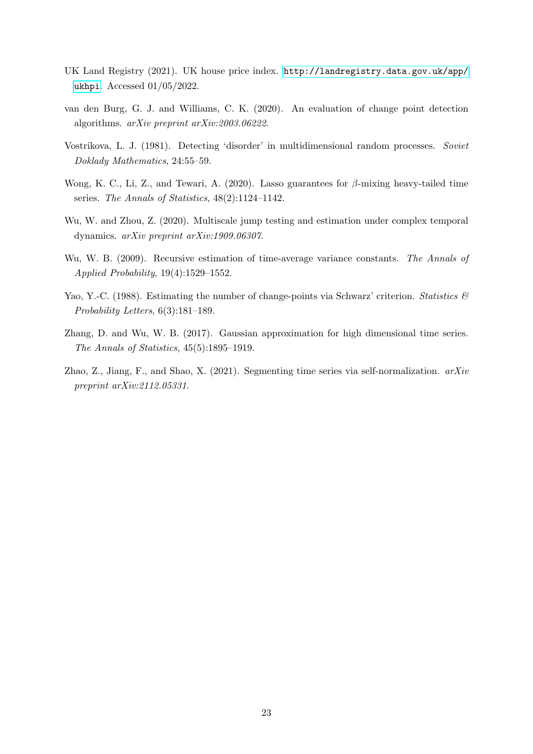UK Land Registry (2021). UK house price index. http://landregistry.data.gov.uk/app/ukhpi. Accessed 01/05/2022.

van den Burg, G. J. and Williams, C. K. (2020). An evaluation of change point detection algorithms. *arXiv preprint arXiv:2003.06222*.

Vostrikova, L. J. (1981). Detecting 'disorder' in multidimensional random processes. *Soviet Doklady Mathematics*, 24:55–59.

Wong, K. C., Li, Z., and Tewari, A. (2020). Lasso guarantees for $\beta$-mixing heavy-tailed time series. *The Annals of Statistics*, 48(2):1124–1142.

Wu, W. and Zhou, Z. (2020). Multiscale jump testing and estimation under complex temporal dynamics. *arXiv preprint arXiv:1909.06307*.

Wu, W. B. (2009). Recursive estimation of time-average variance constants. *The Annals of Applied Probability*, 19(4):1529–1552.

Yao, Y.-C. (1988). Estimating the number of change-points via Schwarz' criterion. *Statistics & Probability Letters*, 6(3):181–189.

Zhang, D. and Wu, W. B. (2017). Gaussian approximation for high dimensional time series. *The Annals of Statistics*, 45(5):1895–1919.

Zhao, Z., Jiang, F., and Shao, X. (2021). Segmenting time series via self-normalization. *arXiv preprint arXiv:2112.05331*.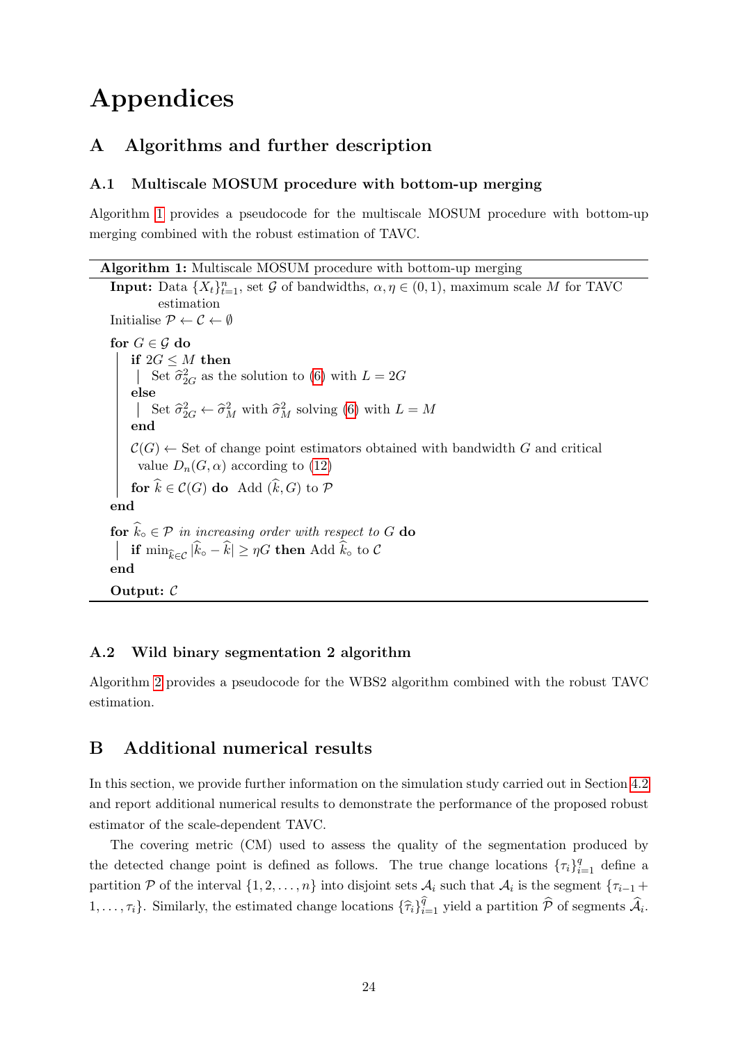# Appendices

## A Algorithms and further description

### A.1 Multiscale MOSUM procedure with bottom-up merging

Algorithm 1 provides a pseudocode for the multiscale MOSUM procedure with bottom-up merging combined with the robust estimation of TAVC.

---

**Algorithm 1:** Multiscale MOSUM procedure with bottom-up merging

---

**Input:** Data $\{X_t\}_{t=1}^n$, set $\mathcal{G}$ of bandwidths, $\alpha, \eta \in (0, 1)$, maximum scale $M$ for TAVC estimation

Initialise $\mathcal{P} \leftarrow \mathcal{C} \leftarrow \emptyset$

**for** $G \in \mathcal{G}$ **do**

  **if** $2G \le M$ **then**

    Set $\widehat{\sigma}^2_{2G}$ as the solution to (6) with $L = 2G$

  **else**

    Set $\widehat{\sigma}^2_{2G} \leftarrow \widehat{\sigma}^2_M$ with $\widehat{\sigma}^2_M$ solving (6) with $L = M$

  **end**

  $\mathcal{C}(G) \leftarrow$ Set of change point estimators obtained with bandwidth $G$ and critical value $D_n(G, \alpha)$ according to (12)

  **for** $\widehat{k} \in \mathcal{C}(G)$ **do** Add $(\widehat{k}, G)$ to $\mathcal{P}$

**end**

**for** $\widehat{k}_\circ \in \mathcal{P}$ *in increasing order with respect to* $G$ **do**

  **if** $\min_{\widehat{k} \in \mathcal{C}} |\widehat{k}_\circ - \widehat{k}| \ge \eta G$ **then** Add $\widehat{k}_\circ$ to $\mathcal{C}$

**end**

**Output:** $\mathcal{C}$

---

### A.2 Wild binary segmentation 2 algorithm

Algorithm 2 provides a pseudocode for the WBS2 algorithm combined with the robust TAVC estimation.

## B Additional numerical results

In this section, we provide further information on the simulation study carried out in Section 4.2 and report additional numerical results to demonstrate the performance of the proposed robust estimator of the scale-dependent TAVC.

The covering metric (CM) used to assess the quality of the segmentation produced by the detected change point is defined as follows. The true change locations $\{\tau_i\}_{i=1}^q$ define a partition $\mathcal{P}$ of the interval $\{1, 2, \ldots, n\}$ into disjoint sets $\mathcal{A}_i$ such that $\mathcal{A}_i$ is the segment $\{\tau_{i-1} + 1, \ldots, \tau_i\}$. Similarly, the estimated change locations $\{\widehat{\tau}_i\}_{i=1}^{\widehat{q}}$ yield a partition $\widehat{\mathcal{P}}$ of segments $\widehat{\mathcal{A}}_i$.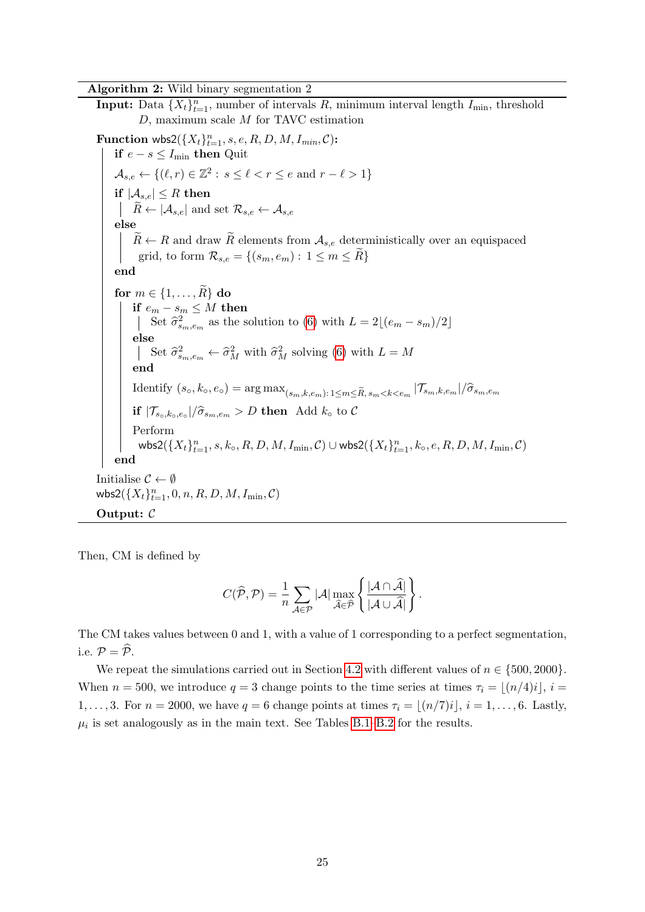**Algorithm 2:** Wild binary segmentation 2

```
Input: Data {X_t}_{t=1}^n, number of intervals R, minimum interval length I_min, threshold
       D, maximum scale M for TAVC estimation

Function wbs2({X_t}_{t=1}^n, s, e, R, D, M, I_min, C):
    if e − s ≤ I_min then Quit
    A_{s,e} ← {(ℓ, r) ∈ Z^2 : s ≤ ℓ < r ≤ e and r − ℓ > 1}
    if |A_{s,e}| ≤ R then
        R̃ ← |A_{s,e}| and set R_{s,e} ← A_{s,e}
    else
        R̃ ← R and draw R̃ elements from A_{s,e} deterministically over an equispaced
        grid, to form R_{s,e} = {(s_m, e_m) : 1 ≤ m ≤ R̃}
    end
    for m ∈ {1, ..., R̃} do
        if e_m − s_m ≤ M then
            Set σ̂²_{s_m,e_m} as the solution to (6) with L = 2⌊(e_m − s_m)/2⌋
        else
            Set σ̂²_{s_m,e_m} ← σ̂²_M with σ̂²_M solving (6) with L = M
        end
        Identify (s∘, k∘, e∘) = arg max_{(s_m,k,e_m): 1≤m≤R̃, s_m<k<e_m} |T_{s_m,k,e_m}|/σ̂_{s_m,e_m}
        if |T_{s∘,k∘,e∘}|/σ̂_{s_m,e_m} > D then Add k∘ to C
        Perform
        wbs2({X_t}_{t=1}^n, s, k∘, R, D, M, I_min, C) ∪ wbs2({X_t}_{t=1}^n, k∘, e, R, D, M, I_min, C)
    end

Initialise C ← ∅
wbs2({X_t}_{t=1}^n, 0, n, R, D, M, I_min, C)
Output: C
```

Then, CM is defined by

$$C(\widehat{\mathcal{P}}, \mathcal{P}) = \frac{1}{n} \sum_{\mathcal{A} \in \mathcal{P}} |\mathcal{A}| \max_{\widehat{\mathcal{A}} \in \widehat{\mathcal{P}}} \left\{ \frac{|\mathcal{A} \cap \widehat{\mathcal{A}}|}{|\mathcal{A} \cup \widehat{\mathcal{A}}|} \right\}.$$

The CM takes values between 0 and 1, with a value of 1 corresponding to a perfect segmentation, i.e. $\mathcal{P} = \widehat{\mathcal{P}}$.

We repeat the simulations carried out in Section 4.2 with different values of $n \in \{500, 2000\}$. When $n = 500$, we introduce $q = 3$ change points to the time series at times $\tau_i = \lfloor (n/4)i \rfloor$, $i = 1, \ldots, 3$. For $n = 2000$, we have $q = 6$ change points at times $\tau_i = \lfloor (n/7)i \rfloor$, $i = 1, \ldots, 6$. Lastly, $\mu_i$ is set analogously as in the main text. See Tables B.1–B.2 for the results.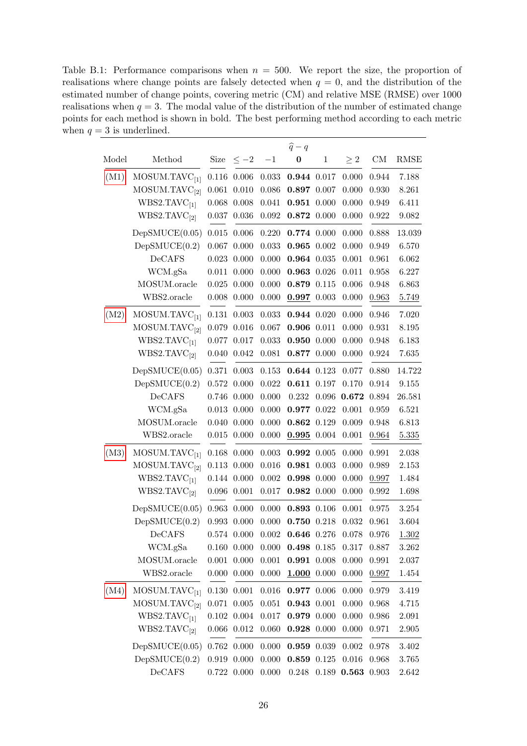Table B.1: Performance comparisons when $n = 500$. We report the size, the proportion of realisations where change points are falsely detected when $q = 0$, and the distribution of the estimated number of change points, covering metric (CM) and relative MSE (RMSE) over 1000 realisations when $q = 3$. The modal value of the distribution of the number of estimated change points for each method is shown in bold. The best performing method according to each metric when $q = 3$ is underlined.

| Model | Method | Size | $\widehat{q} - q$ | | | | | CM | RMSE |
|---|---|---|---|---|---|---|---|---|---|
| | | | $\leq -2$ | $-1$ | **0** | 1 | $\geq 2$ | | |
| (M1) | MOSUM.TAVC$_{[1]}$ | 0.116 | 0.006 | 0.033 | **0.944** | 0.017 | 0.000 | 0.944 | 7.188 |
| | MOSUM.TAVC$_{[2]}$ | 0.061 | 0.010 | 0.086 | **0.897** | 0.007 | 0.000 | 0.930 | 8.261 |
| | WBS2.TAVC$_{[1]}$ | 0.068 | 0.008 | 0.041 | **0.951** | 0.000 | 0.000 | 0.949 | 6.411 |
| | WBS2.TAVC$_{[2]}$ | 0.037 | 0.036 | 0.092 | **0.872** | 0.000 | 0.000 | 0.922 | 9.082 |
| | DepSMUCE(0.05) | 0.015 | 0.006 | 0.220 | **0.774** | 0.000 | 0.000 | 0.888 | 13.039 |
| | DepSMUCE(0.2) | 0.067 | 0.000 | 0.033 | **0.965** | 0.002 | 0.000 | 0.949 | 6.570 |
| | DeCAFS | 0.023 | 0.000 | 0.000 | **0.964** | 0.035 | 0.001 | 0.961 | 6.062 |
| | WCM.gSa | 0.011 | 0.000 | 0.000 | **0.963** | 0.026 | 0.011 | 0.958 | 6.227 |
| | MOSUM.oracle | 0.025 | 0.000 | 0.000 | **0.879** | 0.115 | 0.006 | 0.948 | 6.863 |
| | WBS2.oracle | 0.008 | 0.000 | 0.000 | **<u>0.997</u>** | 0.003 | 0.000 | <u>0.963</u> | <u>5.749</u> |
| (M2) | MOSUM.TAVC$_{[1]}$ | 0.131 | 0.003 | 0.033 | **0.944** | 0.020 | 0.000 | 0.946 | 7.020 |
| | MOSUM.TAVC$_{[2]}$ | 0.079 | 0.016 | 0.067 | **0.906** | 0.011 | 0.000 | 0.931 | 8.195 |
| | WBS2.TAVC$_{[1]}$ | 0.077 | 0.017 | 0.033 | **0.950** | 0.000 | 0.000 | 0.948 | 6.183 |
| | WBS2.TAVC$_{[2]}$ | 0.040 | 0.042 | 0.081 | **0.877** | 0.000 | 0.000 | 0.924 | 7.635 |
| | DepSMUCE(0.05) | 0.371 | 0.003 | 0.153 | **0.644** | 0.123 | 0.077 | 0.880 | 14.722 |
| | DepSMUCE(0.2) | 0.572 | 0.000 | 0.022 | **0.611** | 0.197 | 0.170 | 0.914 | 9.155 |
| | DeCAFS | 0.746 | 0.000 | 0.000 | 0.232 | 0.096 | **0.672** | 0.894 | 26.581 |
| | WCM.gSa | 0.013 | 0.000 | 0.000 | **0.977** | 0.022 | 0.001 | 0.959 | 6.521 |
| | MOSUM.oracle | 0.040 | 0.000 | 0.000 | **0.862** | 0.129 | 0.009 | 0.948 | 6.813 |
| | WBS2.oracle | 0.015 | 0.000 | 0.000 | **<u>0.995</u>** | 0.004 | 0.001 | <u>0.964</u> | <u>5.335</u> |
| (M3) | MOSUM.TAVC$_{[1]}$ | 0.168 | 0.000 | 0.003 | **0.992** | 0.005 | 0.000 | 0.991 | 2.038 |
| | MOSUM.TAVC$_{[2]}$ | 0.113 | 0.000 | 0.016 | **0.981** | 0.003 | 0.000 | 0.989 | 2.153 |
| | WBS2.TAVC$_{[1]}$ | 0.144 | 0.000 | 0.002 | **0.998** | 0.000 | 0.000 | <u>0.997</u> | 1.484 |
| | WBS2.TAVC$_{[2]}$ | 0.096 | 0.001 | 0.017 | **0.982** | 0.000 | 0.000 | 0.992 | 1.698 |
| | DepSMUCE(0.05) | 0.963 | 0.000 | 0.000 | **0.893** | 0.106 | 0.001 | 0.975 | 3.254 |
| | DepSMUCE(0.2) | 0.993 | 0.000 | 0.000 | **0.750** | 0.218 | 0.032 | 0.961 | 3.604 |
| | DeCAFS | 0.574 | 0.000 | 0.002 | **0.646** | 0.276 | 0.078 | 0.976 | <u>1.302</u> |
| | WCM.gSa | 0.160 | 0.000 | 0.000 | **0.498** | 0.185 | 0.317 | 0.887 | 3.262 |
| | MOSUM.oracle | 0.001 | 0.000 | 0.001 | **0.991** | 0.008 | 0.000 | 0.991 | 2.037 |
| | WBS2.oracle | 0.000 | 0.000 | 0.000 | **<u>1.000</u>** | 0.000 | 0.000 | <u>0.997</u> | 1.454 |
| (M4) | MOSUM.TAVC$_{[1]}$ | 0.130 | 0.001 | 0.016 | **0.977** | 0.006 | 0.000 | 0.979 | 3.419 |
| | MOSUM.TAVC$_{[2]}$ | 0.071 | 0.005 | 0.051 | **0.943** | 0.001 | 0.000 | 0.968 | 4.715 |
| | WBS2.TAVC$_{[1]}$ | 0.102 | 0.004 | 0.017 | **0.979** | 0.000 | 0.000 | 0.986 | 2.091 |
| | WBS2.TAVC$_{[2]}$ | 0.066 | 0.012 | 0.060 | **0.928** | 0.000 | 0.000 | 0.971 | 2.905 |
| | DepSMUCE(0.05) | 0.762 | 0.000 | 0.000 | **0.959** | 0.039 | 0.002 | 0.978 | 3.402 |
| | DepSMUCE(0.2) | 0.919 | 0.000 | 0.000 | **0.859** | 0.125 | 0.016 | 0.968 | 3.765 |
| | DeCAFS | 0.722 | 0.000 | 0.000 | 0.248 | 0.189 | **0.563** | 0.903 | 2.642 |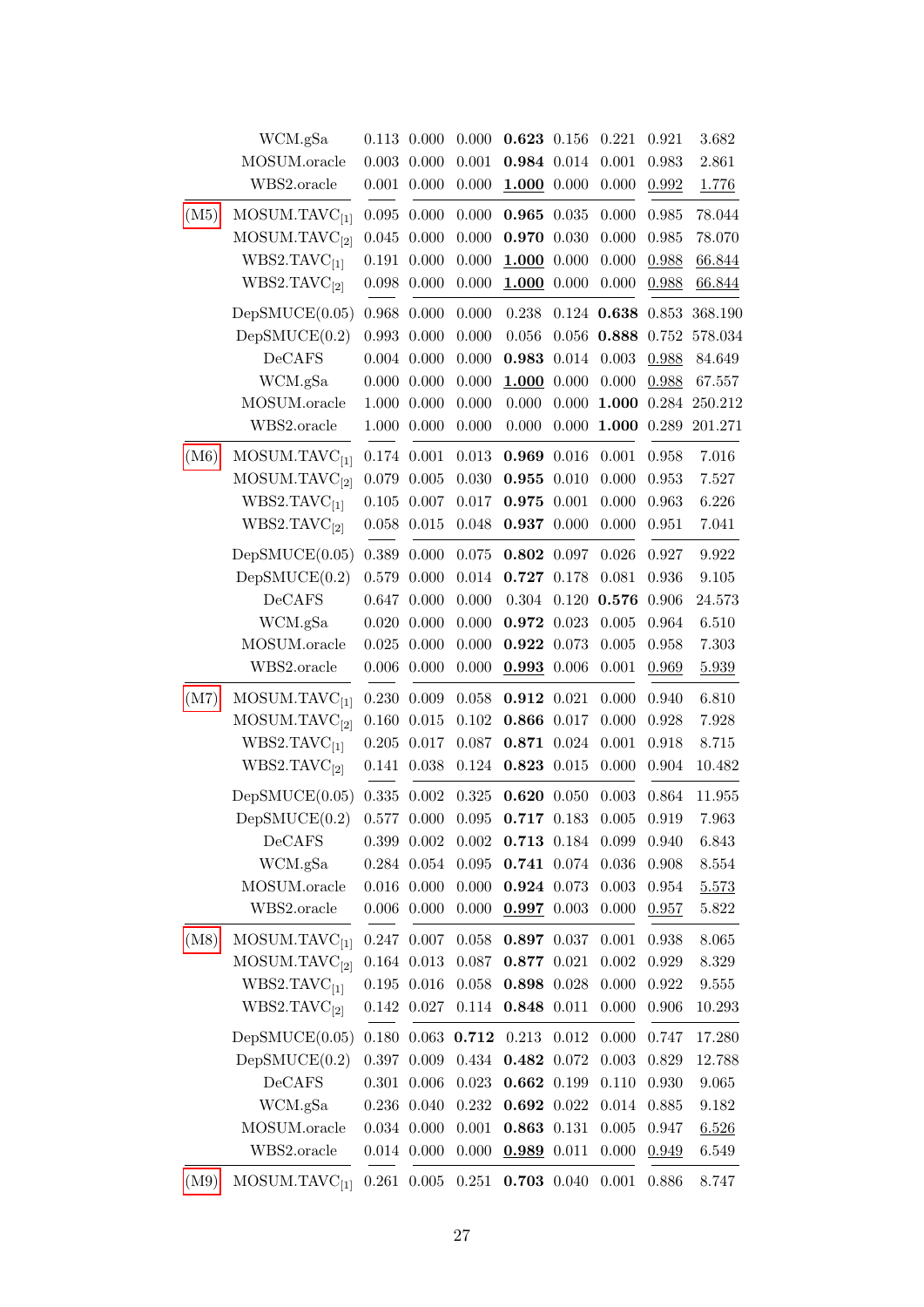| | | | | | | | | | |
|---|---|---|---|---|---|---|---|---|---|
| | WCM.gSa | 0.113 | 0.000 | 0.000 | **0.623** | 0.156 | 0.221 | 0.921 | 3.682 |
| | MOSUM.oracle | 0.003 | 0.000 | 0.001 | **0.984** | 0.014 | 0.001 | 0.983 | 2.861 |
| | WBS2.oracle | 0.001 | 0.000 | 0.000 | **1.000** | 0.000 | 0.000 | 0.992 | 1.776 |
| (M5) | MOSUM.TAVC$_{[1]}$ | 0.095 | 0.000 | 0.000 | **0.965** | 0.035 | 0.000 | 0.985 | 78.044 |
| | MOSUM.TAVC$_{[2]}$ | 0.045 | 0.000 | 0.000 | **0.970** | 0.030 | 0.000 | 0.985 | 78.070 |
| | WBS2.TAVC$_{[1]}$ | 0.191 | 0.000 | 0.000 | **1.000** | 0.000 | 0.000 | 0.988 | 66.844 |
| | WBS2.TAVC$_{[2]}$ | 0.098 | 0.000 | 0.000 | **1.000** | 0.000 | 0.000 | 0.988 | 66.844 |
| | DepSMUCE(0.05) | 0.968 | 0.000 | 0.000 | 0.238 | 0.124 | **0.638** | 0.853 | 368.190 |
| | DepSMUCE(0.2) | 0.993 | 0.000 | 0.000 | 0.056 | 0.056 | **0.888** | 0.752 | 578.034 |
| | DeCAFS | 0.004 | 0.000 | 0.000 | **0.983** | 0.014 | 0.003 | 0.988 | 84.649 |
| | WCM.gSa | 0.000 | 0.000 | 0.000 | **1.000** | 0.000 | 0.000 | 0.988 | 67.557 |
| | MOSUM.oracle | 1.000 | 0.000 | 0.000 | 0.000 | 0.000 | **1.000** | 0.284 | 250.212 |
| | WBS2.oracle | 1.000 | 0.000 | 0.000 | 0.000 | 0.000 | **1.000** | 0.289 | 201.271 |
| (M6) | MOSUM.TAVC$_{[1]}$ | 0.174 | 0.001 | 0.013 | **0.969** | 0.016 | 0.001 | 0.958 | 7.016 |
| | MOSUM.TAVC$_{[2]}$ | 0.079 | 0.005 | 0.030 | **0.955** | 0.010 | 0.000 | 0.953 | 7.527 |
| | WBS2.TAVC$_{[1]}$ | 0.105 | 0.007 | 0.017 | **0.975** | 0.001 | 0.000 | 0.963 | 6.226 |
| | WBS2.TAVC$_{[2]}$ | 0.058 | 0.015 | 0.048 | **0.937** | 0.000 | 0.000 | 0.951 | 7.041 |
| | DepSMUCE(0.05) | 0.389 | 0.000 | 0.075 | **0.802** | 0.097 | 0.026 | 0.927 | 9.922 |
| | DepSMUCE(0.2) | 0.579 | 0.000 | 0.014 | **0.727** | 0.178 | 0.081 | 0.936 | 9.105 |
| | DeCAFS | 0.647 | 0.000 | 0.000 | 0.304 | 0.120 | **0.576** | 0.906 | 24.573 |
| | WCM.gSa | 0.020 | 0.000 | 0.000 | **0.972** | 0.023 | 0.005 | 0.964 | 6.510 |
| | MOSUM.oracle | 0.025 | 0.000 | 0.000 | **0.922** | 0.073 | 0.005 | 0.958 | 7.303 |
| | WBS2.oracle | 0.006 | 0.000 | 0.000 | **0.993** | 0.006 | 0.001 | 0.969 | 5.939 |
| (M7) | MOSUM.TAVC$_{[1]}$ | 0.230 | 0.009 | 0.058 | **0.912** | 0.021 | 0.000 | 0.940 | 6.810 |
| | MOSUM.TAVC$_{[2]}$ | 0.160 | 0.015 | 0.102 | **0.866** | 0.017 | 0.000 | 0.928 | 7.928 |
| | WBS2.TAVC$_{[1]}$ | 0.205 | 0.017 | 0.087 | **0.871** | 0.024 | 0.001 | 0.918 | 8.715 |
| | WBS2.TAVC$_{[2]}$ | 0.141 | 0.038 | 0.124 | **0.823** | 0.015 | 0.000 | 0.904 | 10.482 |
| | DepSMUCE(0.05) | 0.335 | 0.002 | 0.325 | **0.620** | 0.050 | 0.003 | 0.864 | 11.955 |
| | DepSMUCE(0.2) | 0.577 | 0.000 | 0.095 | **0.717** | 0.183 | 0.005 | 0.919 | 7.963 |
| | DeCAFS | 0.399 | 0.002 | 0.002 | **0.713** | 0.184 | 0.099 | 0.940 | 6.843 |
| | WCM.gSa | 0.284 | 0.054 | 0.095 | **0.741** | 0.074 | 0.036 | 0.908 | 8.554 |
| | MOSUM.oracle | 0.016 | 0.000 | 0.000 | **0.924** | 0.073 | 0.003 | 0.954 | 5.573 |
| | WBS2.oracle | 0.006 | 0.000 | 0.000 | **0.997** | 0.003 | 0.000 | 0.957 | 5.822 |
| (M8) | MOSUM.TAVC$_{[1]}$ | 0.247 | 0.007 | 0.058 | **0.897** | 0.037 | 0.001 | 0.938 | 8.065 |
| | MOSUM.TAVC$_{[2]}$ | 0.164 | 0.013 | 0.087 | **0.877** | 0.021 | 0.002 | 0.929 | 8.329 |
| | WBS2.TAVC$_{[1]}$ | 0.195 | 0.016 | 0.058 | **0.898** | 0.028 | 0.000 | 0.922 | 9.555 |
| | WBS2.TAVC$_{[2]}$ | 0.142 | 0.027 | 0.114 | **0.848** | 0.011 | 0.000 | 0.906 | 10.293 |
| | DepSMUCE(0.05) | 0.180 | 0.063 | **0.712** | 0.213 | 0.012 | 0.000 | 0.747 | 17.280 |
| | DepSMUCE(0.2) | 0.397 | 0.009 | 0.434 | **0.482** | 0.072 | 0.003 | 0.829 | 12.788 |
| | DeCAFS | 0.301 | 0.006 | 0.023 | **0.662** | 0.199 | 0.110 | 0.930 | 9.065 |
| | WCM.gSa | 0.236 | 0.040 | 0.232 | **0.692** | 0.022 | 0.014 | 0.885 | 9.182 |
| | MOSUM.oracle | 0.034 | 0.000 | 0.001 | **0.863** | 0.131 | 0.005 | 0.947 | 6.526 |
| | WBS2.oracle | 0.014 | 0.000 | 0.000 | **0.989** | 0.011 | 0.000 | 0.949 | 6.549 |
| (M9) | MOSUM.TAVC$_{[1]}$ | 0.261 | 0.005 | 0.251 | **0.703** | 0.040 | 0.001 | 0.886 | 8.747 |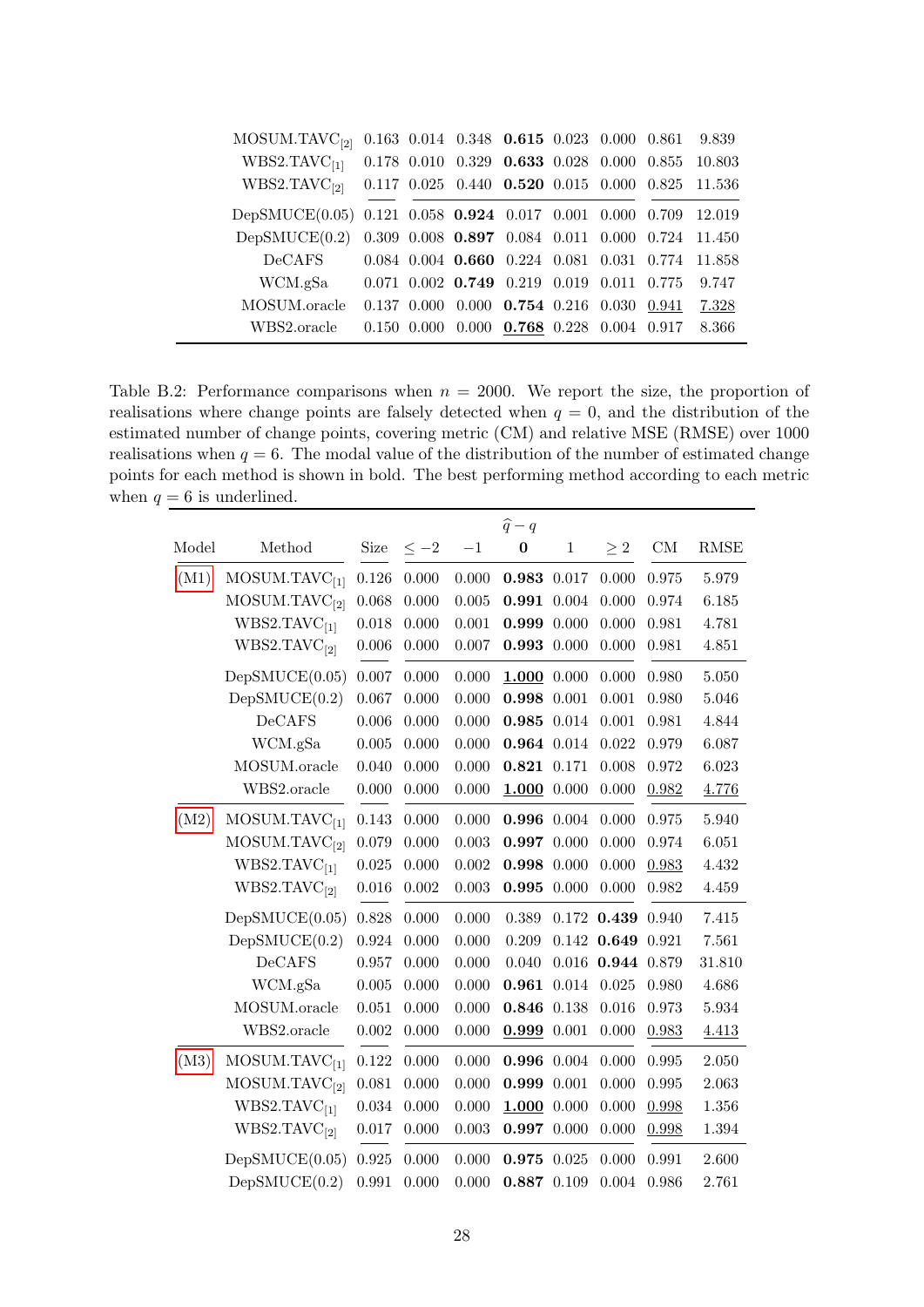| | | | | | | | | |
|---|---|---|---|---|---|---|---|---|
| MOSUM.TAVC$_{[2]}$ | 0.163 | 0.014 | 0.348 | **0.615** | 0.023 | 0.000 | 0.861 | 9.839 |
| WBS2.TAVC$_{[1]}$ | 0.178 | 0.010 | 0.329 | **0.633** | 0.028 | 0.000 | 0.855 | 10.803 |
| WBS2.TAVC$_{[2]}$ | 0.117 | 0.025 | 0.440 | **0.520** | 0.015 | 0.000 | 0.825 | 11.536 |
| DepSMUCE(0.05) | 0.121 | 0.058 | **0.924** | 0.017 | 0.001 | 0.000 | 0.709 | 12.019 |
| DepSMUCE(0.2) | 0.309 | 0.008 | **0.897** | 0.084 | 0.011 | 0.000 | 0.724 | 11.450 |
| DeCAFS | 0.084 | 0.004 | **0.660** | 0.224 | 0.081 | 0.031 | 0.774 | 11.858 |
| WCM.gSa | 0.071 | 0.002 | **0.749** | 0.219 | 0.019 | 0.011 | 0.775 | 9.747 |
| MOSUM.oracle | 0.137 | 0.000 | 0.000 | **0.754** | 0.216 | 0.030 | <u>0.941</u> | <u>7.328</u> |
| WBS2.oracle | 0.150 | 0.000 | 0.000 | <u>**0.768**</u> | 0.228 | 0.004 | 0.917 | 8.366 |

Table B.2: Performance comparisons when $n = 2000$. We report the size, the proportion of realisations where change points are falsely detected when $q = 0$, and the distribution of the estimated number of change points, covering metric (CM) and relative MSE (RMSE) over 1000 realisations when $q = 6$. The modal value of the distribution of the number of estimated change points for each method is shown in bold. The best performing method according to each metric when $q = 6$ is underlined.

| | | | $\widehat{q} - q$ | | | | | | |
|---|---|---|---|---|---|---|---|---|---|
| Model | Method | Size | $\leq -2$ | $-1$ | **0** | 1 | $\geq 2$ | CM | RMSE |
| (M1) | MOSUM.TAVC$_{[1]}$ | 0.126 | 0.000 | 0.000 | **0.983** | 0.017 | 0.000 | 0.975 | 5.979 |
| | MOSUM.TAVC$_{[2]}$ | 0.068 | 0.000 | 0.005 | **0.991** | 0.004 | 0.000 | 0.974 | 6.185 |
| | WBS2.TAVC$_{[1]}$ | 0.018 | 0.000 | 0.001 | **0.999** | 0.000 | 0.000 | 0.981 | 4.781 |
| | WBS2.TAVC$_{[2]}$ | 0.006 | 0.000 | 0.007 | **0.993** | 0.000 | 0.000 | 0.981 | 4.851 |
| | DepSMUCE(0.05) | 0.007 | 0.000 | 0.000 | <u>**1.000**</u> | 0.000 | 0.000 | 0.980 | 5.050 |
| | DepSMUCE(0.2) | 0.067 | 0.000 | 0.000 | **0.998** | 0.001 | 0.001 | 0.980 | 5.046 |
| | DeCAFS | 0.006 | 0.000 | 0.000 | **0.985** | 0.014 | 0.001 | 0.981 | 4.844 |
| | WCM.gSa | 0.005 | 0.000 | 0.000 | **0.964** | 0.014 | 0.022 | 0.979 | 6.087 |
| | MOSUM.oracle | 0.040 | 0.000 | 0.000 | **0.821** | 0.171 | 0.008 | 0.972 | 6.023 |
| | WBS2.oracle | 0.000 | 0.000 | 0.000 | <u>**1.000**</u> | 0.000 | 0.000 | <u>0.982</u> | <u>4.776</u> |
| (M2) | MOSUM.TAVC$_{[1]}$ | 0.143 | 0.000 | 0.000 | **0.996** | 0.004 | 0.000 | 0.975 | 5.940 |
| | MOSUM.TAVC$_{[2]}$ | 0.079 | 0.000 | 0.003 | **0.997** | 0.000 | 0.000 | 0.974 | 6.051 |
| | WBS2.TAVC$_{[1]}$ | 0.025 | 0.000 | 0.002 | **0.998** | 0.000 | 0.000 | <u>0.983</u> | 4.432 |
| | WBS2.TAVC$_{[2]}$ | 0.016 | 0.002 | 0.003 | **0.995** | 0.000 | 0.000 | 0.982 | 4.459 |
| | DepSMUCE(0.05) | 0.828 | 0.000 | 0.000 | 0.389 | 0.172 | **0.439** | 0.940 | 7.415 |
| | DepSMUCE(0.2) | 0.924 | 0.000 | 0.000 | 0.209 | 0.142 | **0.649** | 0.921 | 7.561 |
| | DeCAFS | 0.957 | 0.000 | 0.000 | 0.040 | 0.016 | **0.944** | 0.879 | 31.810 |
| | WCM.gSa | 0.005 | 0.000 | 0.000 | **0.961** | 0.014 | 0.025 | 0.980 | 4.686 |
| | MOSUM.oracle | 0.051 | 0.000 | 0.000 | **0.846** | 0.138 | 0.016 | 0.973 | 5.934 |
| | WBS2.oracle | 0.002 | 0.000 | 0.000 | <u>**0.999**</u> | 0.001 | 0.000 | <u>0.983</u> | <u>4.413</u> |
| (M3) | MOSUM.TAVC$_{[1]}$ | 0.122 | 0.000 | 0.000 | **0.996** | 0.004 | 0.000 | 0.995 | 2.050 |
| | MOSUM.TAVC$_{[2]}$ | 0.081 | 0.000 | 0.000 | **0.999** | 0.001 | 0.000 | 0.995 | 2.063 |
| | WBS2.TAVC$_{[1]}$ | 0.034 | 0.000 | 0.000 | <u>**1.000**</u> | 0.000 | 0.000 | <u>0.998</u> | 1.356 |
| | WBS2.TAVC$_{[2]}$ | 0.017 | 0.000 | 0.003 | **0.997** | 0.000 | 0.000 | <u>0.998</u> | 1.394 |
| | DepSMUCE(0.05) | 0.925 | 0.000 | 0.000 | **0.975** | 0.025 | 0.000 | 0.991 | 2.600 |
| | DepSMUCE(0.2) | 0.991 | 0.000 | 0.000 | **0.887** | 0.109 | 0.004 | 0.986 | 2.761 |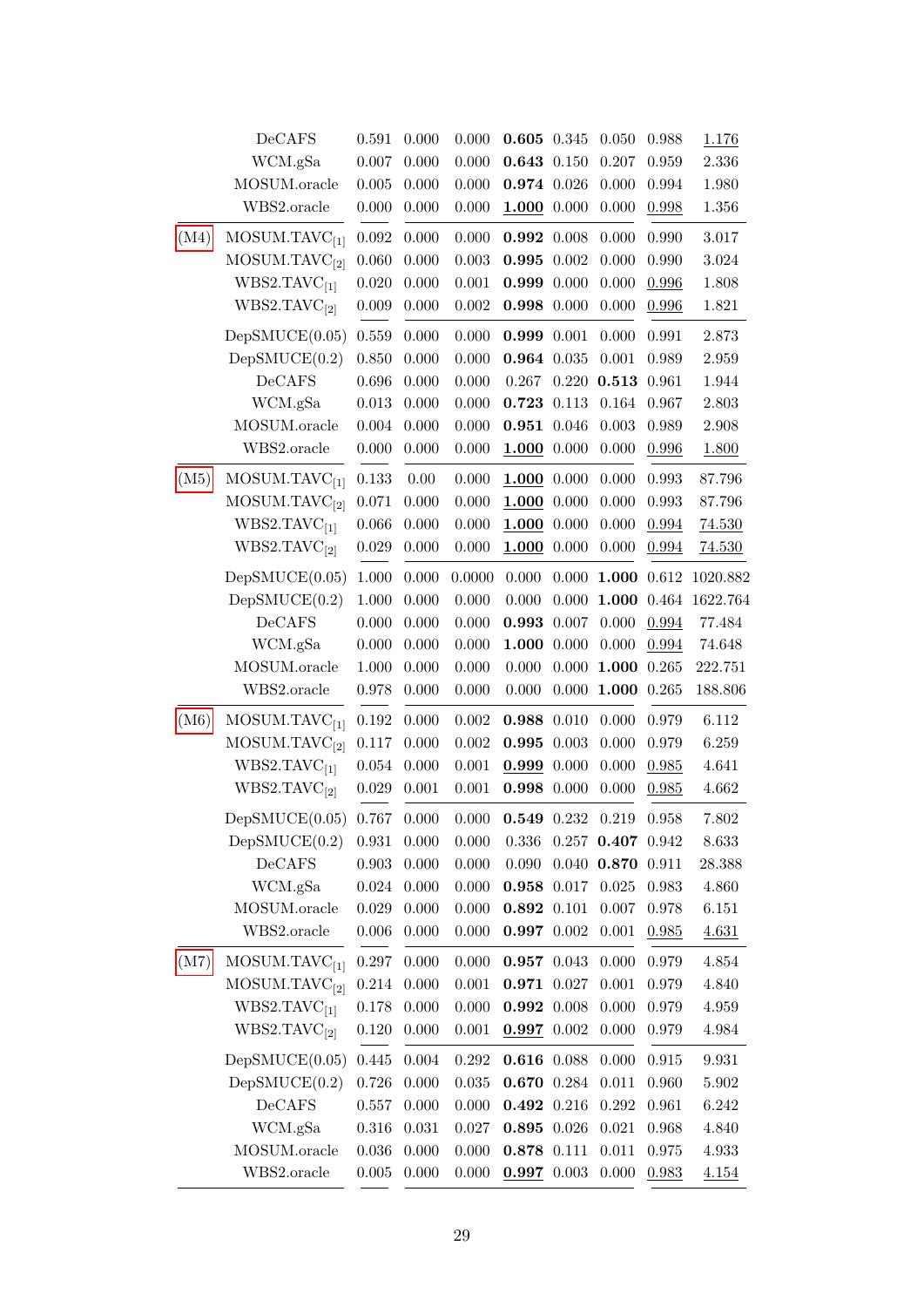| | | | | | | | | | |
|---|---|---|---|---|---|---|---|---|---|
| | DeCAFS | 0.591 | 0.000 | 0.000 | **0.605** | 0.345 | 0.050 | 0.988 | <u>1.176</u> |
| | WCM.gSa | 0.007 | 0.000 | 0.000 | **0.643** | 0.150 | 0.207 | 0.959 | 2.336 |
| | MOSUM.oracle | 0.005 | 0.000 | 0.000 | **0.974** | 0.026 | 0.000 | 0.994 | 1.980 |
| | WBS2.oracle | 0.000 | 0.000 | 0.000 | <u>**1.000**</u> | 0.000 | 0.000 | <u>0.998</u> | 1.356 |
| (M4) | MOSUM.TAVC$_{[1]}$ | 0.092 | 0.000 | 0.000 | **0.992** | 0.008 | 0.000 | 0.990 | 3.017 |
| | MOSUM.TAVC$_{[2]}$ | 0.060 | 0.000 | 0.003 | **0.995** | 0.002 | 0.000 | 0.990 | 3.024 |
| | WBS2.TAVC$_{[1]}$ | 0.020 | 0.000 | 0.001 | **0.999** | 0.000 | 0.000 | <u>0.996</u> | 1.808 |
| | WBS2.TAVC$_{[2]}$ | 0.009 | 0.000 | 0.002 | **0.998** | 0.000 | 0.000 | <u>0.996</u> | 1.821 |
| | DepSMUCE(0.05) | 0.559 | 0.000 | 0.000 | **0.999** | 0.001 | 0.000 | 0.991 | 2.873 |
| | DepSMUCE(0.2) | 0.850 | 0.000 | 0.000 | **0.964** | 0.035 | 0.001 | 0.989 | 2.959 |
| | DeCAFS | 0.696 | 0.000 | 0.000 | 0.267 | 0.220 | **0.513** | 0.961 | 1.944 |
| | WCM.gSa | 0.013 | 0.000 | 0.000 | **0.723** | 0.113 | 0.164 | 0.967 | 2.803 |
| | MOSUM.oracle | 0.004 | 0.000 | 0.000 | **0.951** | 0.046 | 0.003 | 0.989 | 2.908 |
| | WBS2.oracle | 0.000 | 0.000 | 0.000 | <u>**1.000**</u> | 0.000 | 0.000 | <u>0.996</u> | <u>1.800</u> |
| (M5) | MOSUM.TAVC$_{[1]}$ | 0.133 | 0.00 | 0.000 | <u>**1.000**</u> | 0.000 | 0.000 | 0.993 | 87.796 |
| | MOSUM.TAVC$_{[2]}$ | 0.071 | 0.000 | 0.000 | <u>**1.000**</u> | 0.000 | 0.000 | 0.993 | 87.796 |
| | WBS2.TAVC$_{[1]}$ | 0.066 | 0.000 | 0.000 | <u>**1.000**</u> | 0.000 | 0.000 | <u>0.994</u> | <u>74.530</u> |
| | WBS2.TAVC$_{[2]}$ | 0.029 | 0.000 | 0.000 | <u>**1.000**</u> | 0.000 | 0.000 | <u>0.994</u> | <u>74.530</u> |
| | DepSMUCE(0.05) | 1.000 | 0.000 | 0.0000 | 0.000 | 0.000 | **1.000** | 0.612 | 1020.882 |
| | DepSMUCE(0.2) | 1.000 | 0.000 | 0.000 | 0.000 | 0.000 | **1.000** | 0.464 | 1622.764 |
| | DeCAFS | 0.000 | 0.000 | 0.000 | **0.993** | 0.007 | 0.000 | <u>0.994</u> | 77.484 |
| | WCM.gSa | 0.000 | 0.000 | 0.000 | **1.000** | 0.000 | 0.000 | <u>0.994</u> | 74.648 |
| | MOSUM.oracle | 1.000 | 0.000 | 0.000 | 0.000 | 0.000 | **1.000** | 0.265 | 222.751 |
| | WBS2.oracle | 0.978 | 0.000 | 0.000 | 0.000 | 0.000 | **1.000** | 0.265 | 188.806 |
| (M6) | MOSUM.TAVC$_{[1]}$ | 0.192 | 0.000 | 0.002 | **0.988** | 0.010 | 0.000 | 0.979 | 6.112 |
| | MOSUM.TAVC$_{[2]}$ | 0.117 | 0.000 | 0.002 | **0.995** | 0.003 | 0.000 | 0.979 | 6.259 |
| | WBS2.TAVC$_{[1]}$ | 0.054 | 0.000 | 0.001 | <u>**0.999**</u> | 0.000 | 0.000 | <u>0.985</u> | 4.641 |
| | WBS2.TAVC$_{[2]}$ | 0.029 | 0.001 | 0.001 | **0.998** | 0.000 | 0.000 | <u>0.985</u> | 4.662 |
| | DepSMUCE(0.05) | 0.767 | 0.000 | 0.000 | **0.549** | 0.232 | 0.219 | 0.958 | 7.802 |
| | DepSMUCE(0.2) | 0.931 | 0.000 | 0.000 | 0.336 | 0.257 | **0.407** | 0.942 | 8.633 |
| | DeCAFS | 0.903 | 0.000 | 0.000 | 0.090 | 0.040 | **0.870** | 0.911 | 28.388 |
| | WCM.gSa | 0.024 | 0.000 | 0.000 | **0.958** | 0.017 | 0.025 | 0.983 | 4.860 |
| | MOSUM.oracle | 0.029 | 0.000 | 0.000 | **0.892** | 0.101 | 0.007 | 0.978 | 6.151 |
| | WBS2.oracle | 0.006 | 0.000 | 0.000 | **0.997** | 0.002 | 0.001 | <u>0.985</u> | <u>4.631</u> |
| (M7) | MOSUM.TAVC$_{[1]}$ | 0.297 | 0.000 | 0.000 | **0.957** | 0.043 | 0.000 | 0.979 | 4.854 |
| | MOSUM.TAVC$_{[2]}$ | 0.214 | 0.000 | 0.001 | **0.971** | 0.027 | 0.001 | 0.979 | 4.840 |
| | WBS2.TAVC$_{[1]}$ | 0.178 | 0.000 | 0.000 | **0.992** | 0.008 | 0.000 | 0.979 | 4.959 |
| | WBS2.TAVC$_{[2]}$ | 0.120 | 0.000 | 0.001 | <u>**0.997**</u> | 0.002 | 0.000 | 0.979 | 4.984 |
| | DepSMUCE(0.05) | 0.445 | 0.004 | 0.292 | **0.616** | 0.088 | 0.000 | 0.915 | 9.931 |
| | DepSMUCE(0.2) | 0.726 | 0.000 | 0.035 | **0.670** | 0.284 | 0.011 | 0.960 | 5.902 |
| | DeCAFS | 0.557 | 0.000 | 0.000 | **0.492** | 0.216 | 0.292 | 0.961 | 6.242 |
| | WCM.gSa | 0.316 | 0.031 | 0.027 | **0.895** | 0.026 | 0.021 | 0.968 | 4.840 |
| | MOSUM.oracle | 0.036 | 0.000 | 0.000 | **0.878** | 0.111 | 0.011 | 0.975 | 4.933 |
| | WBS2.oracle | 0.005 | 0.000 | 0.000 | <u>**0.997**</u> | 0.003 | 0.000 | <u>0.983</u> | <u>4.154</u> |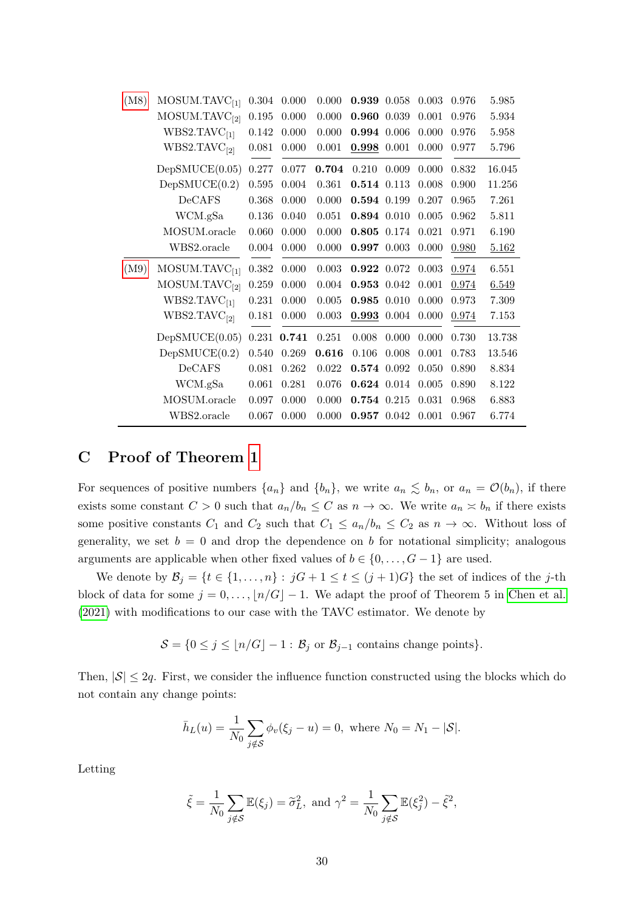| | | | | | | | | | |
|---|---|---|---|---|---|---|---|---|---|
| (M8) | MOSUM.TAVC$_{[1]}$ | 0.304 | 0.000 | 0.000 | **0.939** | 0.058 | 0.003 | 0.976 | 5.985 |
| | MOSUM.TAVC$_{[2]}$ | 0.195 | 0.000 | 0.000 | **0.960** | 0.039 | 0.001 | 0.976 | 5.934 |
| | WBS2.TAVC$_{[1]}$ | 0.142 | 0.000 | 0.000 | **0.994** | 0.006 | 0.000 | 0.976 | 5.958 |
| | WBS2.TAVC$_{[2]}$ | 0.081 | 0.000 | 0.001 | **0.998** | 0.001 | 0.000 | 0.977 | 5.796 |
| | DepSMUCE(0.05) | 0.277 | 0.077 | **0.704** | 0.210 | 0.009 | 0.000 | 0.832 | 16.045 |
| | DepSMUCE(0.2) | 0.595 | 0.004 | 0.361 | **0.514** | 0.113 | 0.008 | 0.900 | 11.256 |
| | DeCAFS | 0.368 | 0.000 | 0.000 | **0.594** | 0.199 | 0.207 | 0.965 | 7.261 |
| | WCM.gSa | 0.136 | 0.040 | 0.051 | **0.894** | 0.010 | 0.005 | 0.962 | 5.811 |
| | MOSUM.oracle | 0.060 | 0.000 | 0.000 | **0.805** | 0.174 | 0.021 | 0.971 | 6.190 |
| | WBS2.oracle | 0.004 | 0.000 | 0.000 | **0.997** | 0.003 | 0.000 | 0.980 | 5.162 |
| (M9) | MOSUM.TAVC$_{[1]}$ | 0.382 | 0.000 | 0.003 | **0.922** | 0.072 | 0.003 | 0.974 | 6.551 |
| | MOSUM.TAVC$_{[2]}$ | 0.259 | 0.000 | 0.004 | **0.953** | 0.042 | 0.001 | 0.974 | 6.549 |
| | WBS2.TAVC$_{[1]}$ | 0.231 | 0.000 | 0.005 | **0.985** | 0.010 | 0.000 | 0.973 | 7.309 |
| | WBS2.TAVC$_{[2]}$ | 0.181 | 0.000 | 0.003 | **0.993** | 0.004 | 0.000 | 0.974 | 7.153 |
| | DepSMUCE(0.05) | 0.231 | **0.741** | 0.251 | 0.008 | 0.000 | 0.000 | 0.730 | 13.738 |
| | DepSMUCE(0.2) | 0.540 | 0.269 | **0.616** | 0.106 | 0.008 | 0.001 | 0.783 | 13.546 |
| | DeCAFS | 0.081 | 0.262 | 0.022 | **0.574** | 0.092 | 0.050 | 0.890 | 8.834 |
| | WCM.gSa | 0.061 | 0.281 | 0.076 | **0.624** | 0.014 | 0.005 | 0.890 | 8.122 |
| | MOSUM.oracle | 0.097 | 0.000 | 0.000 | **0.754** | 0.215 | 0.031 | 0.968 | 6.883 |
| | WBS2.oracle | 0.067 | 0.000 | 0.000 | **0.957** | 0.042 | 0.001 | 0.967 | 6.774 |

# C Proof of Theorem 1

For sequences of positive numbers $\{a_n\}$ and $\{b_n\}$, we write $a_n \lesssim b_n$, or $a_n = \mathcal{O}(b_n)$, if there exists some constant $C > 0$ such that $a_n/b_n \le C$ as $n \to \infty$. We write $a_n \asymp b_n$ if there exists some positive constants $C_1$ and $C_2$ such that $C_1 \le a_n/b_n \le C_2$ as $n \to \infty$. Without loss of generality, we set $b = 0$ and drop the dependence on $b$ for notational simplicity; analogous arguments are applicable when other fixed values of $b \in \{0, \ldots, G-1\}$ are used.

We denote by $\mathcal{B}_j = \{t \in \{1, \ldots, n\} : jG + 1 \le t \le (j+1)G\}$ the set of indices of the $j$-th block of data for some $j = 0, \ldots, \lfloor n/G \rfloor - 1$. We adapt the proof of Theorem 5 in Chen et al. (2021) with modifications to our case with the TAVC estimator. We denote by

$$\mathcal{S} = \{0 \le j \le \lfloor n/G \rfloor - 1 : \mathcal{B}_j \text{ or } \mathcal{B}_{j-1} \text{ contains change points}\}.$$

Then, $|\mathcal{S}| \le 2q$. First, we consider the influence function constructed using the blocks which do not contain any change points:

$$\bar{h}_L(u) = \frac{1}{N_0} \sum_{j \notin \mathcal{S}} \phi_v(\xi_j - u) = 0, \text{ where } N_0 = N_1 - |\mathcal{S}|.$$

Letting

$$\tilde{\xi} = \frac{1}{N_0} \sum_{j \notin \mathcal{S}} \mathbb{E}(\xi_j) = \tilde{\sigma}_L^2, \text{ and } \gamma^2 = \frac{1}{N_0} \sum_{j \notin \mathcal{S}} \mathbb{E}(\xi_j^2) - \tilde{\xi}^2,$$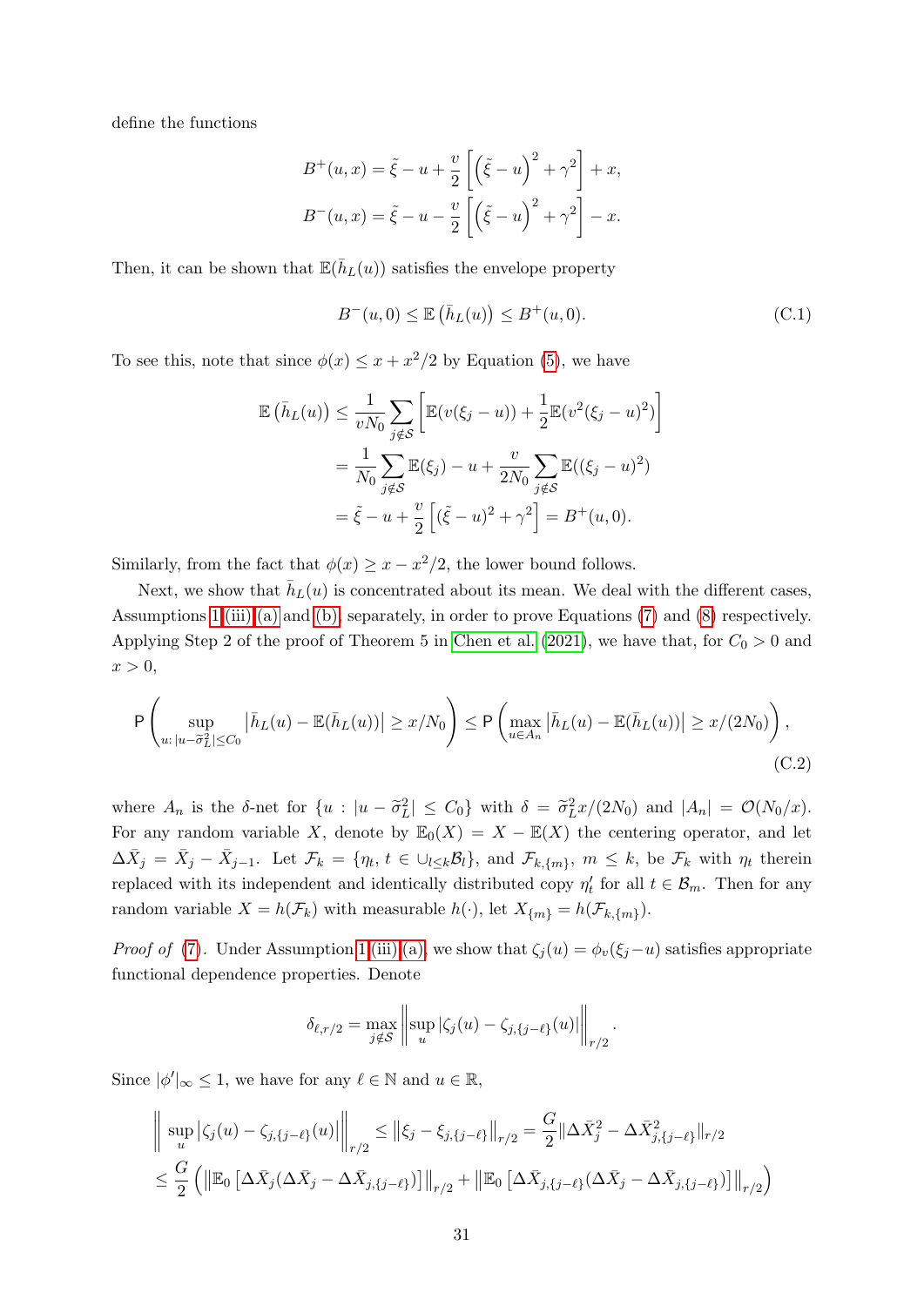define the functions

$$B^+(u,x) = \tilde{\xi} - u + \frac{v}{2}\left[\left(\tilde{\xi} - u\right)^2 + \gamma^2\right] + x,$$
$$B^-(u,x) = \tilde{\xi} - u - \frac{v}{2}\left[\left(\tilde{\xi} - u\right)^2 + \gamma^2\right] - x.$$

Then, it can be shown that $\mathbb{E}(\bar{h}_L(u))$ satisfies the envelope property

$$B^-(u,0) \le \mathbb{E}\left(\bar{h}_L(u)\right) \le B^+(u,0). \tag{C.1}$$

To see this, note that since $\phi(x) \le x + x^2/2$ by Equation (5), we have

$$\begin{aligned}
\mathbb{E}\left(\bar{h}_L(u)\right) &\le \frac{1}{vN_0}\sum_{j\notin\mathcal{S}}\left[\mathbb{E}(v(\xi_j - u)) + \frac{1}{2}\mathbb{E}(v^2(\xi_j-u)^2)\right] \\
&= \frac{1}{N_0}\sum_{j\notin\mathcal{S}}\mathbb{E}(\xi_j) - u + \frac{v}{2N_0}\sum_{j\notin\mathcal{S}}\mathbb{E}((\xi_j-u)^2) \\
&= \tilde{\xi} - u + \frac{v}{2}\left[(\tilde{\xi}-u)^2 + \gamma^2\right] = B^+(u,0).
\end{aligned}$$

Similarly, from the fact that $\phi(x) \ge x - x^2/2$, the lower bound follows.

Next, we show that $\bar{h}_L(u)$ is concentrated about its mean. We deal with the different cases, Assumptions 1 (iii) (a) and (b), separately, in order to prove Equations (7) and (8) respectively. Applying Step 2 of the proof of Theorem 5 in Chen et al. (2021), we have that, for $C_0 > 0$ and $x > 0$,

$$\mathsf{P}\left(\sup_{u:\,|u-\tilde{\sigma}_L^2|\le C_0}\left|\bar{h}_L(u) - \mathbb{E}(\bar{h}_L(u))\right| \ge x/N_0\right) \le \mathsf{P}\left(\max_{u\in A_n}\left|\bar{h}_L(u) - \mathbb{E}(\bar{h}_L(u))\right| \ge x/(2N_0)\right), \tag{C.2}$$

where $A_n$ is the $\delta$-net for $\{u : |u - \tilde{\sigma}_L^2| \le C_0\}$ with $\delta = \tilde{\sigma}_L^2 x/(2N_0)$ and $|A_n| = \mathcal{O}(N_0/x)$. For any random variable $X$, denote by $\mathbb{E}_0(X) = X - \mathbb{E}(X)$ the centering operator, and let $\Delta\bar{X}_j = \bar{X}_j - \bar{X}_{j-1}$. Let $\mathcal{F}_k = \{\eta_t,\, t \in \cup_{l\le k}\mathcal{B}_l\}$, and $\mathcal{F}_{k,\{m\}}$, $m \le k$, be $\mathcal{F}_k$ with $\eta_t$ therein replaced with its independent and identically distributed copy $\eta_t'$ for all $t \in \mathcal{B}_m$. Then for any random variable $X = h(\mathcal{F}_k)$ with measurable $h(\cdot)$, let $X_{\{m\}} = h(\mathcal{F}_{k,\{m\}})$.

*Proof of* (7). Under Assumption 1 (iii) (a), we show that $\zeta_j(u) = \phi_v(\xi_j - u)$ satisfies appropriate functional dependence properties. Denote

$$\delta_{\ell,r/2} = \max_{j\notin\mathcal{S}}\left\|\sup_u|\zeta_j(u) - \zeta_{j,\{j-\ell\}}(u)|\right\|_{r/2}.$$

Since $|\phi'|_\infty \le 1$, we have for any $\ell \in \mathbb{N}$ and $u \in \mathbb{R}$,

$$\begin{aligned}
&\left\|\sup_u\left|\zeta_j(u) - \zeta_{j,\{j-\ell\}}(u)\right|\right\|_{r/2} \le \left\|\xi_j - \xi_{j,\{j-\ell\}}\right\|_{r/2} = \frac{G}{2}\|\Delta\bar{X}_j^2 - \Delta\bar{X}_{j,\{j-\ell\}}^2\|_{r/2} \\
&\le \frac{G}{2}\left(\left\|\mathbb{E}_0\left[\Delta\bar{X}_j(\Delta\bar{X}_j - \Delta\bar{X}_{j,\{j-\ell\}})\right]\right\|_{r/2} + \left\|\mathbb{E}_0\left[\Delta\bar{X}_{j,\{j-\ell\}}(\Delta\bar{X}_j - \Delta\bar{X}_{j,\{j-\ell\}})\right]\right\|_{r/2}\right)
\end{aligned}$$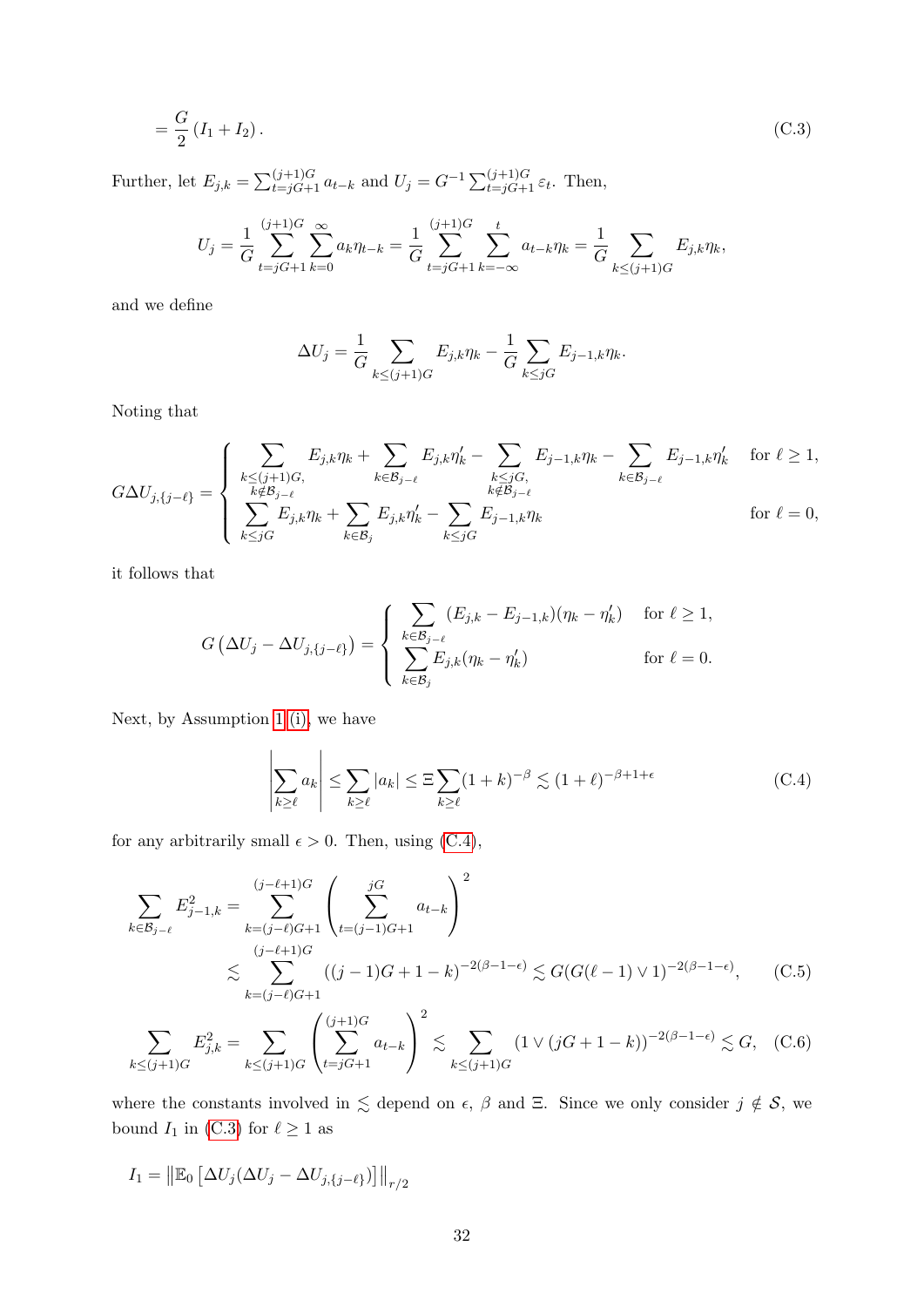$$= \frac{G}{2}\left(I_1 + I_2\right). \tag{C.3}$$

Further, let $E_{j,k} = \sum_{t=jG+1}^{(j+1)G} a_{t-k}$ and $U_j = G^{-1}\sum_{t=jG+1}^{(j+1)G} \varepsilon_t$. Then,

$$U_j = \frac{1}{G}\sum_{t=jG+1}^{(j+1)G}\sum_{k=0}^{\infty} a_k \eta_{t-k} = \frac{1}{G}\sum_{t=jG+1}^{(j+1)G}\sum_{k=-\infty}^{t} a_{t-k}\eta_k = \frac{1}{G}\sum_{k\le (j+1)G} E_{j,k}\eta_k,$$

and we define

$$\Delta U_j = \frac{1}{G}\sum_{k\le (j+1)G} E_{j,k}\eta_k - \frac{1}{G}\sum_{k\le jG} E_{j-1,k}\eta_k.$$

Noting that

$$G\Delta U_{j,\{j-\ell\}} = \begin{cases} \displaystyle\sum_{\substack{k\le (j+1)G,\\ k\notin \mathcal{B}_{j-\ell}}} E_{j,k}\eta_k + \sum_{k\in\mathcal{B}_{j-\ell}} E_{j,k}\eta_k' - \sum_{\substack{k\le jG,\\ k\notin\mathcal{B}_{j-\ell}}} E_{j-1,k}\eta_k - \sum_{k\in\mathcal{B}_{j-\ell}} E_{j-1,k}\eta_k' & \text{for } \ell\ge 1,\\ \displaystyle\sum_{k\le jG} E_{j,k}\eta_k + \sum_{k\in\mathcal{B}_j} E_{j,k}\eta_k' - \sum_{k\le jG} E_{j-1,k}\eta_k & \text{for } \ell = 0,\end{cases}$$

it follows that

$$G\left(\Delta U_j - \Delta U_{j,\{j-\ell\}}\right) = \begin{cases} \displaystyle\sum_{k\in\mathcal{B}_{j-\ell}} (E_{j,k} - E_{j-1,k})(\eta_k - \eta_k') & \text{for } \ell\ge 1,\\ \displaystyle\sum_{k\in\mathcal{B}_j} E_{j,k}(\eta_k - \eta_k') & \text{for } \ell = 0.\end{cases}$$

Next, by Assumption 1 (i), we have

$$\left|\sum_{k\ge \ell} a_k\right| \le \sum_{k\ge\ell}|a_k| \le \Xi\sum_{k\ge\ell}(1+k)^{-\beta} \lesssim (1+\ell)^{-\beta+1+\epsilon} \tag{C.4}$$

for any arbitrarily small $\epsilon > 0$. Then, using (C.4),

$$\begin{aligned}\sum_{k\in\mathcal{B}_{j-\ell}} E_{j-1,k}^2 &= \sum_{k=(j-\ell)G+1}^{(j-\ell+1)G}\left(\sum_{t=(j-1)G+1}^{jG} a_{t-k}\right)^2\\ &\lesssim \sum_{k=(j-\ell)G+1}^{(j-\ell+1)G}((j-1)G+1-k)^{-2(\beta-1-\epsilon)} \lesssim G(G(\ell-1)\vee 1)^{-2(\beta-1-\epsilon)}, \end{aligned} \tag{C.5}$$

$$\sum_{k\le (j+1)G} E_{j,k}^2 = \sum_{k\le (j+1)G}\left(\sum_{t=jG+1}^{(j+1)G} a_{t-k}\right)^2 \lesssim \sum_{k\le (j+1)G}(1\vee(jG+1-k))^{-2(\beta-1-\epsilon)} \lesssim G, \tag{C.6}$$

where the constants involved in $\lesssim$ depend on $\epsilon$, $\beta$ and $\Xi$. Since we only consider $j\notin\mathcal{S}$, we bound $I_1$ in (C.3) for $\ell\ge 1$ as

$$I_1 = \left\|\mathbb{E}_0\left[\Delta U_j(\Delta U_j - \Delta U_{j,\{j-\ell\}})\right]\right\|_{r/2}$$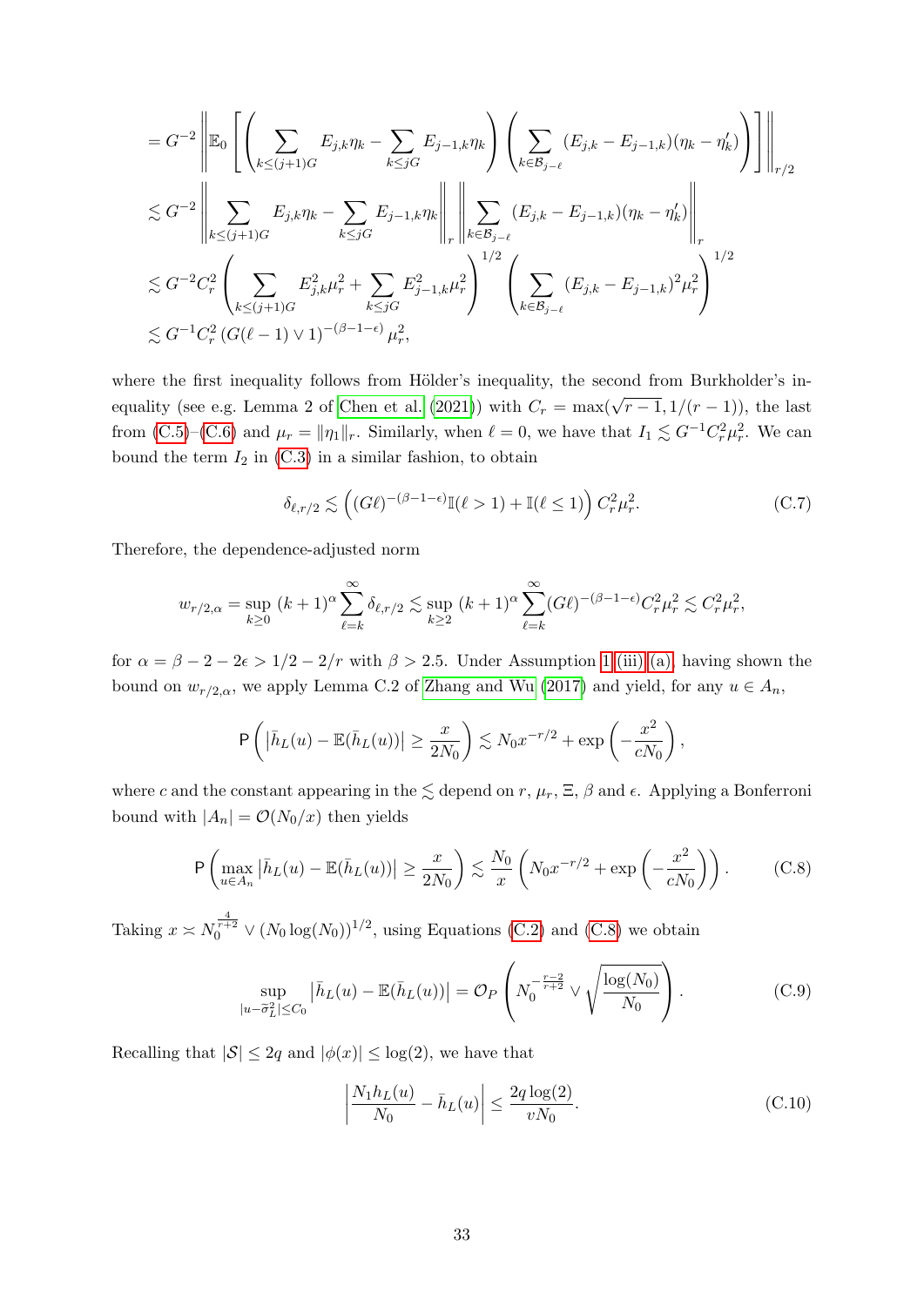$$
\begin{aligned}
&= G^{-2} \left\| \mathbb{E}_0 \left[ \left( \sum_{k \le (j+1)G} E_{j,k}\eta_k - \sum_{k \le jG} E_{j-1,k}\eta_k \right) \left( \sum_{k \in \mathcal{B}_{j-\ell}} (E_{j,k} - E_{j-1,k})(\eta_k - \eta_k') \right) \right] \right\|_{r/2} \\
&\lesssim G^{-2} \left\| \sum_{k \le (j+1)G} E_{j,k}\eta_k - \sum_{k \le jG} E_{j-1,k}\eta_k \right\|_r \left\| \sum_{k \in \mathcal{B}_{j-\ell}} (E_{j,k} - E_{j-1,k})(\eta_k - \eta_k') \right\|_r \\
&\lesssim G^{-2} C_r^2 \left( \sum_{k \le (j+1)G} E_{j,k}^2 \mu_r^2 + \sum_{k \le jG} E_{j-1,k}^2 \mu_r^2 \right)^{1/2} \left( \sum_{k \in \mathcal{B}_{j-\ell}} (E_{j,k} - E_{j-1,k})^2 \mu_r^2 \right)^{1/2} \\
&\lesssim G^{-1} C_r^2 \left( G(\ell - 1) \vee 1 \right)^{-(\beta - 1 - \epsilon)} \mu_r^2,
\end{aligned}
$$

where the first inequality follows from Hölder's inequality, the second from Burkholder's inequality (see e.g. Lemma 2 of Chen et al. (2021)) with $C_r = \max(\sqrt{r-1}, 1/(r-1))$, the last from (C.5)–(C.6) and $\mu_r = \|\eta_1\|_r$. Similarly, when $\ell = 0$, we have that $I_1 \lesssim G^{-1} C_r^2 \mu_r^2$. We can bound the term $I_2$ in (C.3) in a similar fashion, to obtain

$$
\delta_{\ell, r/2} \lesssim \left( (G\ell)^{-(\beta-1-\epsilon)} \mathbb{I}(\ell > 1) + \mathbb{I}(\ell \le 1) \right) C_r^2 \mu_r^2. \tag{C.7}
$$

Therefore, the dependence-adjusted norm

$$
w_{r/2,\alpha} = \sup_{k \ge 0} (k+1)^\alpha \sum_{\ell = k}^\infty \delta_{\ell, r/2} \lesssim \sup_{k \ge 2} (k+1)^\alpha \sum_{\ell = k}^\infty (G\ell)^{-(\beta-1-\epsilon)} C_r^2 \mu_r^2 \lesssim C_r^2 \mu_r^2,
$$

for $\alpha = \beta - 2 - 2\epsilon > 1/2 - 2/r$ with $\beta > 2.5$. Under Assumption 1 (iii) (a), having shown the bound on $w_{r/2,\alpha}$, we apply Lemma C.2 of Zhang and Wu (2017) and yield, for any $u \in A_n$,

$$
\mathsf{P}\left( \left| \bar{h}_L(u) - \mathbb{E}(\bar{h}_L(u)) \right| \ge \frac{x}{2N_0} \right) \lesssim N_0 x^{-r/2} + \exp\left( -\frac{x^2}{cN_0} \right),
$$

where $c$ and the constant appearing in the $\lesssim$ depend on $r$, $\mu_r$, $\Xi$, $\beta$ and $\epsilon$. Applying a Bonferroni bound with $|A_n| = \mathcal{O}(N_0/x)$ then yields

$$
\mathsf{P}\left( \max_{u \in A_n} \left| \bar{h}_L(u) - \mathbb{E}(\bar{h}_L(u)) \right| \ge \frac{x}{2N_0} \right) \lesssim \frac{N_0}{x} \left( N_0 x^{-r/2} + \exp\left( -\frac{x^2}{cN_0} \right) \right). \tag{C.8}
$$

Taking $x \asymp N_0^{\frac{4}{r+2}} \vee (N_0 \log(N_0))^{1/2}$, using Equations (C.2) and (C.8) we obtain

$$
\sup_{|u - \tilde{\sigma}_L^2| \le C_0} \left| \bar{h}_L(u) - \mathbb{E}(\bar{h}_L(u)) \right| = \mathcal{O}_P\left( N_0^{-\frac{r-2}{r+2}} \vee \sqrt{\frac{\log(N_0)}{N_0}} \right). \tag{C.9}
$$

Recalling that $|\mathcal{S}| \le 2q$ and $|\phi(x)| \le \log(2)$, we have that

$$
\left| \frac{N_1 h_L(u)}{N_0} - \bar{h}_L(u) \right| \le \frac{2q \log(2)}{vN_0}. \tag{C.10}
$$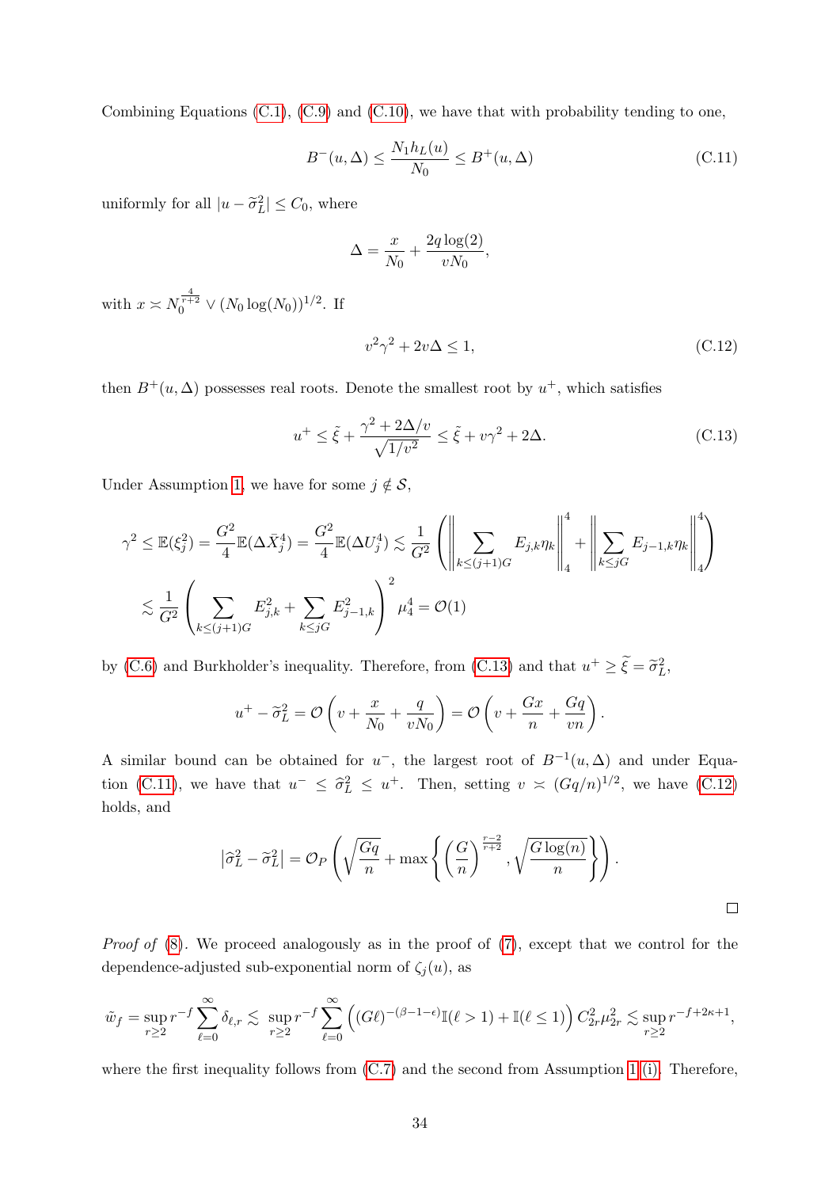Combining Equations (C.1), (C.9) and (C.10), we have that with probability tending to one,

$$B^-(u,\Delta) \leq \frac{N_1 h_L(u)}{N_0} \leq B^+(u,\Delta) \tag{C.11}$$

uniformly for all $|u - \widetilde{\sigma}_L^2| \leq C_0$, where

$$\Delta = \frac{x}{N_0} + \frac{2q\log(2)}{vN_0},$$

with $x \asymp N_0^{\frac{4}{r+2}} \vee (N_0 \log(N_0))^{1/2}$. If

$$v^2\gamma^2 + 2v\Delta \leq 1, \tag{C.12}$$

then $B^+(u,\Delta)$ possesses real roots. Denote the smallest root by $u^+$, which satisfies

$$u^+ \leq \tilde{\xi} + \frac{\gamma^2 + 2\Delta/v}{\sqrt{1/v^2}} \leq \tilde{\xi} + v\gamma^2 + 2\Delta. \tag{C.13}$$

Under Assumption 1, we have for some $j \notin \mathcal{S}$,

$$\begin{aligned}
\gamma^2 \leq \mathbb{E}(\xi_j^2) = \frac{G^2}{4}\mathbb{E}(\Delta\bar{X}_j^4) = \frac{G^2}{4}\mathbb{E}(\Delta U_j^4) &\lesssim \frac{1}{G^2}\left(\left\|\sum_{k\leq(j+1)G} E_{j,k}\eta_k\right\|_4^4 + \left\|\sum_{k\leq jG} E_{j-1,k}\eta_k\right\|_4^4\right) \\
&\lesssim \frac{1}{G^2}\left(\sum_{k\leq(j+1)G} E_{j,k}^2 + \sum_{k\leq jG} E_{j-1,k}^2\right)^2 \mu_4^4 = \mathcal{O}(1)
\end{aligned}$$

by (C.6) and Burkholder's inequality. Therefore, from (C.13) and that $u^+ \geq \widetilde{\xi} = \widetilde{\sigma}_L^2$,

$$u^+ - \widetilde{\sigma}_L^2 = \mathcal{O}\left(v + \frac{x}{N_0} + \frac{q}{vN_0}\right) = \mathcal{O}\left(v + \frac{Gx}{n} + \frac{Gq}{vn}\right).$$

A similar bound can be obtained for $u^-$, the largest root of $B^{-1}(u,\Delta)$ and under Equation (C.11), we have that $u^- \leq \widehat{\sigma}_L^2 \leq u^+$. Then, setting $v \asymp (Gq/n)^{1/2}$, we have (C.12) holds, and

$$\left|\widehat{\sigma}_L^2 - \widetilde{\sigma}_L^2\right| = \mathcal{O}_P\left(\sqrt{\frac{Gq}{n}} + \max\left\{\left(\frac{G}{n}\right)^{\frac{r-2}{r+2}}, \sqrt{\frac{G\log(n)}{n}}\right\}\right).$$

□

*Proof of* (8). We proceed analogously as in the proof of (7), except that we control for the dependence-adjusted sub-exponential norm of $\zeta_j(u)$, as

$$\tilde{w}_f = \sup_{r\geq 2} r^{-f}\sum_{\ell=0}^{\infty}\delta_{\ell,r} \lesssim \sup_{r\geq 2} r^{-f}\sum_{\ell=0}^{\infty}\left((G\ell)^{-(\beta-1-\epsilon)}\mathbb{I}(\ell>1) + \mathbb{I}(\ell\leq 1)\right)C_{2r}^2\mu_{2r}^2 \lesssim \sup_{r\geq 2} r^{-f+2\kappa+1},$$

where the first inequality follows from (C.7) and the second from Assumption 1 (i). Therefore,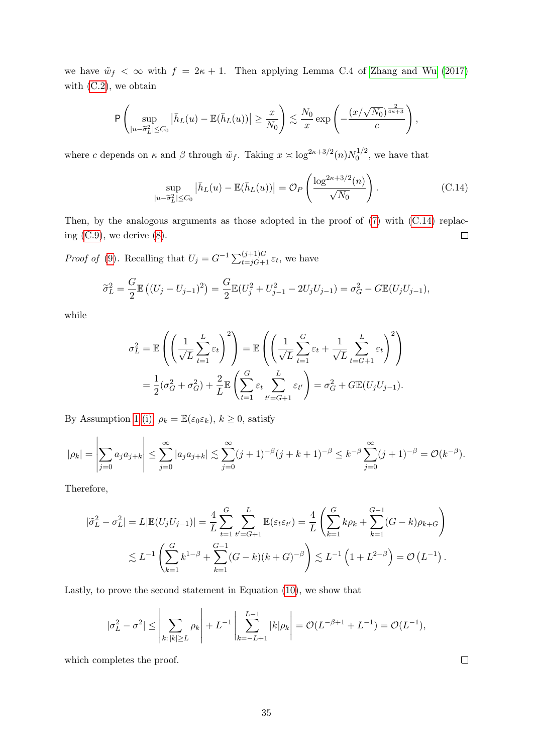we have $\tilde{w}_f < \infty$ with $f = 2\kappa + 1$. Then applying Lemma C.4 of Zhang and Wu (2017) with (C.2), we obtain

$$\mathsf{P}\left( \sup_{|u - \widetilde{\sigma}_L^2| \le C_0} \left| \bar{h}_L(u) - \mathbb{E}(\bar{h}_L(u)) \right| \ge \frac{x}{N_0} \right) \lesssim \frac{N_0}{x} \exp\left( -\frac{(x/\sqrt{N_0})^{\frac{2}{4\kappa+3}}}{c} \right),$$

where $c$ depends on $\kappa$ and $\beta$ through $\tilde{w}_f$. Taking $x \asymp \log^{2\kappa+3/2}(n) N_0^{1/2}$, we have that

$$\sup_{|u - \widetilde{\sigma}_L^2| \le C_0} \left| \bar{h}_L(u) - \mathbb{E}(\bar{h}_L(u)) \right| = \mathcal{O}_P\left( \frac{\log^{2\kappa+3/2}(n)}{\sqrt{N_0}} \right). \tag{C.14}$$

Then, by the analogous arguments as those adopted in the proof of (7) with (C.14) replacing (C.9), we derive (8). □

*Proof of* (9). Recalling that $U_j = G^{-1} \sum_{t=jG+1}^{(j+1)G} \varepsilon_t$, we have

$$\widetilde{\sigma}_L^2 = \frac{G}{2} \mathbb{E}\left( (U_j - U_{j-1})^2 \right) = \frac{G}{2} \mathbb{E}(U_j^2 + U_{j-1}^2 - 2U_j U_{j-1}) = \sigma_G^2 - G\mathbb{E}(U_j U_{j-1}),$$

while

$$\begin{aligned} \sigma_L^2 &= \mathbb{E}\left( \left( \frac{1}{\sqrt{L}} \sum_{t=1}^{L} \varepsilon_t \right)^2 \right) = \mathbb{E}\left( \left( \frac{1}{\sqrt{L}} \sum_{t=1}^{G} \varepsilon_t + \frac{1}{\sqrt{L}} \sum_{t=G+1}^{L} \varepsilon_t \right)^2 \right) \\ &= \frac{1}{2}(\sigma_G^2 + \sigma_G^2) + \frac{2}{L} \mathbb{E}\left( \sum_{t=1}^{G} \varepsilon_t \sum_{t'=G+1}^{L} \varepsilon_{t'} \right) = \sigma_G^2 + G\mathbb{E}(U_j U_{j-1}). \end{aligned}$$

By Assumption 1 (i), $\rho_k = \mathbb{E}(\varepsilon_0 \varepsilon_k)$, $k \ge 0$, satisfy

$$|\rho_k| = \left| \sum_{j=0}^{\infty} a_j a_{j+k} \right| \le \sum_{j=0}^{\infty} |a_j a_{j+k}| \lesssim \sum_{j=0}^{\infty} (j+1)^{-\beta} (j+k+1)^{-\beta} \le k^{-\beta} \sum_{j=0}^{\infty} (j+1)^{-\beta} = \mathcal{O}(k^{-\beta}).$$

Therefore,

$$\begin{aligned} |\widetilde{\sigma}_L^2 - \sigma_L^2| &= L|\mathbb{E}(U_j U_{j-1})| = \frac{4}{L} \sum_{t=1}^{G} \sum_{t'=G+1}^{L} \mathbb{E}(\varepsilon_t \varepsilon_{t'}) = \frac{4}{L} \left( \sum_{k=1}^{G} k\rho_k + \sum_{k=1}^{G-1} (G-k)\rho_{k+G} \right) \\ &\lesssim L^{-1} \left( \sum_{k=1}^{G} k^{1-\beta} + \sum_{k=1}^{G-1} (G-k)(k+G)^{-\beta} \right) \lesssim L^{-1} \left( 1 + L^{2-\beta} \right) = \mathcal{O}\left( L^{-1} \right). \end{aligned}$$

Lastly, to prove the second statement in Equation (10), we show that

$$|\sigma_L^2 - \sigma^2| \le \left| \sum_{k:\,|k| \ge L} \rho_k \right| + L^{-1} \left| \sum_{k=-L+1}^{L-1} |k| \rho_k \right| = \mathcal{O}(L^{-\beta+1} + L^{-1}) = \mathcal{O}(L^{-1}),$$

which completes the proof. □